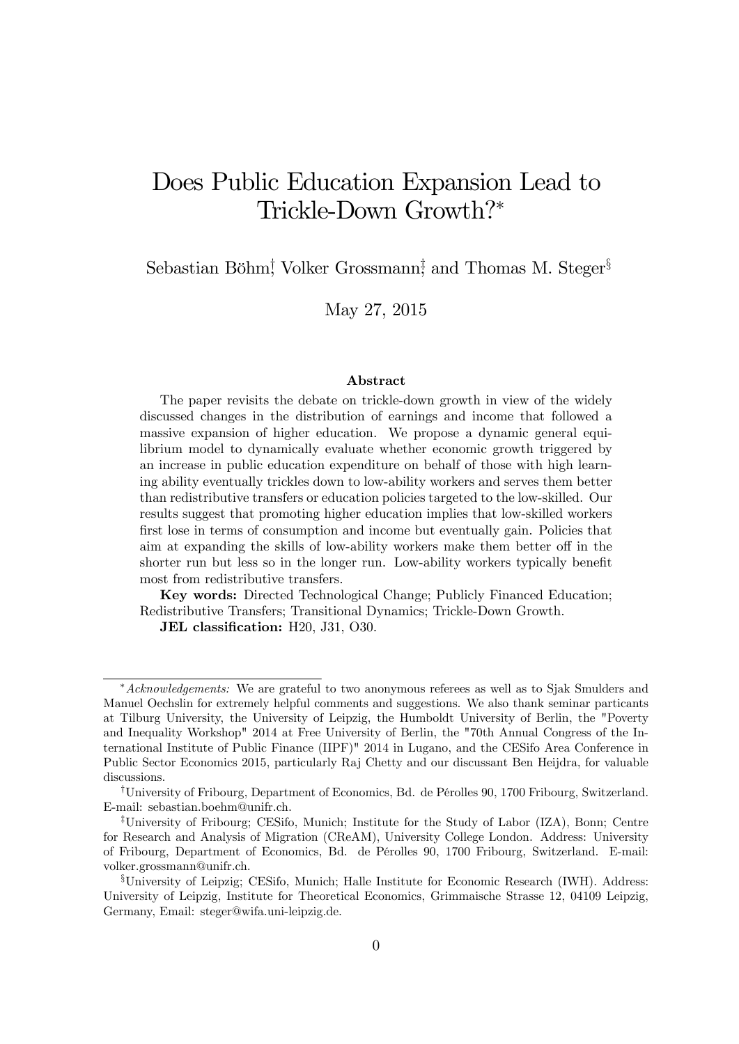# Does Public Education Expansion Lead to Trickle-Down Growth?[*]

Sebastian Böhm[†], Volker Grossmann[‡], and Thomas M. Steger[§]

May 27, 2015

### Abstract

The paper revisits the debate on trickle-down growth in view of the widely discussed changes in the distribution of earnings and income that followed a massive expansion of higher education. We propose a dynamic general equilibrium model to dynamically evaluate whether economic growth triggered by an increase in public education expenditure on behalf of those with high learning ability eventually trickles down to low-ability workers and serves them better than redistributive transfers or education policies targeted to the low-skilled. Our results suggest that promoting higher education implies that low-skilled workers first lose in terms of consumption and income but eventually gain. Policies that aim at expanding the skills of low-ability workers make them better off in the shorter run but less so in the longer run. Low-ability workers typically benefit most from redistributive transfers.

**Key words:** Directed Technological Change; Publicly Financed Education; Redistributive Transfers; Transitional Dynamics; Trickle-Down Growth.

**JEL classification:** H20, J31, O30.

---

[*] *Acknowledgements:* We are grateful to two anonymous referees as well as to Sjak Smulders and Manuel Oechslin for extremely helpful comments and suggestions. We also thank seminar particants at Tilburg University, the University of Leipzig, the Humboldt University of Berlin, the "Poverty and Inequality Workshop" 2014 at Free University of Berlin, the "70th Annual Congress of the International Institute of Public Finance (IIPF)" 2014 in Lugano, and the CESifo Area Conference in Public Sector Economics 2015, particularly Raj Chetty and our discussant Ben Heijdra, for valuable discussions.

[†] University of Fribourg, Department of Economics, Bd. de Pérolles 90, 1700 Fribourg, Switzerland. E-mail: sebastian.boehm@unifr.ch.

[‡] University of Fribourg; CESifo, Munich; Institute for the Study of Labor (IZA), Bonn; Centre for Research and Analysis of Migration (CReAM), University College London. Address: University of Fribourg, Department of Economics, Bd. de Pérolles 90, 1700 Fribourg, Switzerland. E-mail: volker.grossmann@unifr.ch.

[§] University of Leipzig; CESifo, Munich; Halle Institute for Economic Research (IWH). Address: University of Leipzig, Institute for Theoretical Economics, Grimmaische Strasse 12, 04109 Leipzig, Germany, Email: steger@wifa.uni-leipzig.de.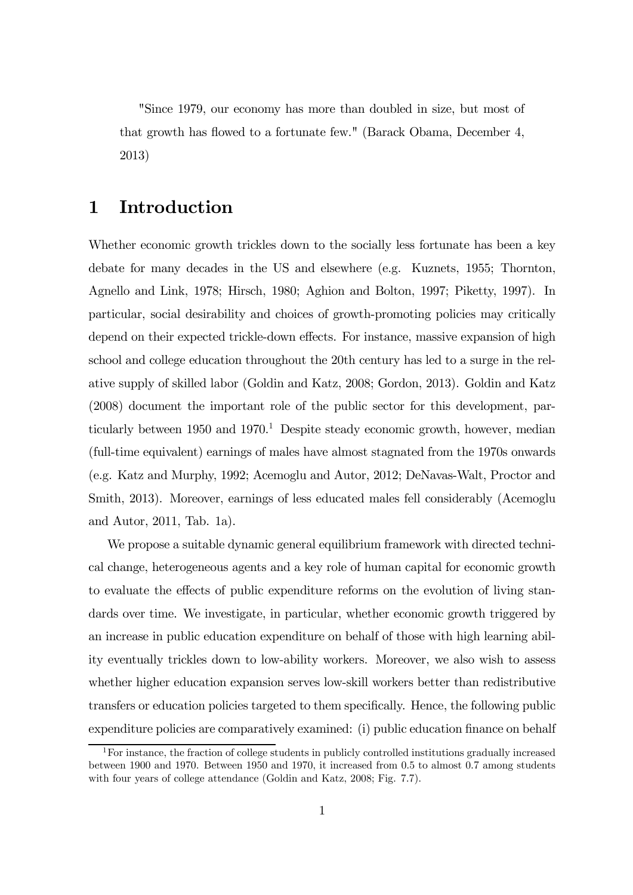"Since 1979, our economy has more than doubled in size, but most of that growth has flowed to a fortunate few." (Barack Obama, December 4, 2013)

# 1 Introduction

Whether economic growth trickles down to the socially less fortunate has been a key debate for many decades in the US and elsewhere (e.g. Kuznets, 1955; Thornton, Agnello and Link, 1978; Hirsch, 1980; Aghion and Bolton, 1997; Piketty, 1997). In particular, social desirability and choices of growth-promoting policies may critically depend on their expected trickle-down effects. For instance, massive expansion of high school and college education throughout the 20th century has led to a surge in the relative supply of skilled labor (Goldin and Katz, 2008; Gordon, 2013). Goldin and Katz (2008) document the important role of the public sector for this development, particularly between 1950 and 1970.[1] Despite steady economic growth, however, median (full-time equivalent) earnings of males have almost stagnated from the 1970s onwards (e.g. Katz and Murphy, 1992; Acemoglu and Autor, 2012; DeNavas-Walt, Proctor and Smith, 2013). Moreover, earnings of less educated males fell considerably (Acemoglu and Autor, 2011, Tab. 1a).

We propose a suitable dynamic general equilibrium framework with directed technical change, heterogeneous agents and a key role of human capital for economic growth to evaluate the effects of public expenditure reforms on the evolution of living standards over time. We investigate, in particular, whether economic growth triggered by an increase in public education expenditure on behalf of those with high learning ability eventually trickles down to low-ability workers. Moreover, we also wish to assess whether higher education expansion serves low-skill workers better than redistributive transfers or education policies targeted to them specifically. Hence, the following public expenditure policies are comparatively examined: (i) public education finance on behalf

[1] For instance, the fraction of college students in publicly controlled institutions gradually increased between 1900 and 1970. Between 1950 and 1970, it increased from 0.5 to almost 0.7 among students with four years of college attendance (Goldin and Katz, 2008; Fig. 7.7).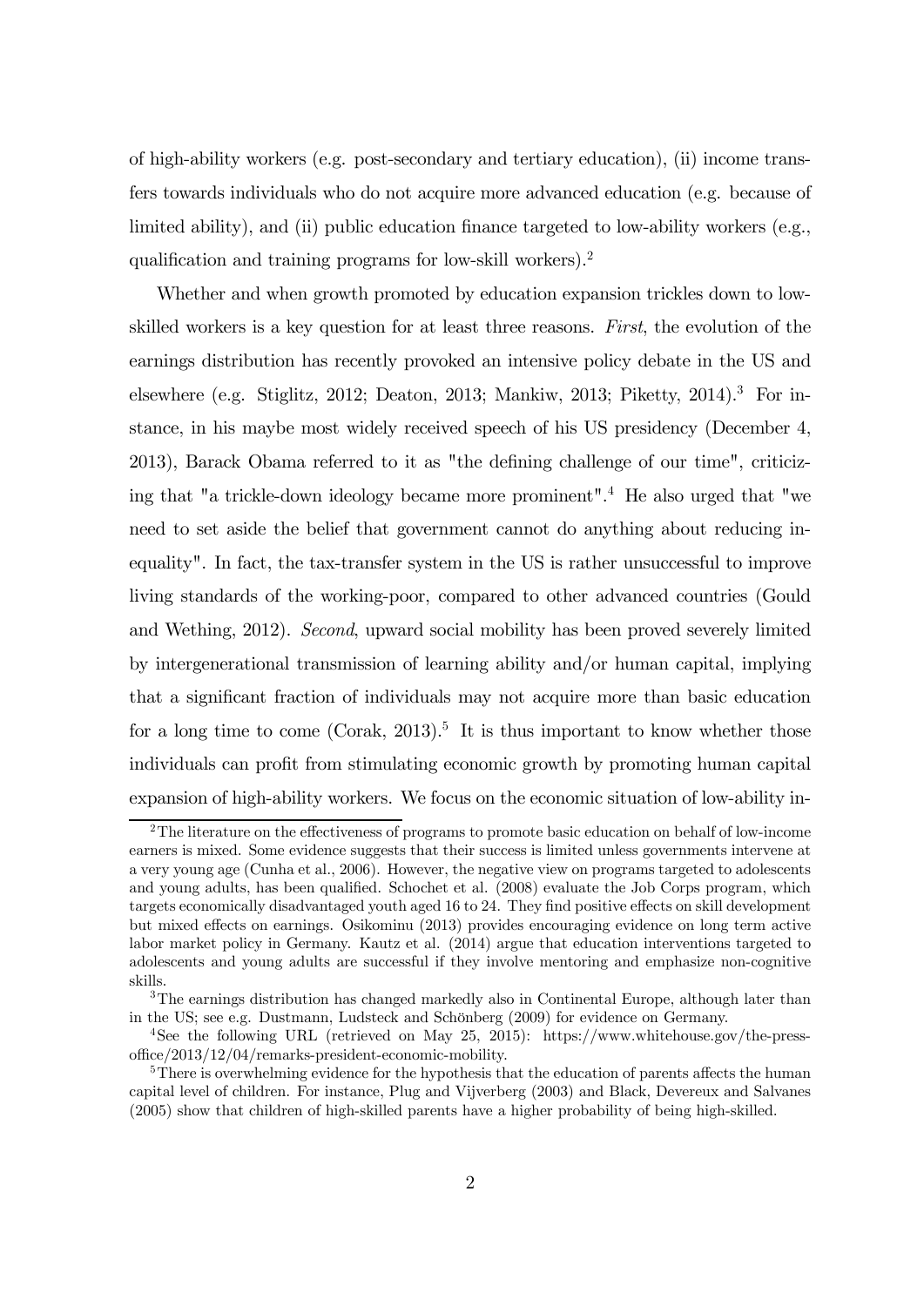of high-ability workers (e.g. post-secondary and tertiary education), (ii) income transfers towards individuals who do not acquire more advanced education (e.g. because of limited ability), and (ii) public education finance targeted to low-ability workers (e.g., qualification and training programs for low-skill workers).[2]

Whether and when growth promoted by education expansion trickles down to low-skilled workers is a key question for at least three reasons. *First*, the evolution of the earnings distribution has recently provoked an intensive policy debate in the US and elsewhere (e.g. Stiglitz, 2012; Deaton, 2013; Mankiw, 2013; Piketty, 2014).[3] For instance, in his maybe most widely received speech of his US presidency (December 4, 2013), Barack Obama referred to it as "the defining challenge of our time", criticizing that "a trickle-down ideology became more prominent".[4] He also urged that "we need to set aside the belief that government cannot do anything about reducing inequality". In fact, the tax-transfer system in the US is rather unsuccessful to improve living standards of the working-poor, compared to other advanced countries (Gould and Wething, 2012). *Second*, upward social mobility has been proved severely limited by intergenerational transmission of learning ability and/or human capital, implying that a significant fraction of individuals may not acquire more than basic education for a long time to come (Corak, 2013).[5] It is thus important to know whether those individuals can profit from stimulating economic growth by promoting human capital expansion of high-ability workers. We focus on the economic situation of low-ability in-

[2] The literature on the effectiveness of programs to promote basic education on behalf of low-income earners is mixed. Some evidence suggests that their success is limited unless governments intervene at a very young age (Cunha et al., 2006). However, the negative view on programs targeted to adolescents and young adults, has been qualified. Schochet et al. (2008) evaluate the Job Corps program, which targets economically disadvantaged youth aged 16 to 24. They find positive effects on skill development but mixed effects on earnings. Osikominu (2013) provides encouraging evidence on long term active labor market policy in Germany. Kautz et al. (2014) argue that education interventions targeted to adolescents and young adults are successful if they involve mentoring and emphasize non-cognitive skills.

[3] The earnings distribution has changed markedly also in Continental Europe, although later than in the US; see e.g. Dustmann, Ludsteck and Schönberg (2009) for evidence on Germany.

[4] See the following URL (retrieved on May 25, 2015): https://www.whitehouse.gov/the-press-office/2013/12/04/remarks-president-economic-mobility.

[5] There is overwhelming evidence for the hypothesis that the education of parents affects the human capital level of children. For instance, Plug and Vijverberg (2003) and Black, Devereux and Salvanes (2005) show that children of high-skilled parents have a higher probability of being high-skilled.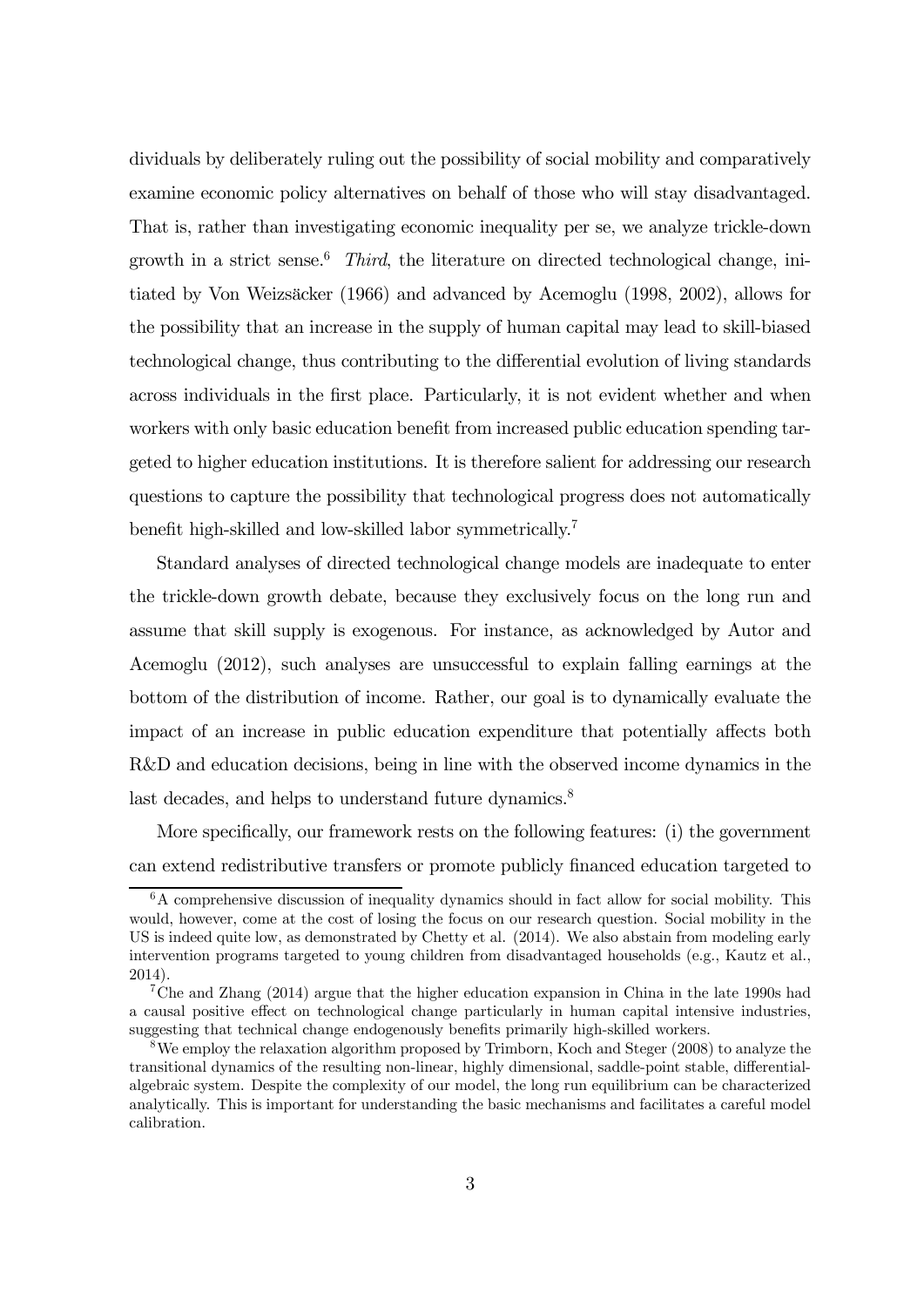dividuals by deliberately ruling out the possibility of social mobility and comparatively examine economic policy alternatives on behalf of those who will stay disadvantaged. That is, rather than investigating economic inequality per se, we analyze trickle-down growth in a strict sense.[6] *Third*, the literature on directed technological change, initiated by Von Weizsäcker (1966) and advanced by Acemoglu (1998, 2002), allows for the possibility that an increase in the supply of human capital may lead to skill-biased technological change, thus contributing to the differential evolution of living standards across individuals in the first place. Particularly, it is not evident whether and when workers with only basic education benefit from increased public education spending targeted to higher education institutions. It is therefore salient for addressing our research questions to capture the possibility that technological progress does not automatically benefit high-skilled and low-skilled labor symmetrically.[7]

Standard analyses of directed technological change models are inadequate to enter the trickle-down growth debate, because they exclusively focus on the long run and assume that skill supply is exogenous. For instance, as acknowledged by Autor and Acemoglu (2012), such analyses are unsuccessful to explain falling earnings at the bottom of the distribution of income. Rather, our goal is to dynamically evaluate the impact of an increase in public education expenditure that potentially affects both R&D and education decisions, being in line with the observed income dynamics in the last decades, and helps to understand future dynamics.[8]

More specifically, our framework rests on the following features: (i) the government can extend redistributive transfers or promote publicly financed education targeted to

---

[6] A comprehensive discussion of inequality dynamics should in fact allow for social mobility. This would, however, come at the cost of losing the focus on our research question. Social mobility in the US is indeed quite low, as demonstrated by Chetty et al. (2014). We also abstain from modeling early intervention programs targeted to young children from disadvantaged households (e.g., Kautz et al., 2014).

[7] Che and Zhang (2014) argue that the higher education expansion in China in the late 1990s had a causal positive effect on technological change particularly in human capital intensive industries, suggesting that technical change endogenously benefits primarily high-skilled workers.

[8] We employ the relaxation algorithm proposed by Trimborn, Koch and Steger (2008) to analyze the transitional dynamics of the resulting non-linear, highly dimensional, saddle-point stable, differential-algebraic system. Despite the complexity of our model, the long run equilibrium can be characterized analytically. This is important for understanding the basic mechanisms and facilitates a careful model calibration.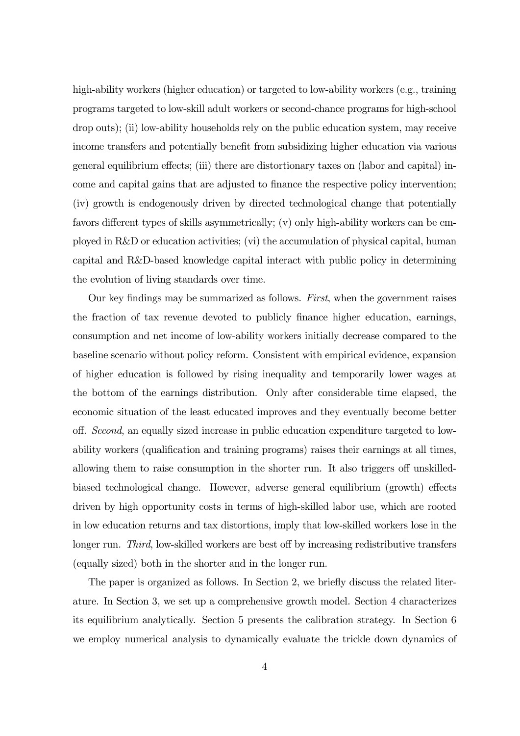high-ability workers (higher education) or targeted to low-ability workers (e.g., training programs targeted to low-skill adult workers or second-chance programs for high-school drop outs); (ii) low-ability households rely on the public education system, may receive income transfers and potentially benefit from subsidizing higher education via various general equilibrium effects; (iii) there are distortionary taxes on (labor and capital) income and capital gains that are adjusted to finance the respective policy intervention; (iv) growth is endogenously driven by directed technological change that potentially favors different types of skills asymmetrically; (v) only high-ability workers can be employed in R&D or education activities; (vi) the accumulation of physical capital, human capital and R&D-based knowledge capital interact with public policy in determining the evolution of living standards over time.

Our key findings may be summarized as follows. *First*, when the government raises the fraction of tax revenue devoted to publicly finance higher education, earnings, consumption and net income of low-ability workers initially decrease compared to the baseline scenario without policy reform. Consistent with empirical evidence, expansion of higher education is followed by rising inequality and temporarily lower wages at the bottom of the earnings distribution. Only after considerable time elapsed, the economic situation of the least educated improves and they eventually become better off. *Second*, an equally sized increase in public education expenditure targeted to low-ability workers (qualification and training programs) raises their earnings at all times, allowing them to raise consumption in the shorter run. It also triggers off unskilled-biased technological change. However, adverse general equilibrium (growth) effects driven by high opportunity costs in terms of high-skilled labor use, which are rooted in low education returns and tax distortions, imply that low-skilled workers lose in the longer run. *Third*, low-skilled workers are best off by increasing redistributive transfers (equally sized) both in the shorter and in the longer run.

The paper is organized as follows. In Section 2, we briefly discuss the related literature. In Section 3, we set up a comprehensive growth model. Section 4 characterizes its equilibrium analytically. Section 5 presents the calibration strategy. In Section 6 we employ numerical analysis to dynamically evaluate the trickle down dynamics of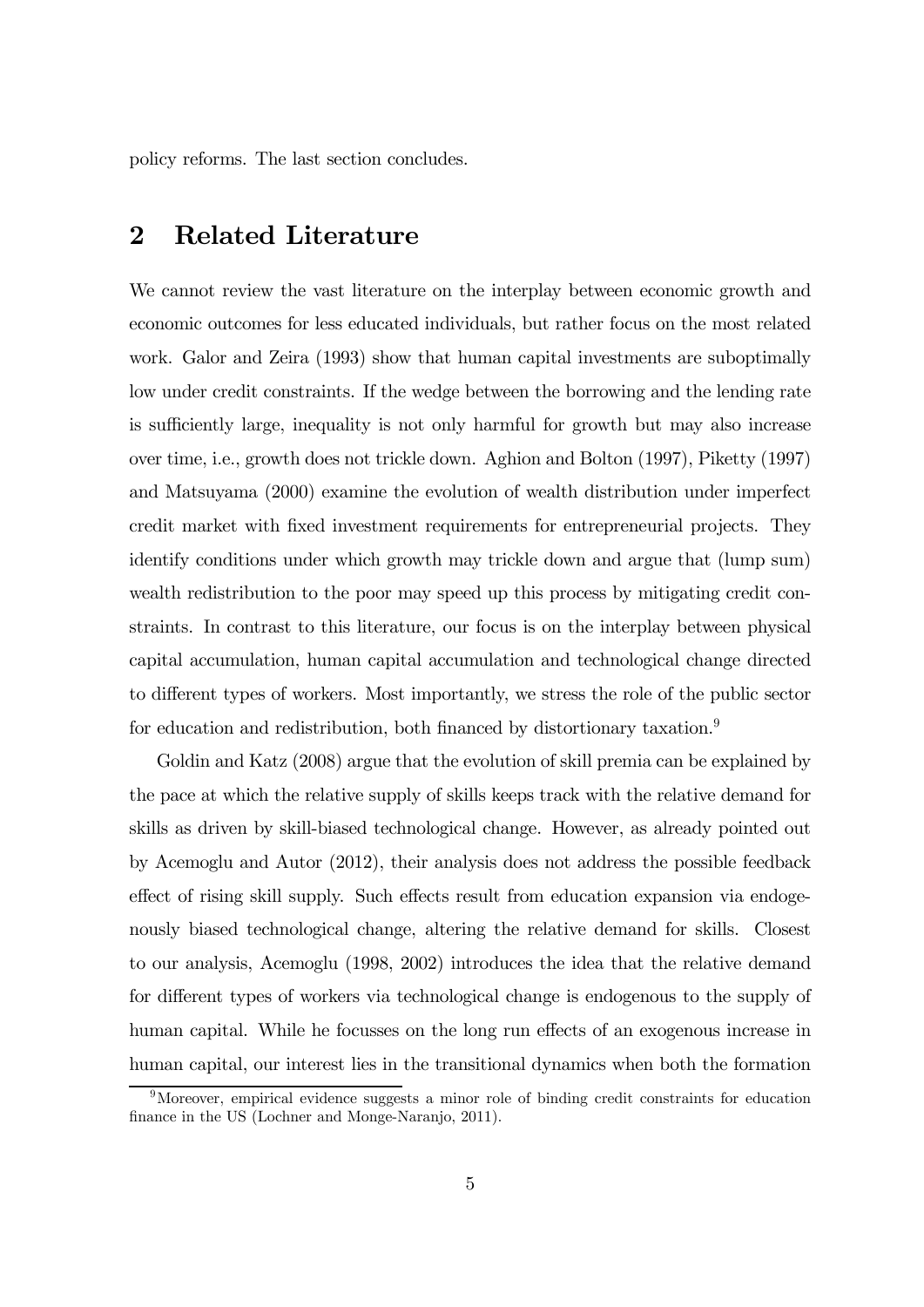policy reforms. The last section concludes.

## 2 Related Literature

We cannot review the vast literature on the interplay between economic growth and economic outcomes for less educated individuals, but rather focus on the most related work. Galor and Zeira (1993) show that human capital investments are suboptimally low under credit constraints. If the wedge between the borrowing and the lending rate is sufficiently large, inequality is not only harmful for growth but may also increase over time, i.e., growth does not trickle down. Aghion and Bolton (1997), Piketty (1997) and Matsuyama (2000) examine the evolution of wealth distribution under imperfect credit market with fixed investment requirements for entrepreneurial projects. They identify conditions under which growth may trickle down and argue that (lump sum) wealth redistribution to the poor may speed up this process by mitigating credit constraints. In contrast to this literature, our focus is on the interplay between physical capital accumulation, human capital accumulation and technological change directed to different types of workers. Most importantly, we stress the role of the public sector for education and redistribution, both financed by distortionary taxation.[9]

Goldin and Katz (2008) argue that the evolution of skill premia can be explained by the pace at which the relative supply of skills keeps track with the relative demand for skills as driven by skill-biased technological change. However, as already pointed out by Acemoglu and Autor (2012), their analysis does not address the possible feedback effect of rising skill supply. Such effects result from education expansion via endogenously biased technological change, altering the relative demand for skills. Closest to our analysis, Acemoglu (1998, 2002) introduces the idea that the relative demand for different types of workers via technological change is endogenous to the supply of human capital. While he focusses on the long run effects of an exogenous increase in human capital, our interest lies in the transitional dynamics when both the formation

[9] Moreover, empirical evidence suggests a minor role of binding credit constraints for education finance in the US (Lochner and Monge-Naranjo, 2011).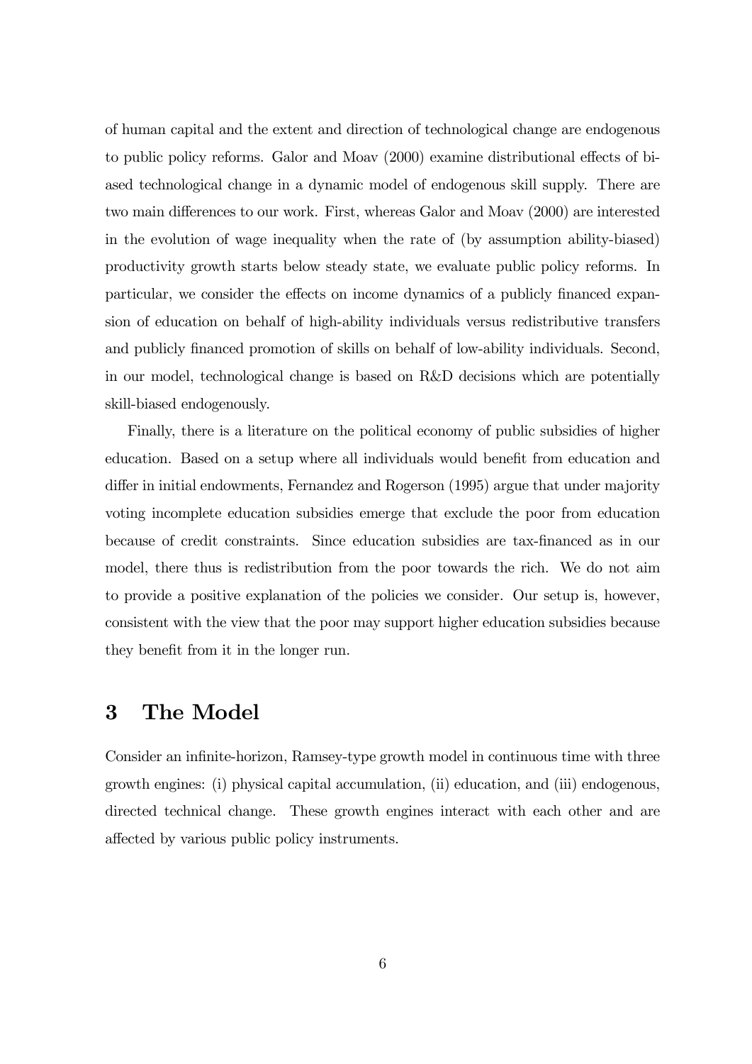of human capital and the extent and direction of technological change are endogenous to public policy reforms. Galor and Moav (2000) examine distributional effects of biased technological change in a dynamic model of endogenous skill supply. There are two main differences to our work. First, whereas Galor and Moav (2000) are interested in the evolution of wage inequality when the rate of (by assumption ability-biased) productivity growth starts below steady state, we evaluate public policy reforms. In particular, we consider the effects on income dynamics of a publicly financed expansion of education on behalf of high-ability individuals versus redistributive transfers and publicly financed promotion of skills on behalf of low-ability individuals. Second, in our model, technological change is based on R&D decisions which are potentially skill-biased endogenously.

Finally, there is a literature on the political economy of public subsidies of higher education. Based on a setup where all individuals would benefit from education and differ in initial endowments, Fernandez and Rogerson (1995) argue that under majority voting incomplete education subsidies emerge that exclude the poor from education because of credit constraints. Since education subsidies are tax-financed as in our model, there thus is redistribution from the poor towards the rich. We do not aim to provide a positive explanation of the policies we consider. Our setup is, however, consistent with the view that the poor may support higher education subsidies because they benefit from it in the longer run.

# 3 The Model

Consider an infinite-horizon, Ramsey-type growth model in continuous time with three growth engines: (i) physical capital accumulation, (ii) education, and (iii) endogenous, directed technical change. These growth engines interact with each other and are affected by various public policy instruments.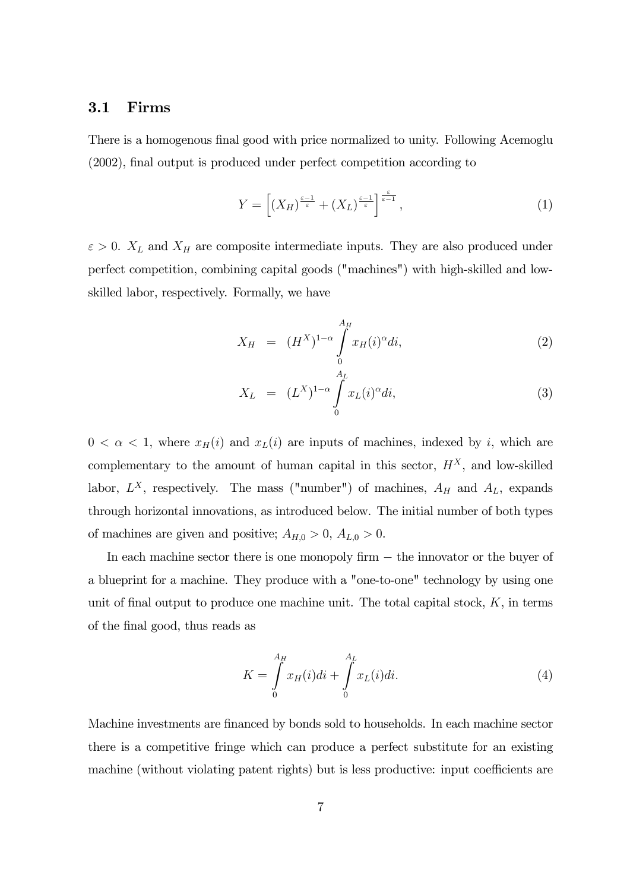### 3.1 Firms

There is a homogenous final good with price normalized to unity. Following Acemoglu (2002), final output is produced under perfect competition according to

$$Y = \left[ (X_H)^{\frac{\varepsilon-1}{\varepsilon}} + (X_L)^{\frac{\varepsilon-1}{\varepsilon}} \right]^{\frac{\varepsilon}{\varepsilon-1}}, \tag{1}$$

$\varepsilon > 0$. $X_L$ and $X_H$ are composite intermediate inputs. They are also produced under perfect competition, combining capital goods ("machines") with high-skilled and low-skilled labor, respectively. Formally, we have

$$X_H = (H^X)^{1-\alpha} \int_0^{A_H} x_H(i)^{\alpha} di, \tag{2}$$

$$X_L = (L^X)^{1-\alpha} \int_0^{A_L} x_L(i)^{\alpha} di, \tag{3}$$

$0 < \alpha < 1$, where $x_H(i)$ and $x_L(i)$ are inputs of machines, indexed by $i$, which are complementary to the amount of human capital in this sector, $H^X$, and low-skilled labor, $L^X$, respectively. The mass ("number") of machines, $A_H$ and $A_L$, expands through horizontal innovations, as introduced below. The initial number of both types of machines are given and positive; $A_{H,0} > 0$, $A_{L,0} > 0$.

In each machine sector there is one monopoly firm − the innovator or the buyer of a blueprint for a machine. They produce with a "one-to-one" technology by using one unit of final output to produce one machine unit. The total capital stock, $K$, in terms of the final good, thus reads as

$$K = \int_0^{A_H} x_H(i) di + \int_0^{A_L} x_L(i) di. \tag{4}$$

Machine investments are financed by bonds sold to households. In each machine sector there is a competitive fringe which can produce a perfect substitute for an existing machine (without violating patent rights) but is less productive: input coefficients are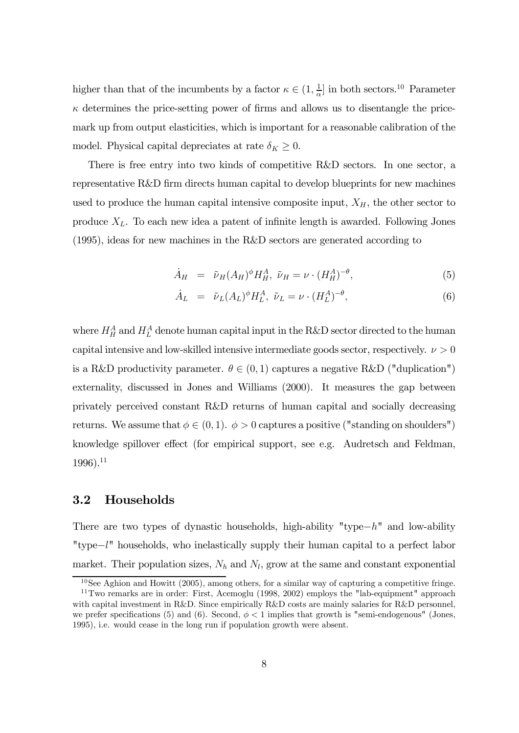higher than that of the incumbents by a factor $\kappa \in (1, \frac{1}{\alpha}]$ in both sectors.[10] Parameter $\kappa$ determines the price-setting power of firms and allows us to disentangle the price-mark up from output elasticities, which is important for a reasonable calibration of the model. Physical capital depreciates at rate $\delta_K \geq 0$.

There is free entry into two kinds of competitive R&D sectors. In one sector, a representative R&D firm directs human capital to develop blueprints for new machines used to produce the human capital intensive composite input, $X_H$, the other sector to produce $X_L$. To each new idea a patent of infinite length is awarded. Following Jones (1995), ideas for new machines in the R&D sectors are generated according to

$$\dot{A}_H = \tilde{\nu}_H (A_H)^{\phi} H_H^A, \ \tilde{\nu}_H = \nu \cdot (H_H^A)^{-\theta}, \tag{5}$$

$$\dot{A}_L = \tilde{\nu}_L (A_L)^{\phi} H_L^A, \ \tilde{\nu}_L = \nu \cdot (H_L^A)^{-\theta}, \tag{6}$$

where $H_H^A$ and $H_L^A$ denote human capital input in the R&D sector directed to the human capital intensive and low-skilled intensive intermediate goods sector, respectively. $\nu > 0$ is a R&D productivity parameter. $\theta \in (0,1)$ captures a negative R&D ("duplication") externality, discussed in Jones and Williams (2000). It measures the gap between privately perceived constant R&D returns of human capital and socially decreasing returns. We assume that $\phi \in (0,1)$. $\phi > 0$ captures a positive ("standing on shoulders") knowledge spillover effect (for empirical support, see e.g. Audretsch and Feldman, 1996).[11]

## 3.2 Households

There are two types of dynastic households, high-ability "type$-h$" and low-ability "type$-l$" households, who inelastically supply their human capital to a perfect labor market. Their population sizes, $N_h$ and $N_l$, grow at the same and constant exponential

---

[10] See Aghion and Howitt (2005), among others, for a similar way of capturing a competitive fringe.

[11] Two remarks are in order: First, Acemoglu (1998, 2002) employs the "lab-equipment" approach with capital investment in R&D. Since empirically R&D costs are mainly salaries for R&D personnel, we prefer specifications (5) and (6). Second, $\phi < 1$ implies that growth is "semi-endogenous" (Jones, 1995), i.e. would cease in the long run if population growth were absent.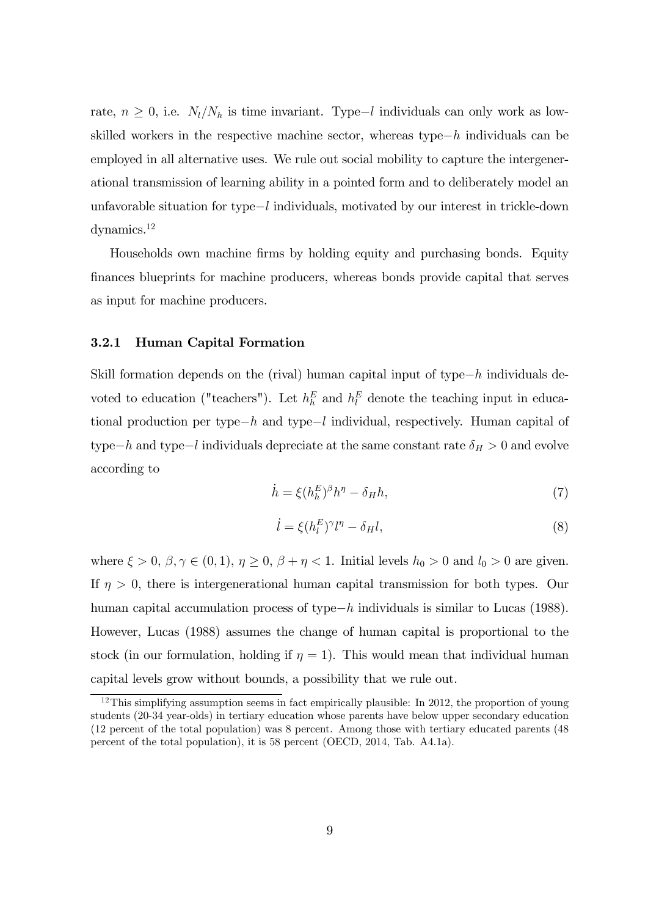rate, $n \geq 0$, i.e. $N_l/N_h$ is time invariant. Type$-l$ individuals can only work as low-skilled workers in the respective machine sector, whereas type$-h$ individuals can be employed in all alternative uses. We rule out social mobility to capture the intergenerational transmission of learning ability in a pointed form and to deliberately model an unfavorable situation for type$-l$ individuals, motivated by our interest in trickle-down dynamics.[12]

Households own machine firms by holding equity and purchasing bonds. Equity finances blueprints for machine producers, whereas bonds provide capital that serves as input for machine producers.

### 3.2.1 Human Capital Formation

Skill formation depends on the (rival) human capital input of type$-h$ individuals devoted to education ("teachers"). Let $h_h^E$ and $h_l^E$ denote the teaching input in educational production per type$-h$ and type$-l$ individual, respectively. Human capital of type$-h$ and type$-l$ individuals depreciate at the same constant rate $\delta_H > 0$ and evolve according to

$$\dot{h} = \xi (h_h^E)^{\beta} h^{\eta} - \delta_H h, \tag{7}$$

$$\dot{l} = \xi (h_l^E)^{\gamma} l^{\eta} - \delta_H l, \tag{8}$$

where $\xi > 0$, $\beta, \gamma \in (0, 1)$, $\eta \geq 0$, $\beta + \eta < 1$. Initial levels $h_0 > 0$ and $l_0 > 0$ are given. If $\eta > 0$, there is intergenerational human capital transmission for both types. Our human capital accumulation process of type$-h$ individuals is similar to Lucas (1988). However, Lucas (1988) assumes the change of human capital is proportional to the stock (in our formulation, holding if $\eta = 1$). This would mean that individual human capital levels grow without bounds, a possibility that we rule out.

[12] This simplifying assumption seems in fact empirically plausible: In 2012, the proportion of young students (20-34 year-olds) in tertiary education whose parents have below upper secondary education (12 percent of the total population) was 8 percent. Among those with tertiary educated parents (48 percent of the total population), it is 58 percent (OECD, 2014, Tab. A4.1a).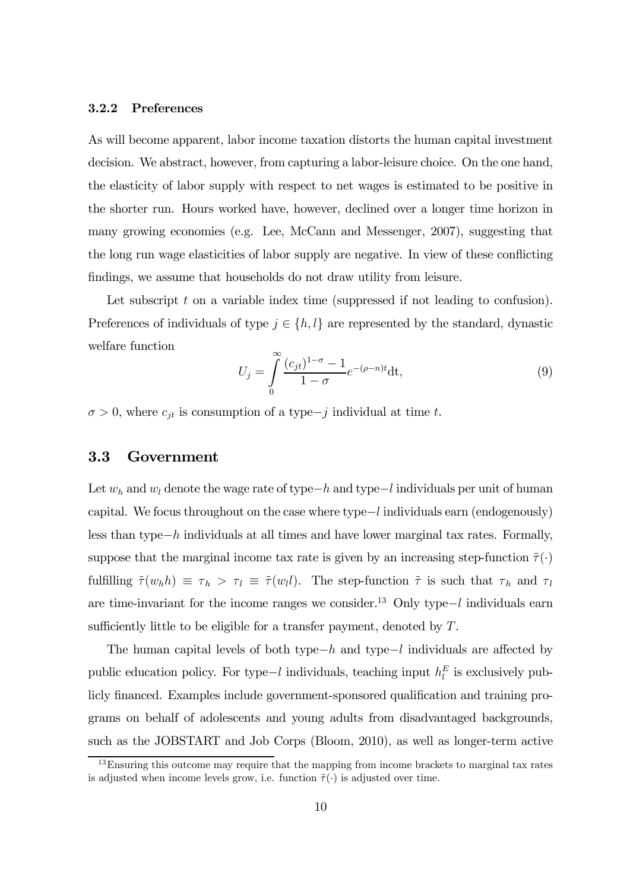### 3.2.2 Preferences

As will become apparent, labor income taxation distorts the human capital investment decision. We abstract, however, from capturing a labor-leisure choice. On the one hand, the elasticity of labor supply with respect to net wages is estimated to be positive in the shorter run. Hours worked have, however, declined over a longer time horizon in many growing economies (e.g. Lee, McCann and Messenger, 2007), suggesting that the long run wage elasticities of labor supply are negative. In view of these conflicting findings, we assume that households do not draw utility from leisure.

Let subscript $t$ on a variable index time (suppressed if not leading to confusion). Preferences of individuals of type $j \in \{h, l\}$ are represented by the standard, dynastic welfare function

$$U_j = \int_0^\infty \frac{(c_{jt})^{1-\sigma} - 1}{1-\sigma} e^{-(\rho - n)t} \mathrm{d}t, \tag{9}$$

$\sigma > 0$, where $c_{jt}$ is consumption of a type$-j$ individual at time $t$.

## 3.3 Government

Let $w_h$ and $w_l$ denote the wage rate of type$-h$ and type$-l$ individuals per unit of human capital. We focus throughout on the case where type$-l$ individuals earn (endogenously) less than type$-h$ individuals at all times and have lower marginal tax rates. Formally, suppose that the marginal income tax rate is given by an increasing step-function $\tilde{\tau}(\cdot)$ fulfilling $\tilde{\tau}(w_h h) \equiv \tau_h > \tau_l \equiv \tilde{\tau}(w_l l)$. The step-function $\tilde{\tau}$ is such that $\tau_h$ and $\tau_l$ are time-invariant for the income ranges we consider.[13] Only type$-l$ individuals earn sufficiently little to be eligible for a transfer payment, denoted by $T$.

The human capital levels of both type$-h$ and type$-l$ individuals are affected by public education policy. For type$-l$ individuals, teaching input $h_l^E$ is exclusively publicly financed. Examples include government-sponsored qualification and training programs on behalf of adolescents and young adults from disadvantaged backgrounds, such as the JOBSTART and Job Corps (Bloom, 2010), as well as longer-term active

[13] Ensuring this outcome may require that the mapping from income brackets to marginal tax rates is adjusted when income levels grow, i.e. function $\tilde{\tau}(\cdot)$ is adjusted over time.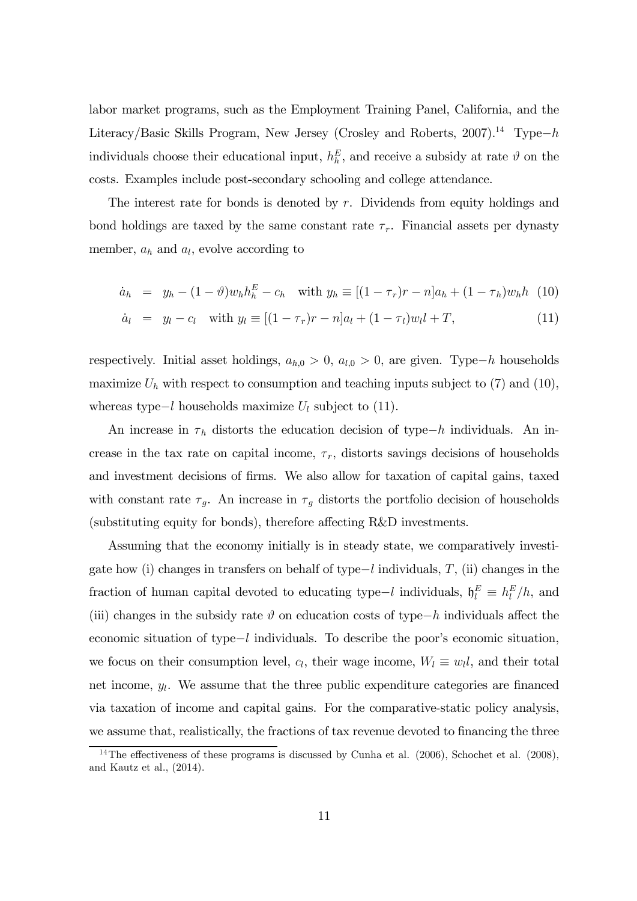labor market programs, such as the Employment Training Panel, California, and the Literacy/Basic Skills Program, New Jersey (Crosley and Roberts, 2007).[14] Type$-h$ individuals choose their educational input, $h_h^E$, and receive a subsidy at rate $\vartheta$ on the costs. Examples include post-secondary schooling and college attendance.

The interest rate for bonds is denoted by $r$. Dividends from equity holdings and bond holdings are taxed by the same constant rate $\tau_r$. Financial assets per dynasty member, $a_h$ and $a_l$, evolve according to

$$\dot{a}_h = y_h - (1-\vartheta) w_h h_h^E - c_h \quad \text{with } y_h \equiv [(1-\tau_r) r - n] a_h + (1-\tau_h) w_h h \tag{10}$$

$$\dot{a}_l = y_l - c_l \quad \text{with } y_l \equiv [(1-\tau_r) r - n] a_l + (1-\tau_l) w_l l + T, \tag{11}$$

respectively. Initial asset holdings, $a_{h,0} > 0$, $a_{l,0} > 0$, are given. Type$-h$ households maximize $U_h$ with respect to consumption and teaching inputs subject to (7) and (10), whereas type$-l$ households maximize $U_l$ subject to (11).

An increase in $\tau_h$ distorts the education decision of type$-h$ individuals. An increase in the tax rate on capital income, $\tau_r$, distorts savings decisions of households and investment decisions of firms. We also allow for taxation of capital gains, taxed with constant rate $\tau_g$. An increase in $\tau_g$ distorts the portfolio decision of households (substituting equity for bonds), therefore affecting R&D investments.

Assuming that the economy initially is in steady state, we comparatively investigate how (i) changes in transfers on behalf of type$-l$ individuals, $T$, (ii) changes in the fraction of human capital devoted to educating type$-l$ individuals, $\mathfrak{h}_l^E \equiv h_l^E / h$, and (iii) changes in the subsidy rate $\vartheta$ on education costs of type$-h$ individuals affect the economic situation of type$-l$ individuals. To describe the poor's economic situation, we focus on their consumption level, $c_l$, their wage income, $W_l \equiv w_l l$, and their total net income, $y_l$. We assume that the three public expenditure categories are financed via taxation of income and capital gains. For the comparative-static policy analysis, we assume that, realistically, the fractions of tax revenue devoted to financing the three

[14] The effectiveness of these programs is discussed by Cunha et al. (2006), Schochet et al. (2008), and Kautz et al., (2014).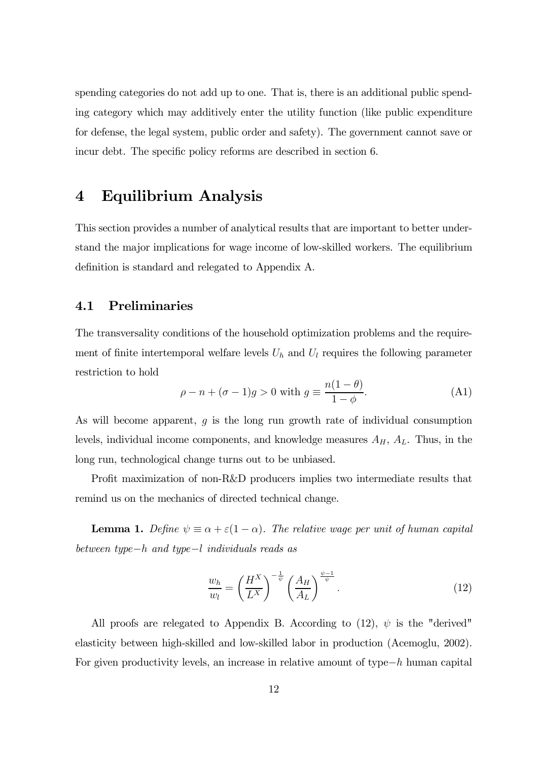spending categories do not add up to one. That is, there is an additional public spending category which may additively enter the utility function (like public expenditure for defense, the legal system, public order and safety). The government cannot save or incur debt. The specific policy reforms are described in section 6.

# 4 Equilibrium Analysis

This section provides a number of analytical results that are important to better understand the major implications for wage income of low-skilled workers. The equilibrium definition is standard and relegated to Appendix A.

## 4.1 Preliminaries

The transversality conditions of the household optimization problems and the requirement of finite intertemporal welfare levels $U_h$ and $U_l$ requires the following parameter restriction to hold

$$\rho - n + (\sigma - 1)g > 0 \text{ with } g \equiv \frac{n(1-\theta)}{1-\phi}. \tag{A1}$$

As will become apparent, $g$ is the long run growth rate of individual consumption levels, individual income components, and knowledge measures $A_H$, $A_L$. Thus, in the long run, technological change turns out to be unbiased.

Profit maximization of non-R&D producers implies two intermediate results that remind us on the mechanics of directed technical change.

**Lemma 1.** *Define $\psi \equiv \alpha + \varepsilon(1-\alpha)$. The relative wage per unit of human capital between type$-h$ and type$-l$ individuals reads as*

$$\frac{w_h}{w_l} = \left(\frac{H^X}{L^X}\right)^{-\frac{1}{\psi}} \left(\frac{A_H}{A_L}\right)^{\frac{\psi-1}{\psi}}. \tag{12}$$

All proofs are relegated to Appendix B. According to (12), $\psi$ is the "derived" elasticity between high-skilled and low-skilled labor in production (Acemoglu, 2002). For given productivity levels, an increase in relative amount of type$-h$ human capital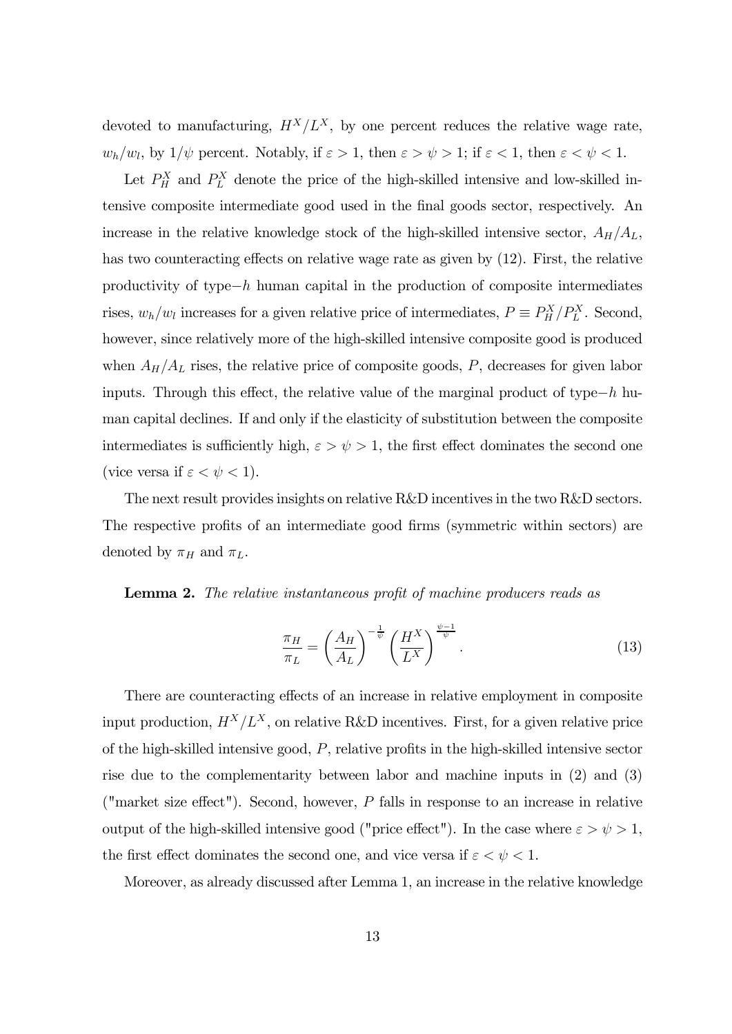devoted to manufacturing, $H^X/L^X$, by one percent reduces the relative wage rate, $w_h/w_l$, by $1/\psi$ percent. Notably, if $\varepsilon > 1$, then $\varepsilon > \psi > 1$; if $\varepsilon < 1$, then $\varepsilon < \psi < 1$.

Let $P_H^X$ and $P_L^X$ denote the price of the high-skilled intensive and low-skilled intensive composite intermediate good used in the final goods sector, respectively. An increase in the relative knowledge stock of the high-skilled intensive sector, $A_H/A_L$, has two counteracting effects on relative wage rate as given by (12). First, the relative productivity of type$-h$ human capital in the production of composite intermediates rises, $w_h/w_l$ increases for a given relative price of intermediates, $P \equiv P_H^X/P_L^X$. Second, however, since relatively more of the high-skilled intensive composite good is produced when $A_H/A_L$ rises, the relative price of composite goods, $P$, decreases for given labor inputs. Through this effect, the relative value of the marginal product of type$-h$ human capital declines. If and only if the elasticity of substitution between the composite intermediates is sufficiently high, $\varepsilon > \psi > 1$, the first effect dominates the second one (vice versa if $\varepsilon < \psi < 1$).

The next result provides insights on relative R&D incentives in the two R&D sectors. The respective profits of an intermediate good firms (symmetric within sectors) are denoted by $\pi_H$ and $\pi_L$.

**Lemma 2.** *The relative instantaneous profit of machine producers reads as*

$$\frac{\pi_H}{\pi_L} = \left(\frac{A_H}{A_L}\right)^{-\frac{1}{\psi}} \left(\frac{H^X}{L^X}\right)^{\frac{\psi-1}{\psi}}. \tag{13}$$

There are counteracting effects of an increase in relative employment in composite input production, $H^X/L^X$, on relative R&D incentives. First, for a given relative price of the high-skilled intensive good, $P$, relative profits in the high-skilled intensive sector rise due to the complementarity between labor and machine inputs in (2) and (3) ("market size effect"). Second, however, $P$ falls in response to an increase in relative output of the high-skilled intensive good ("price effect"). In the case where $\varepsilon > \psi > 1$, the first effect dominates the second one, and vice versa if $\varepsilon < \psi < 1$.

Moreover, as already discussed after Lemma 1, an increase in the relative knowledge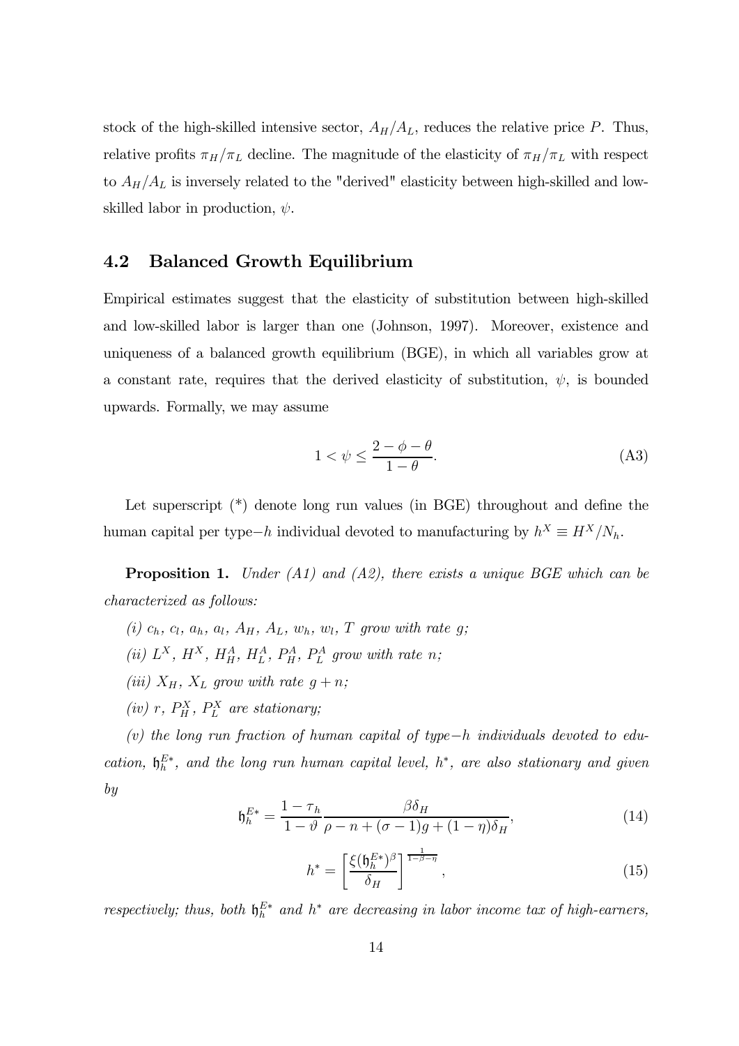stock of the high-skilled intensive sector, $A_H/A_L$, reduces the relative price $P$. Thus, relative profits $\pi_H/\pi_L$ decline. The magnitude of the elasticity of $\pi_H/\pi_L$ with respect to $A_H/A_L$ is inversely related to the "derived" elasticity between high-skilled and low-skilled labor in production, $\psi$.

## 4.2 Balanced Growth Equilibrium

Empirical estimates suggest that the elasticity of substitution between high-skilled and low-skilled labor is larger than one (Johnson, 1997). Moreover, existence and uniqueness of a balanced growth equilibrium (BGE), in which all variables grow at a constant rate, requires that the derived elasticity of substitution, $\psi$, is bounded upwards. Formally, we may assume

$$1 < \psi \leq \frac{2 - \phi - \theta}{1 - \theta}. \tag{A3}$$

Let superscript (\*) denote long run values (in BGE) throughout and define the human capital per type$-h$ individual devoted to manufacturing by $h^X \equiv H^X/N_h$.

**Proposition 1.** *Under (A1) and (A2), there exists a unique BGE which can be characterized as follows:*

*(i)* $c_h$, $c_l$, $a_h$, $a_l$, $A_H$, $A_L$, $w_h$, $w_l$, $T$ *grow with rate* $g$*;*

*(ii)* $L^X$, $H^X$, $H_H^A$, $H_L^A$, $P_H^A$, $P_L^A$ *grow with rate* $n$*;*

*(iii)* $X_H$, $X_L$ *grow with rate* $g + n$*;*

*(iv)* $r$, $P_H^X$, $P_L^X$ *are stationary;*

*(v) the long run fraction of human capital of type$-h$ individuals devoted to education,* $\mathfrak{h}_h^{E*}$*, and the long run human capital level,* $h^*$*, are also stationary and given by*

$$\mathfrak{h}_h^{E*} = \frac{1 - \tau_h}{1 - \vartheta} \frac{\beta \delta_H}{\rho - n + (\sigma - 1)g + (1 - \eta)\delta_H}, \tag{14}$$

$$h^* = \left[ \frac{\xi (\mathfrak{h}_h^{E*})^\beta}{\delta_H} \right]^{\frac{1}{1 - \beta - \eta}}, \tag{15}$$

*respectively; thus, both* $\mathfrak{h}_h^{E*}$ *and* $h^*$ *are decreasing in labor income tax of high-earners,*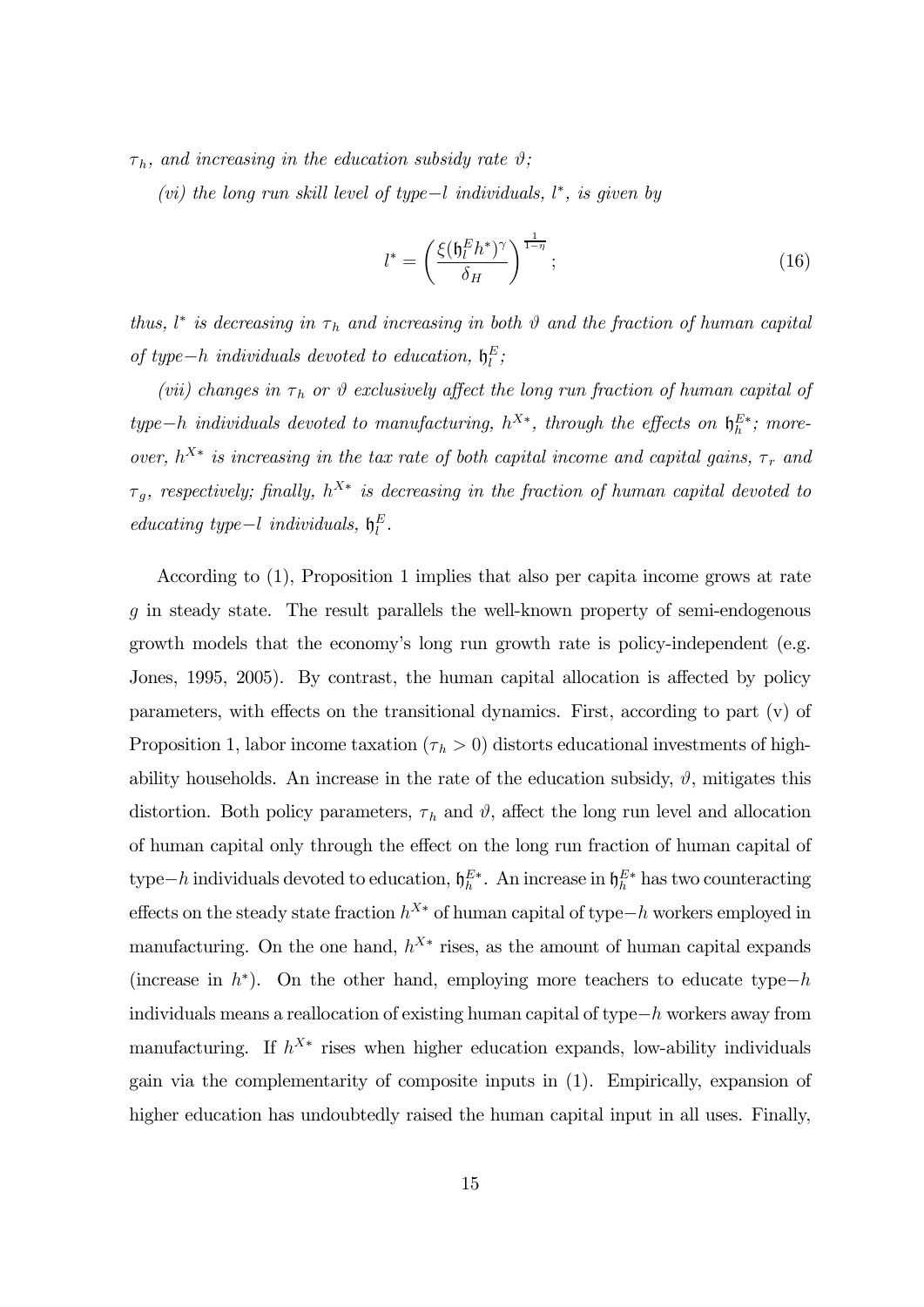*$\tau_h$, and increasing in the education subsidy rate $\vartheta$;*

*(vi) the long run skill level of type$-l$ individuals, $l^*$, is given by*

$$l^* = \left( \frac{\xi (\mathfrak{h}_l^E h^*)^\gamma}{\delta_H} \right)^{\frac{1}{1-\eta}}; \tag{16}$$

*thus, $l^*$ is decreasing in $\tau_h$ and increasing in both $\vartheta$ and the fraction of human capital of type$-h$ individuals devoted to education, $\mathfrak{h}_l^E$;*

*(vii) changes in $\tau_h$ or $\vartheta$ exclusively affect the long run fraction of human capital of type$-h$ individuals devoted to manufacturing, $h^{X*}$, through the effects on $\mathfrak{h}_h^{E*}$; moreover, $h^{X*}$ is increasing in the tax rate of both capital income and capital gains, $\tau_r$ and $\tau_g$, respectively; finally, $h^{X*}$ is decreasing in the fraction of human capital devoted to educating type$-l$ individuals, $\mathfrak{h}_l^E$.*

According to (1), Proposition 1 implies that also per capita income grows at rate $g$ in steady state. The result parallels the well-known property of semi-endogenous growth models that the economy's long run growth rate is policy-independent (e.g. Jones, 1995, 2005). By contrast, the human capital allocation is affected by policy parameters, with effects on the transitional dynamics. First, according to part (v) of Proposition 1, labor income taxation ($\tau_h > 0$) distorts educational investments of high-ability households. An increase in the rate of the education subsidy, $\vartheta$, mitigates this distortion. Both policy parameters, $\tau_h$ and $\vartheta$, affect the long run level and allocation of human capital only through the effect on the long run fraction of human capital of type$-h$ individuals devoted to education, $\mathfrak{h}_h^{E*}$. An increase in $\mathfrak{h}_h^{E*}$ has two counteracting effects on the steady state fraction $h^{X*}$ of human capital of type$-h$ workers employed in manufacturing. On the one hand, $h^{X*}$ rises, as the amount of human capital expands (increase in $h^*$). On the other hand, employing more teachers to educate type$-h$ individuals means a reallocation of existing human capital of type$-h$ workers away from manufacturing. If $h^{X*}$ rises when higher education expands, low-ability individuals gain via the complementarity of composite inputs in (1). Empirically, expansion of higher education has undoubtedly raised the human capital input in all uses. Finally,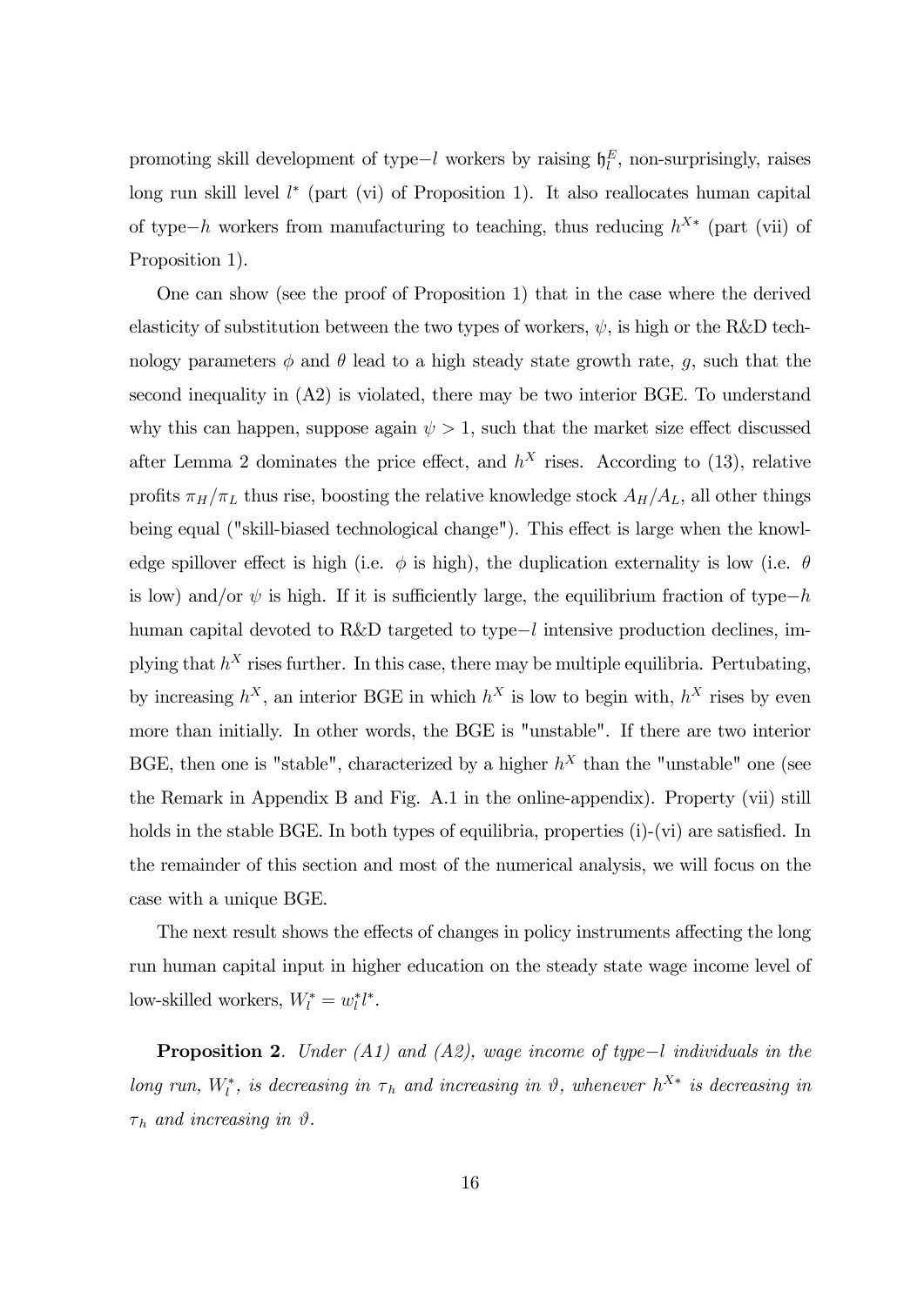promoting skill development of type$-l$ workers by raising $\mathfrak{h}_l^E$, non-surprisingly, raises long run skill level $l^*$ (part (vi) of Proposition 1). It also reallocates human capital of type$-h$ workers from manufacturing to teaching, thus reducing $h^{X*}$ (part (vii) of Proposition 1).

One can show (see the proof of Proposition 1) that in the case where the derived elasticity of substitution between the two types of workers, $\psi$, is high or the R&D technology parameters $\phi$ and $\theta$ lead to a high steady state growth rate, $g$, such that the second inequality in (A2) is violated, there may be two interior BGE. To understand why this can happen, suppose again $\psi > 1$, such that the market size effect discussed after Lemma 2 dominates the price effect, and $h^X$ rises. According to (13), relative profits $\pi_H/\pi_L$ thus rise, boosting the relative knowledge stock $A_H/A_L$, all other things being equal ("skill-biased technological change"). This effect is large when the knowledge spillover effect is high (i.e. $\phi$ is high), the duplication externality is low (i.e. $\theta$ is low) and/or $\psi$ is high. If it is sufficiently large, the equilibrium fraction of type$-h$ human capital devoted to R&D targeted to type$-l$ intensive production declines, implying that $h^X$ rises further. In this case, there may be multiple equilibria. Pertubating, by increasing $h^X$, an interior BGE in which $h^X$ is low to begin with, $h^X$ rises by even more than initially. In other words, the BGE is "unstable". If there are two interior BGE, then one is "stable", characterized by a higher $h^X$ than the "unstable" one (see the Remark in Appendix B and Fig. A.1 in the online-appendix). Property (vii) still holds in the stable BGE. In both types of equilibria, properties (i)-(vi) are satisfied. In the remainder of this section and most of the numerical analysis, we will focus on the case with a unique BGE.

The next result shows the effects of changes in policy instruments affecting the long run human capital input in higher education on the steady state wage income level of low-skilled workers, $W_l^* = w_l^* l^*$.

**Proposition 2**. *Under (A1) and (A2), wage income of type$-l$ individuals in the long run, $W_l^*$, is decreasing in $\tau_h$ and increasing in $\vartheta$, whenever $h^{X*}$ is decreasing in $\tau_h$ and increasing in $\vartheta$.*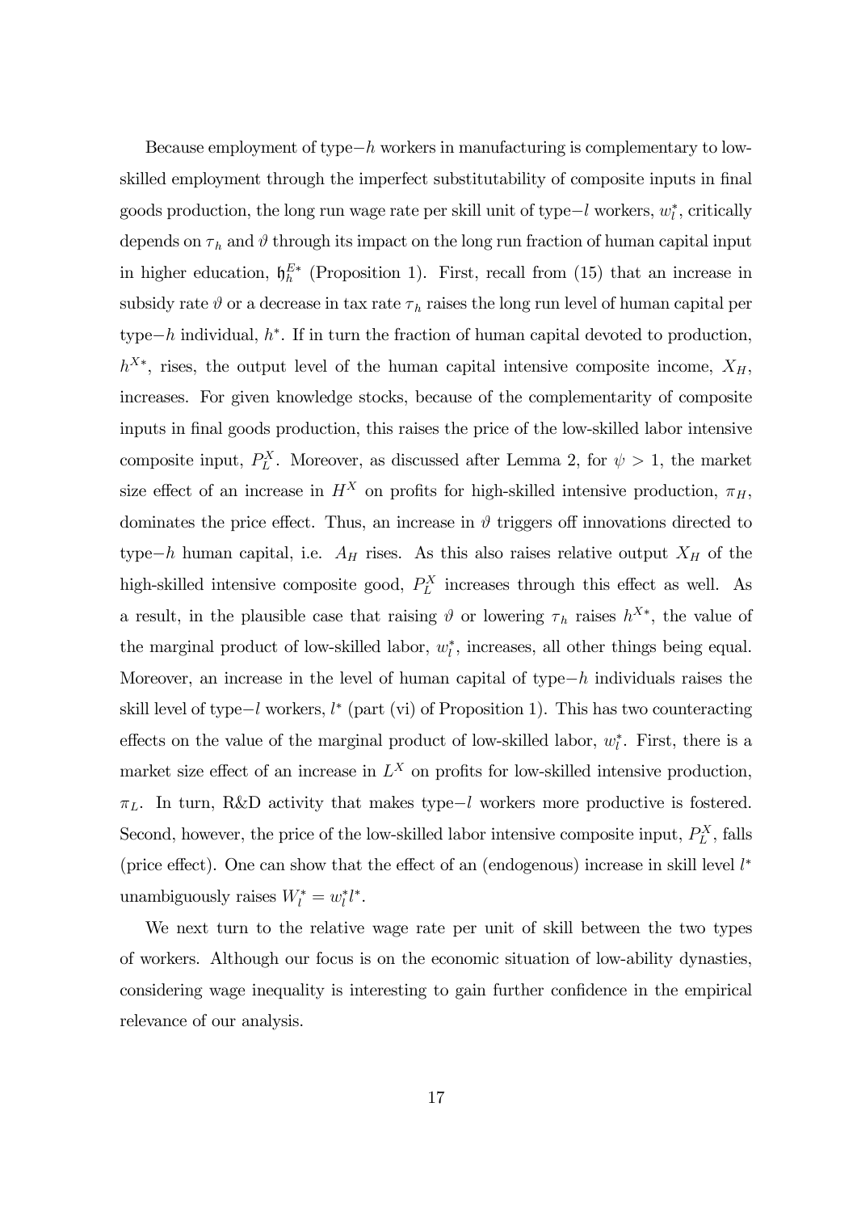Because employment of type−$h$ workers in manufacturing is complementary to low-skilled employment through the imperfect substitutability of composite inputs in final goods production, the long run wage rate per skill unit of type−$l$ workers, $w_l^*$, critically depends on $\tau_h$ and $\vartheta$ through its impact on the long run fraction of human capital input in higher education, $\mathfrak{h}_h^{E*}$ (Proposition 1). First, recall from (15) that an increase in subsidy rate $\vartheta$ or a decrease in tax rate $\tau_h$ raises the long run level of human capital per type−$h$ individual, $h^*$. If in turn the fraction of human capital devoted to production, $h^{X*}$, rises, the output level of the human capital intensive composite income, $X_H$, increases. For given knowledge stocks, because of the complementarity of composite inputs in final goods production, this raises the price of the low-skilled labor intensive composite input, $P_L^X$. Moreover, as discussed after Lemma 2, for $\psi > 1$, the market size effect of an increase in $H^X$ on profits for high-skilled intensive production, $\pi_H$, dominates the price effect. Thus, an increase in $\vartheta$ triggers off innovations directed to type−$h$ human capital, i.e. $A_H$ rises. As this also raises relative output $X_H$ of the high-skilled intensive composite good, $P_L^X$ increases through this effect as well. As a result, in the plausible case that raising $\vartheta$ or lowering $\tau_h$ raises $h^{X*}$, the value of the marginal product of low-skilled labor, $w_l^*$, increases, all other things being equal. Moreover, an increase in the level of human capital of type−$h$ individuals raises the skill level of type−$l$ workers, $l^*$ (part (vi) of Proposition 1). This has two counteracting effects on the value of the marginal product of low-skilled labor, $w_l^*$. First, there is a market size effect of an increase in $L^X$ on profits for low-skilled intensive production, $\pi_L$. In turn, R&D activity that makes type−$l$ workers more productive is fostered. Second, however, the price of the low-skilled labor intensive composite input, $P_L^X$, falls (price effect). One can show that the effect of an (endogenous) increase in skill level $l^*$ unambiguously raises $W_l^* = w_l^* l^*$.

We next turn to the relative wage rate per unit of skill between the two types of workers. Although our focus is on the economic situation of low-ability dynasties, considering wage inequality is interesting to gain further confidence in the empirical relevance of our analysis.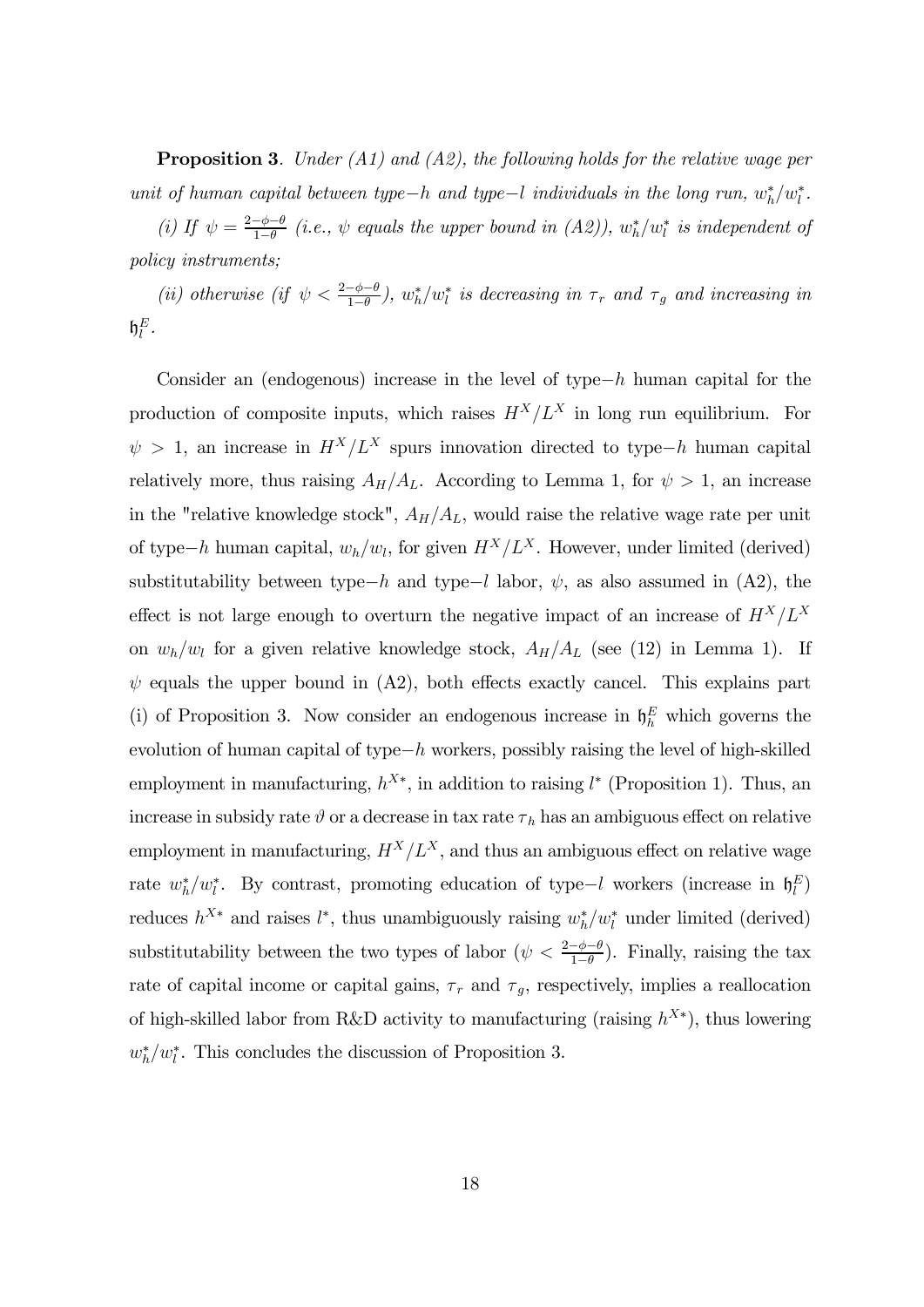**Proposition 3**. *Under (A1) and (A2), the following holds for the relative wage per unit of human capital between type−h and type−l individuals in the long run, $w_h^*/w_l^*$.*

*(i) If $\psi = \frac{2-\phi-\theta}{1-\theta}$ (i.e., $\psi$ equals the upper bound in (A2)), $w_h^*/w_l^*$ is independent of policy instruments;*

*(ii) otherwise (if $\psi < \frac{2-\phi-\theta}{1-\theta}$), $w_h^*/w_l^*$ is decreasing in $\tau_r$ and $\tau_g$ and increasing in $\mathfrak{h}_l^E$.*

Consider an (endogenous) increase in the level of type−$h$ human capital for the production of composite inputs, which raises $H^X/L^X$ in long run equilibrium. For $\psi > 1$, an increase in $H^X/L^X$ spurs innovation directed to type−$h$ human capital relatively more, thus raising $A_H/A_L$. According to Lemma 1, for $\psi > 1$, an increase in the "relative knowledge stock", $A_H/A_L$, would raise the relative wage rate per unit of type−$h$ human capital, $w_h/w_l$, for given $H^X/L^X$. However, under limited (derived) substitutability between type−$h$ and type−$l$ labor, $\psi$, as also assumed in (A2), the effect is not large enough to overturn the negative impact of an increase of $H^X/L^X$ on $w_h/w_l$ for a given relative knowledge stock, $A_H/A_L$ (see (12) in Lemma 1). If $\psi$ equals the upper bound in (A2), both effects exactly cancel. This explains part (i) of Proposition 3. Now consider an endogenous increase in $\mathfrak{h}_h^E$ which governs the evolution of human capital of type−$h$ workers, possibly raising the level of high-skilled employment in manufacturing, $h^{X*}$, in addition to raising $l^*$ (Proposition 1). Thus, an increase in subsidy rate $\vartheta$ or a decrease in tax rate $\tau_h$ has an ambiguous effect on relative employment in manufacturing, $H^X/L^X$, and thus an ambiguous effect on relative wage rate $w_h^*/w_l^*$. By contrast, promoting education of type−$l$ workers (increase in $\mathfrak{h}_l^E$) reduces $h^{X*}$ and raises $l^*$, thus unambiguously raising $w_h^*/w_l^*$ under limited (derived) substitutability between the two types of labor ($\psi < \frac{2-\phi-\theta}{1-\theta}$). Finally, raising the tax rate of capital income or capital gains, $\tau_r$ and $\tau_g$, respectively, implies a reallocation of high-skilled labor from R&D activity to manufacturing (raising $h^{X*}$), thus lowering $w_h^*/w_l^*$. This concludes the discussion of Proposition 3.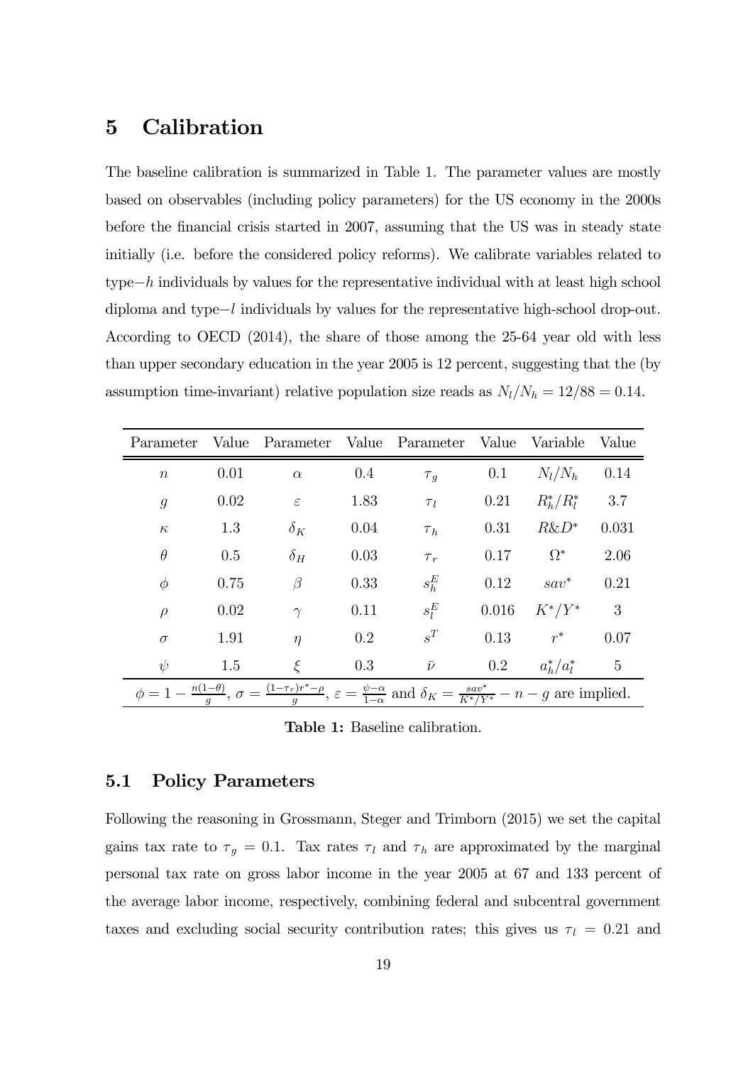## 5 Calibration

The baseline calibration is summarized in Table 1. The parameter values are mostly based on observables (including policy parameters) for the US economy in the 2000s before the financial crisis started in 2007, assuming that the US was in steady state initially (i.e. before the considered policy reforms). We calibrate variables related to type$-h$ individuals by values for the representative individual with at least high school diploma and type$-l$ individuals by values for the representative high-school drop-out. According to OECD (2014), the share of those among the 25-64 year old with less than upper secondary education in the year 2005 is 12 percent, suggesting that the (by assumption time-invariant) relative population size reads as $N_l/N_h = 12/88 = 0.14$.

| Parameter | Value | Parameter | Value | Parameter | Value | Variable | Value |
|---|---|---|---|---|---|---|---|
| $n$ | 0.01 | $\alpha$ | 0.4 | $\tau_g$ | 0.1 | $N_l/N_h$ | 0.14 |
| $g$ | 0.02 | $\varepsilon$ | 1.83 | $\tau_l$ | 0.21 | $R_h^*/R_l^*$ | 3.7 |
| $\kappa$ | 1.3 | $\delta_K$ | 0.04 | $\tau_h$ | 0.31 | $R\&D^*$ | 0.031 |
| $\theta$ | 0.5 | $\delta_H$ | 0.03 | $\tau_r$ | 0.17 | $\Omega^*$ | 2.06 |
| $\phi$ | 0.75 | $\beta$ | 0.33 | $s_h^E$ | 0.12 | $sav^*$ | 0.21 |
| $\rho$ | 0.02 | $\gamma$ | 0.11 | $s_l^E$ | 0.016 | $K^*/Y^*$ | 3 |
| $\sigma$ | 1.91 | $\eta$ | 0.2 | $s^T$ | 0.13 | $r^*$ | 0.07 |
| $\psi$ | 1.5 | $\xi$ | 0.3 | $\bar{\nu}$ | 0.2 | $a_h^*/a_l^*$ | 5 |

$\phi = 1 - \frac{n(1-\theta)}{g}$, $\sigma = \frac{(1-\tau_r)r^*-\rho}{g}$, $\varepsilon = \frac{\psi-\alpha}{1-\alpha}$ and $\delta_K = \frac{sav^*}{K^*/Y^*} - n - g$ are implied.

**Table 1:** Baseline calibration.

### 5.1 Policy Parameters

Following the reasoning in Grossmann, Steger and Trimborn (2015) we set the capital gains tax rate to $\tau_g = 0.1$. Tax rates $\tau_l$ and $\tau_h$ are approximated by the marginal personal tax rate on gross labor income in the year 2005 at 67 and 133 percent of the average labor income, respectively, combining federal and subcentral government taxes and excluding social security contribution rates; this gives us $\tau_l = 0.21$ and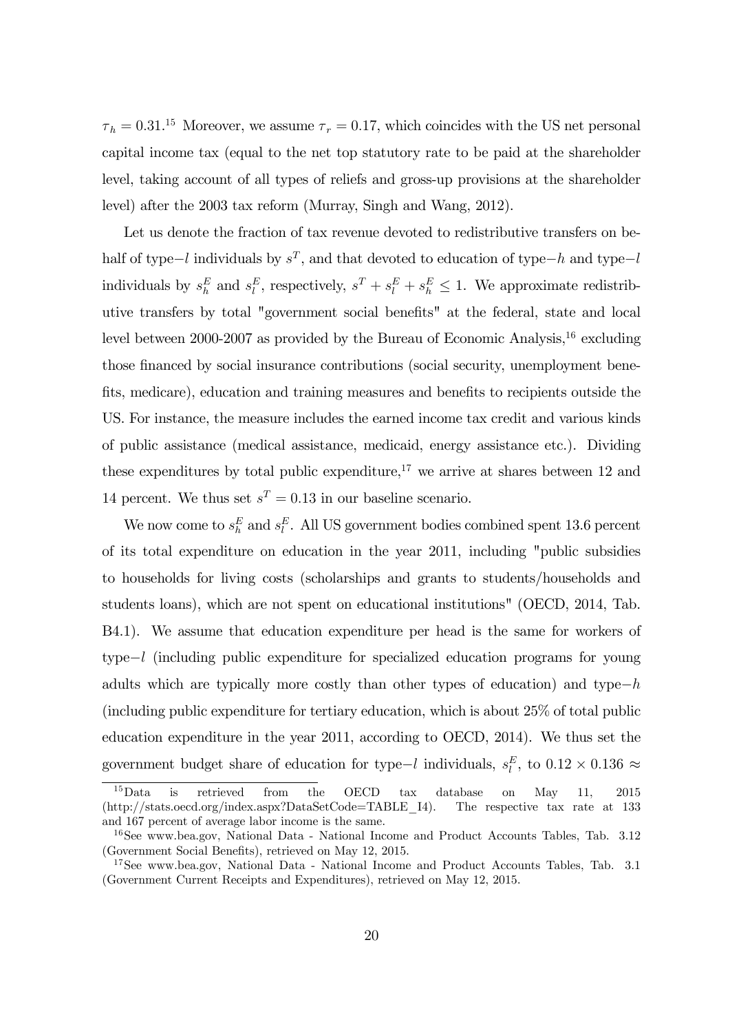$\tau_h = 0.31$.[15] Moreover, we assume $\tau_r = 0.17$, which coincides with the US net personal capital income tax (equal to the net top statutory rate to be paid at the shareholder level, taking account of all types of reliefs and gross-up provisions at the shareholder level) after the 2003 tax reform (Murray, Singh and Wang, 2012).

Let us denote the fraction of tax revenue devoted to redistributive transfers on behalf of type$-l$ individuals by $s^T$, and that devoted to education of type$-h$ and type$-l$ individuals by $s_h^E$ and $s_l^E$, respectively, $s^T + s_l^E + s_h^E \leq 1$. We approximate redistributive transfers by total "government social benefits" at the federal, state and local level between 2000-2007 as provided by the Bureau of Economic Analysis,[16] excluding those financed by social insurance contributions (social security, unemployment benefits, medicare), education and training measures and benefits to recipients outside the US. For instance, the measure includes the earned income tax credit and various kinds of public assistance (medical assistance, medicaid, energy assistance etc.). Dividing these expenditures by total public expenditure,[17] we arrive at shares between 12 and 14 percent. We thus set $s^T = 0.13$ in our baseline scenario.

We now come to $s_h^E$ and $s_l^E$. All US government bodies combined spent 13.6 percent of its total expenditure on education in the year 2011, including "public subsidies to households for living costs (scholarships and grants to students/households and students loans), which are not spent on educational institutions" (OECD, 2014, Tab. B4.1). We assume that education expenditure per head is the same for workers of type$-l$ (including public expenditure for specialized education programs for young adults which are typically more costly than other types of education) and type$-h$ (including public expenditure for tertiary education, which is about 25% of total public education expenditure in the year 2011, according to OECD, 2014). We thus set the government budget share of education for type$-l$ individuals, $s_l^E$, to $0.12 \times 0.136 \approx$

[15] Data is retrieved from the OECD tax database on May 11, 2015 (http://stats.oecd.org/index.aspx?DataSetCode=TABLE_I4). The respective tax rate at 133 and 167 percent of average labor income is the same.

[16] See www.bea.gov, National Data - National Income and Product Accounts Tables, Tab. 3.12 (Government Social Benefits), retrieved on May 12, 2015.

[17] See www.bea.gov, National Data - National Income and Product Accounts Tables, Tab. 3.1 (Government Current Receipts and Expenditures), retrieved on May 12, 2015.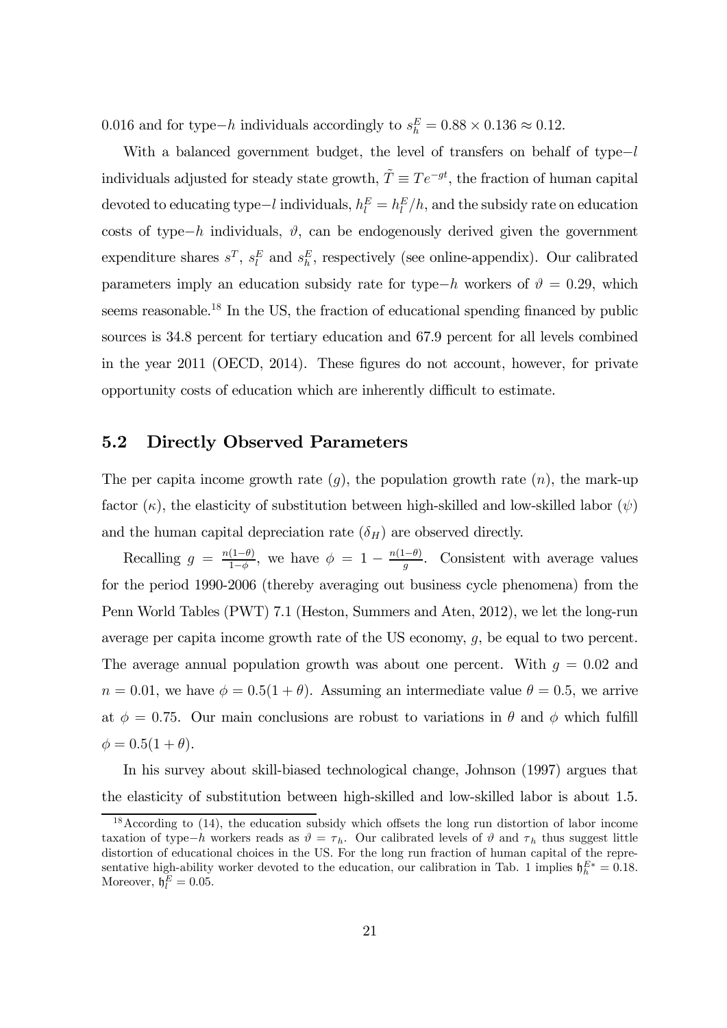0.016 and for type−$h$ individuals accordingly to $s_h^E = 0.88 \times 0.136 \approx 0.12$.

With a balanced government budget, the level of transfers on behalf of type−$l$ individuals adjusted for steady state growth, $\tilde{T} \equiv Te^{-gt}$, the fraction of human capital devoted to educating type−$l$ individuals, $h_l^E = h_l^E/h$, and the subsidy rate on education costs of type−$h$ individuals, $\vartheta$, can be endogenously derived given the government expenditure shares $s^T$, $s_l^E$ and $s_h^E$, respectively (see online-appendix). Our calibrated parameters imply an education subsidy rate for type−$h$ workers of $\vartheta = 0.29$, which seems reasonable.[18] In the US, the fraction of educational spending financed by public sources is 34.8 percent for tertiary education and 67.9 percent for all levels combined in the year 2011 (OECD, 2014). These figures do not account, however, for private opportunity costs of education which are inherently difficult to estimate.

## 5.2 Directly Observed Parameters

The per capita income growth rate ($g$), the population growth rate ($n$), the mark-up factor ($\kappa$), the elasticity of substitution between high-skilled and low-skilled labor ($\psi$) and the human capital depreciation rate ($\delta_H$) are observed directly.

Recalling $g = \frac{n(1-\theta)}{1-\phi}$, we have $\phi = 1 - \frac{n(1-\theta)}{g}$. Consistent with average values for the period 1990-2006 (thereby averaging out business cycle phenomena) from the Penn World Tables (PWT) 7.1 (Heston, Summers and Aten, 2012), we let the long-run average per capita income growth rate of the US economy, $g$, be equal to two percent. The average annual population growth was about one percent. With $g = 0.02$ and $n = 0.01$, we have $\phi = 0.5(1+\theta)$. Assuming an intermediate value $\theta = 0.5$, we arrive at $\phi = 0.75$. Our main conclusions are robust to variations in $\theta$ and $\phi$ which fulfill $\phi = 0.5(1+\theta)$.

In his survey about skill-biased technological change, Johnson (1997) argues that the elasticity of substitution between high-skilled and low-skilled labor is about 1.5.

[18] According to (14), the education subsidy which offsets the long run distortion of labor income taxation of type−$h$ workers reads as $\vartheta = \tau_h$. Our calibrated levels of $\vartheta$ and $\tau_h$ thus suggest little distortion of educational choices in the US. For the long run fraction of human capital of the representative high-ability worker devoted to the education, our calibration in Tab. 1 implies $\mathfrak{h}_h^{E*} = 0.18$. Moreover, $\mathfrak{h}_l^E = 0.05$.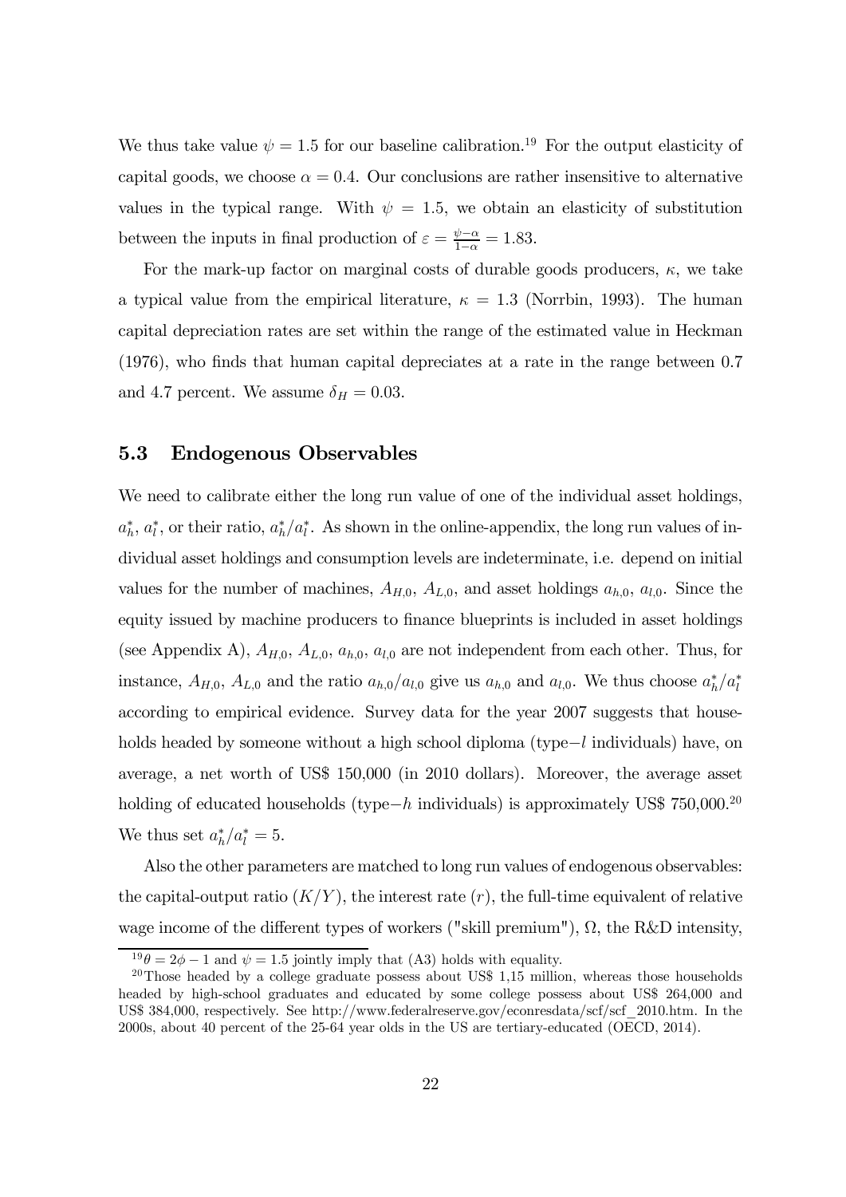We thus take value $\psi = 1.5$ for our baseline calibration.[19] For the output elasticity of capital goods, we choose $\alpha = 0.4$. Our conclusions are rather insensitive to alternative values in the typical range. With $\psi = 1.5$, we obtain an elasticity of substitution between the inputs in final production of $\varepsilon = \frac{\psi - \alpha}{1-\alpha} = 1.83$.

For the mark-up factor on marginal costs of durable goods producers, $\kappa$, we take a typical value from the empirical literature, $\kappa = 1.3$ (Norrbin, 1993). The human capital depreciation rates are set within the range of the estimated value in Heckman (1976), who finds that human capital depreciates at a rate in the range between 0.7 and 4.7 percent. We assume $\delta_H = 0.03$.

## 5.3 Endogenous Observables

We need to calibrate either the long run value of one of the individual asset holdings, $a_h^*$, $a_l^*$, or their ratio, $a_h^*/a_l^*$. As shown in the online-appendix, the long run values of individual asset holdings and consumption levels are indeterminate, i.e. depend on initial values for the number of machines, $A_{H,0}$, $A_{L,0}$, and asset holdings $a_{h,0}$, $a_{l,0}$. Since the equity issued by machine producers to finance blueprints is included in asset holdings (see Appendix A), $A_{H,0}$, $A_{L,0}$, $a_{h,0}$, $a_{l,0}$ are not independent from each other. Thus, for instance, $A_{H,0}$, $A_{L,0}$ and the ratio $a_{h,0}/a_{l,0}$ give us $a_{h,0}$ and $a_{l,0}$. We thus choose $a_h^*/a_l^*$ according to empirical evidence. Survey data for the year 2007 suggests that households headed by someone without a high school diploma (type$-l$ individuals) have, on average, a net worth of US\$ 150,000 (in 2010 dollars). Moreover, the average asset holding of educated households (type$-h$ individuals) is approximately US\$ 750,000.[20] We thus set $a_h^*/a_l^* = 5$.

Also the other parameters are matched to long run values of endogenous observables: the capital-output ratio ($K/Y$), the interest rate ($r$), the full-time equivalent of relative wage income of the different types of workers ("skill premium"), $\Omega$, the R&D intensity,

---

[19] $\theta = 2\phi - 1$ and $\psi = 1.5$ jointly imply that (A3) holds with equality.

[20] Those headed by a college graduate possess about US\$ 1,15 million, whereas those households headed by high-school graduates and educated by some college possess about US\$ 264,000 and US\$ 384,000, respectively. See http://www.federalreserve.gov/econresdata/scf/scf_2010.htm. In the 2000s, about 40 percent of the 25-64 year olds in the US are tertiary-educated (OECD, 2014).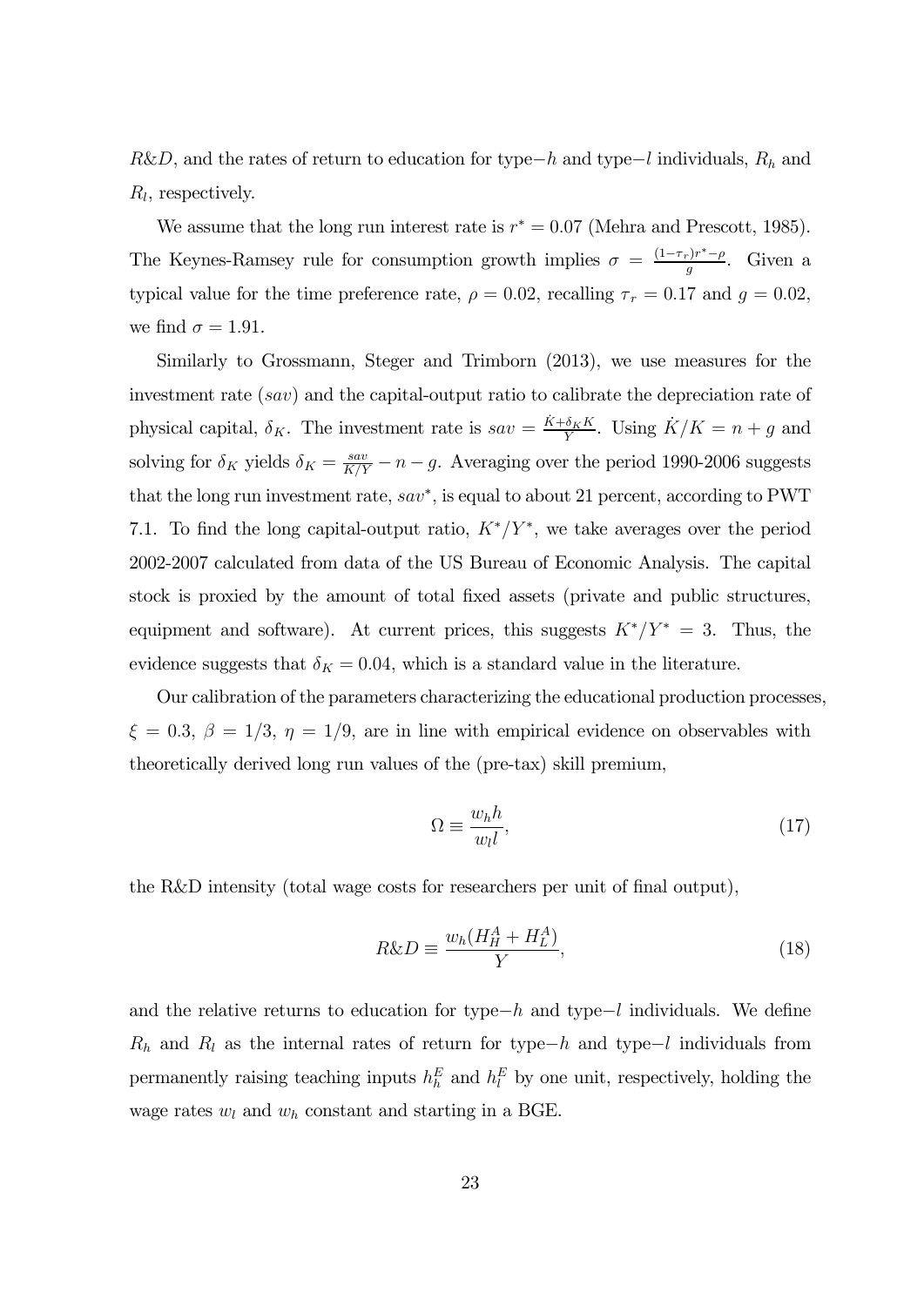$R\&D$, and the rates of return to education for type$-h$ and type$-l$ individuals, $R_h$ and $R_l$, respectively.

We assume that the long run interest rate is $r^* = 0.07$ (Mehra and Prescott, 1985). The Keynes-Ramsey rule for consumption growth implies $\sigma = \frac{(1-\tau_r)r^* - \rho}{g}$. Given a typical value for the time preference rate, $\rho = 0.02$, recalling $\tau_r = 0.17$ and $g = 0.02$, we find $\sigma = 1.91$.

Similarly to Grossmann, Steger and Trimborn (2013), we use measures for the investment rate ($sav$) and the capital-output ratio to calibrate the depreciation rate of physical capital, $\delta_K$. The investment rate is $sav = \frac{\dot{K} + \delta_K K}{Y}$. Using $\dot{K}/K = n + g$ and solving for $\delta_K$ yields $\delta_K = \frac{sav}{K/Y} - n - g$. Averaging over the period 1990-2006 suggests that the long run investment rate, $sav^*$, is equal to about 21 percent, according to PWT 7.1. To find the long capital-output ratio, $K^*/Y^*$, we take averages over the period 2002-2007 calculated from data of the US Bureau of Economic Analysis. The capital stock is proxied by the amount of total fixed assets (private and public structures, equipment and software). At current prices, this suggests $K^*/Y^* = 3$. Thus, the evidence suggests that $\delta_K = 0.04$, which is a standard value in the literature.

Our calibration of the parameters characterizing the educational production processes, $\xi = 0.3$, $\beta = 1/3$, $\eta = 1/9$, are in line with empirical evidence on observables with theoretically derived long run values of the (pre-tax) skill premium,

$$\Omega \equiv \frac{w_h h}{w_l l}, \tag{17}$$

the R&D intensity (total wage costs for researchers per unit of final output),

$$R\&D \equiv \frac{w_h (H_H^A + H_L^A)}{Y}, \tag{18}$$

and the relative returns to education for type$-h$ and type$-l$ individuals. We define $R_h$ and $R_l$ as the internal rates of return for type$-h$ and type$-l$ individuals from permanently raising teaching inputs $h_h^E$ and $h_l^E$ by one unit, respectively, holding the wage rates $w_l$ and $w_h$ constant and starting in a BGE.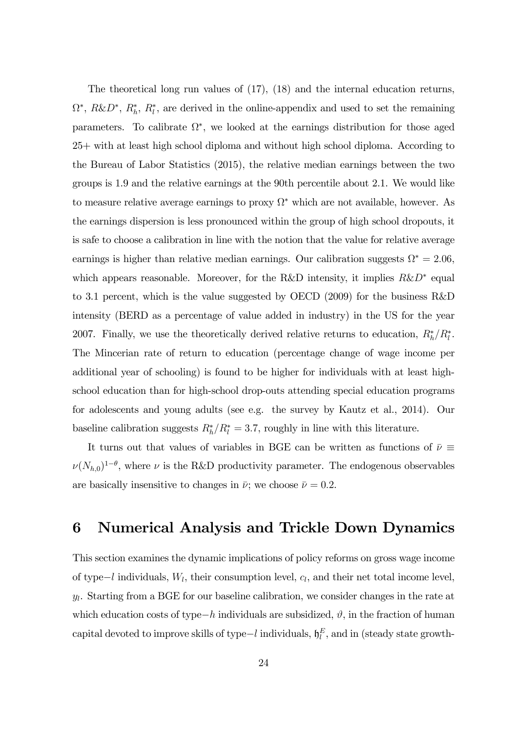The theoretical long run values of (17), (18) and the internal education returns, $\Omega^*$, $R\&D^*$, $R_h^*$, $R_l^*$, are derived in the online-appendix and used to set the remaining parameters. To calibrate $\Omega^*$, we looked at the earnings distribution for those aged 25+ with at least high school diploma and without high school diploma. According to the Bureau of Labor Statistics (2015), the relative median earnings between the two groups is 1.9 and the relative earnings at the 90th percentile about 2.1. We would like to measure relative average earnings to proxy $\Omega^*$ which are not available, however. As the earnings dispersion is less pronounced within the group of high school dropouts, it is safe to choose a calibration in line with the notion that the value for relative average earnings is higher than relative median earnings. Our calibration suggests $\Omega^* = 2.06$, which appears reasonable. Moreover, for the R&D intensity, it implies $R\&D^*$ equal to 3.1 percent, which is the value suggested by OECD (2009) for the business R&D intensity (BERD as a percentage of value added in industry) in the US for the year 2007. Finally, we use the theoretically derived relative returns to education, $R_h^*/R_l^*$. The Mincerian rate of return to education (percentage change of wage income per additional year of schooling) is found to be higher for individuals with at least high-school education than for high-school drop-outs attending special education programs for adolescents and young adults (see e.g. the survey by Kautz et al., 2014). Our baseline calibration suggests $R_h^*/R_l^* = 3.7$, roughly in line with this literature.

It turns out that values of variables in BGE can be written as functions of $\bar{\nu} \equiv \nu(N_{h,0})^{1-\theta}$, where $\nu$ is the R&D productivity parameter. The endogenous observables are basically insensitive to changes in $\bar{\nu}$; we choose $\bar{\nu} = 0.2$.

# 6 Numerical Analysis and Trickle Down Dynamics

This section examines the dynamic implications of policy reforms on gross wage income of type$-l$ individuals, $W_l$, their consumption level, $c_l$, and their net total income level, $y_l$. Starting from a BGE for our baseline calibration, we consider changes in the rate at which education costs of type$-h$ individuals are subsidized, $\vartheta$, in the fraction of human capital devoted to improve skills of type$-l$ individuals, $\mathfrak{h}_l^E$, and in (steady state growth-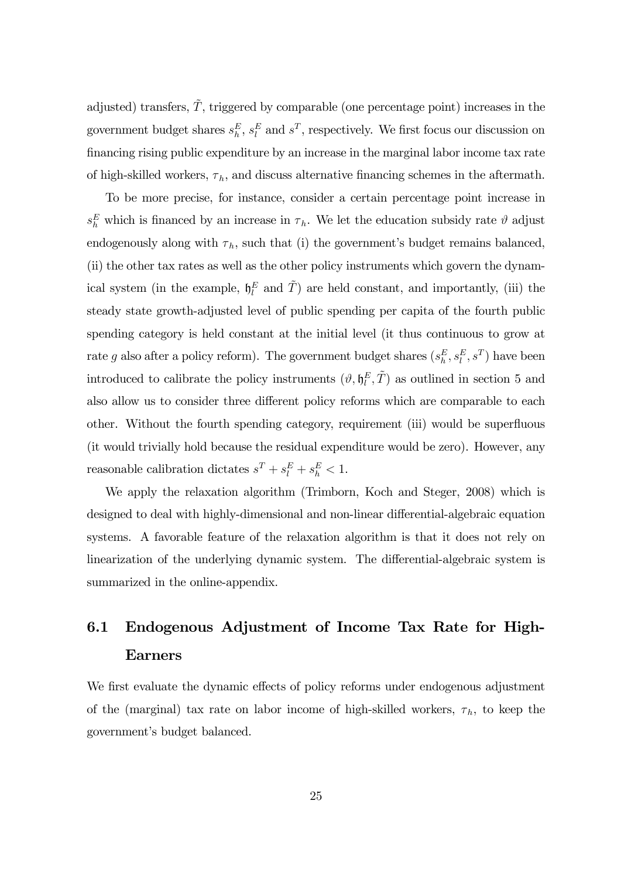adjusted) transfers, $\tilde{T}$, triggered by comparable (one percentage point) increases in the government budget shares $s_h^E$, $s_l^E$ and $s^T$, respectively. We first focus our discussion on financing rising public expenditure by an increase in the marginal labor income tax rate of high-skilled workers, $\tau_h$, and discuss alternative financing schemes in the aftermath.

To be more precise, for instance, consider a certain percentage point increase in $s_h^E$ which is financed by an increase in $\tau_h$. We let the education subsidy rate $\vartheta$ adjust endogenously along with $\tau_h$, such that (i) the government's budget remains balanced, (ii) the other tax rates as well as the other policy instruments which govern the dynamical system (in the example, $\mathfrak{h}_l^E$ and $\tilde{T}$) are held constant, and importantly, (iii) the steady state growth-adjusted level of public spending per capita of the fourth public spending category is held constant at the initial level (it thus continuous to grow at rate $g$ also after a policy reform). The government budget shares $(s_h^E, s_l^E, s^T)$ have been introduced to calibrate the policy instruments $(\vartheta, \mathfrak{h}_l^E, \tilde{T})$ as outlined in section 5 and also allow us to consider three different policy reforms which are comparable to each other. Without the fourth spending category, requirement (iii) would be superfluous (it would trivially hold because the residual expenditure would be zero). However, any reasonable calibration dictates $s^T + s_l^E + s_h^E < 1$.

We apply the relaxation algorithm (Trimborn, Koch and Steger, 2008) which is designed to deal with highly-dimensional and non-linear differential-algebraic equation systems. A favorable feature of the relaxation algorithm is that it does not rely on linearization of the underlying dynamic system. The differential-algebraic system is summarized in the online-appendix.

## 6.1 Endogenous Adjustment of Income Tax Rate for High-Earners

We first evaluate the dynamic effects of policy reforms under endogenous adjustment of the (marginal) tax rate on labor income of high-skilled workers, $\tau_h$, to keep the government's budget balanced.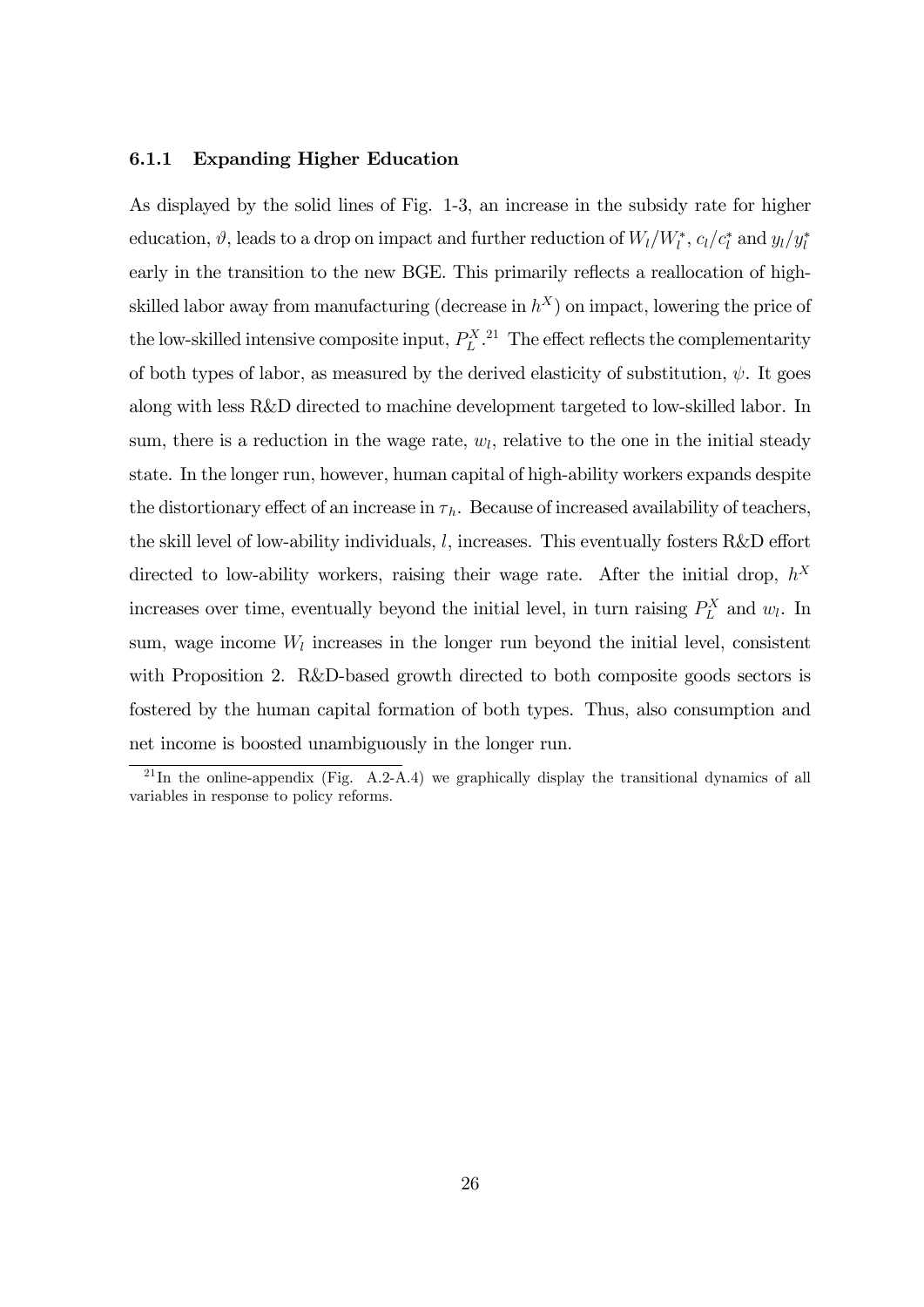### 6.1.1 Expanding Higher Education

As displayed by the solid lines of Fig. 1-3, an increase in the subsidy rate for higher education, $\vartheta$, leads to a drop on impact and further reduction of $W_l/W_l^*$, $c_l/c_l^*$ and $y_l/y_l^*$ early in the transition to the new BGE. This primarily reflects a reallocation of high-skilled labor away from manufacturing (decrease in $h^X$) on impact, lowering the price of the low-skilled intensive composite input, $P_L^X$.[21] The effect reflects the complementarity of both types of labor, as measured by the derived elasticity of substitution, $\psi$. It goes along with less R&D directed to machine development targeted to low-skilled labor. In sum, there is a reduction in the wage rate, $w_l$, relative to the one in the initial steady state. In the longer run, however, human capital of high-ability workers expands despite the distortionary effect of an increase in $\tau_h$. Because of increased availability of teachers, the skill level of low-ability individuals, $l$, increases. This eventually fosters R&D effort directed to low-ability workers, raising their wage rate. After the initial drop, $h^X$ increases over time, eventually beyond the initial level, in turn raising $P_L^X$ and $w_l$. In sum, wage income $W_l$ increases in the longer run beyond the initial level, consistent with Proposition 2. R&D-based growth directed to both composite goods sectors is fostered by the human capital formation of both types. Thus, also consumption and net income is boosted unambiguously in the longer run.

[21] In the online-appendix (Fig. A.2-A.4) we graphically display the transitional dynamics of all variables in response to policy reforms.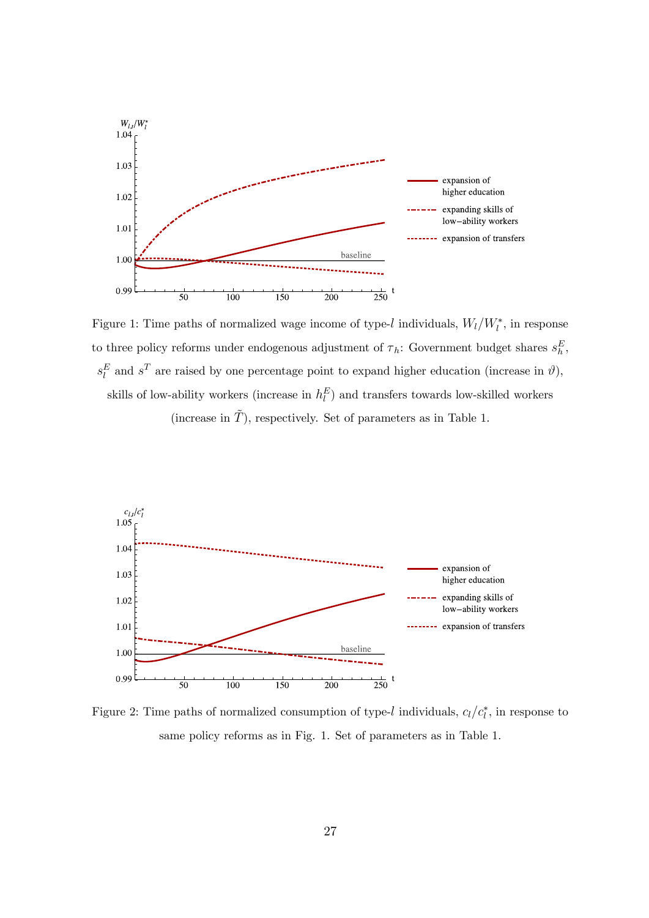Figure 1: Time paths of normalized wage income of type-$l$ individuals, $W_l/W_l^*$, in response to three policy reforms under endogenous adjustment of $\tau_h$: Government budget shares $s_h^E$, $s_l^E$ and $s^T$ are raised by one percentage point to expand higher education (increase in $\vartheta$), skills of low-ability workers (increase in $h_l^E$) and transfers towards low-skilled workers (increase in $\tilde{T}$), respectively. Set of parameters as in Table 1.

Figure 2: Time paths of normalized consumption of type-$l$ individuals, $c_l/c_l^*$, in response to same policy reforms as in Fig. 1. Set of parameters as in Table 1.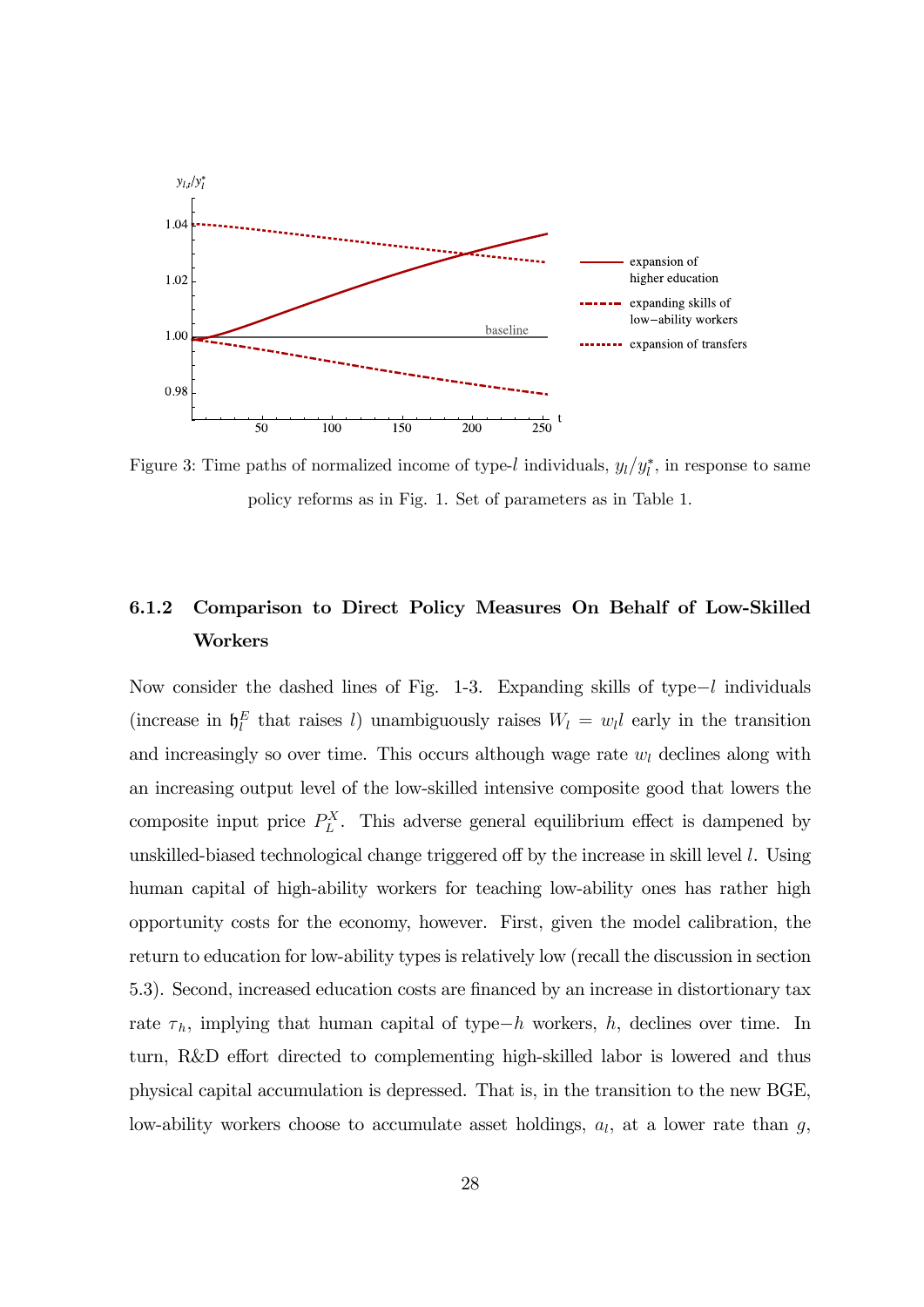Figure 3: Time paths of normalized income of type-$l$ individuals, $y_l/y_l^*$, in response to same policy reforms as in Fig. 1. Set of parameters as in Table 1.

### 6.1.2 Comparison to Direct Policy Measures On Behalf of Low-Skilled Workers

Now consider the dashed lines of Fig. 1-3. Expanding skills of type$-l$ individuals (increase in $\mathfrak{h}_l^E$ that raises $l$) unambiguously raises $W_l = w_l l$ early in the transition and increasingly so over time. This occurs although wage rate $w_l$ declines along with an increasing output level of the low-skilled intensive composite good that lowers the composite input price $P_L^X$. This adverse general equilibrium effect is dampened by unskilled-biased technological change triggered off by the increase in skill level $l$. Using human capital of high-ability workers for teaching low-ability ones has rather high opportunity costs for the economy, however. First, given the model calibration, the return to education for low-ability types is relatively low (recall the discussion in section 5.3). Second, increased education costs are financed by an increase in distortionary tax rate $\tau_h$, implying that human capital of type$-h$ workers, $h$, declines over time. In turn, R&D effort directed to complementing high-skilled labor is lowered and thus physical capital accumulation is depressed. That is, in the transition to the new BGE, low-ability workers choose to accumulate asset holdings, $a_l$, at a lower rate than $g$,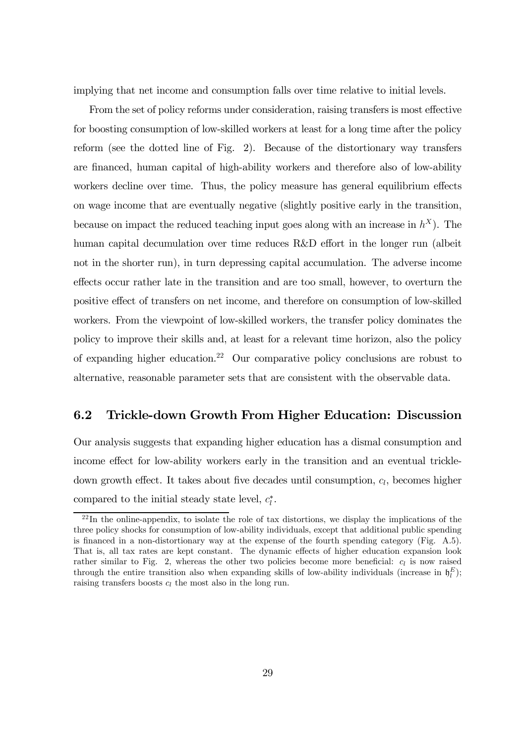implying that net income and consumption falls over time relative to initial levels.

From the set of policy reforms under consideration, raising transfers is most effective for boosting consumption of low-skilled workers at least for a long time after the policy reform (see the dotted line of Fig. 2). Because of the distortionary way transfers are financed, human capital of high-ability workers and therefore also of low-ability workers decline over time. Thus, the policy measure has general equilibrium effects on wage income that are eventually negative (slightly positive early in the transition, because on impact the reduced teaching input goes along with an increase in $h^X$). The human capital decumulation over time reduces R&D effort in the longer run (albeit not in the shorter run), in turn depressing capital accumulation. The adverse income effects occur rather late in the transition and are too small, however, to overturn the positive effect of transfers on net income, and therefore on consumption of low-skilled workers. From the viewpoint of low-skilled workers, the transfer policy dominates the policy to improve their skills and, at least for a relevant time horizon, also the policy of expanding higher education.[22] Our comparative policy conclusions are robust to alternative, reasonable parameter sets that are consistent with the observable data.

## 6.2 Trickle-down Growth From Higher Education: Discussion

Our analysis suggests that expanding higher education has a dismal consumption and income effect for low-ability workers early in the transition and an eventual trickle-down growth effect. It takes about five decades until consumption, $c_l$, becomes higher compared to the initial steady state level, $c_l^*$.

[22] In the online-appendix, to isolate the role of tax distortions, we display the implications of the three policy shocks for consumption of low-ability individuals, except that additional public spending is financed in a non-distortionary way at the expense of the fourth spending category (Fig. A.5). That is, all tax rates are kept constant. The dynamic effects of higher education expansion look rather similar to Fig. 2, whereas the other two policies become more beneficial: $c_l$ is now raised through the entire transition also when expanding skills of low-ability individuals (increase in $\mathfrak{h}_l^E$); raising transfers boosts $c_l$ the most also in the long run.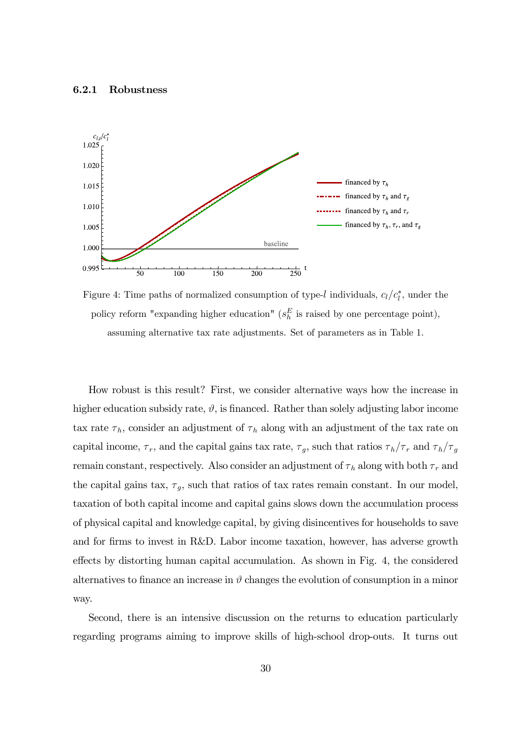### 6.2.1 Robustness

Figure 4: Time paths of normalized consumption of type-$l$ individuals, $c_l/c_l^*$, under the policy reform "expanding higher education" ($s_h^E$ is raised by one percentage point), assuming alternative tax rate adjustments. Set of parameters as in Table 1.

How robust is this result? First, we consider alternative ways how the increase in higher education subsidy rate, $\vartheta$, is financed. Rather than solely adjusting labor income tax rate $\tau_h$, consider an adjustment of $\tau_h$ along with an adjustment of the tax rate on capital income, $\tau_r$, and the capital gains tax rate, $\tau_g$, such that ratios $\tau_h/\tau_r$ and $\tau_h/\tau_g$ remain constant, respectively. Also consider an adjustment of $\tau_h$ along with both $\tau_r$ and the capital gains tax, $\tau_g$, such that ratios of tax rates remain constant. In our model, taxation of both capital income and capital gains slows down the accumulation process of physical capital and knowledge capital, by giving disincentives for households to save and for firms to invest in R&D. Labor income taxation, however, has adverse growth effects by distorting human capital accumulation. As shown in Fig. 4, the considered alternatives to finance an increase in $\vartheta$ changes the evolution of consumption in a minor way.

Second, there is an intensive discussion on the returns to education particularly regarding programs aiming to improve skills of high-school drop-outs. It turns out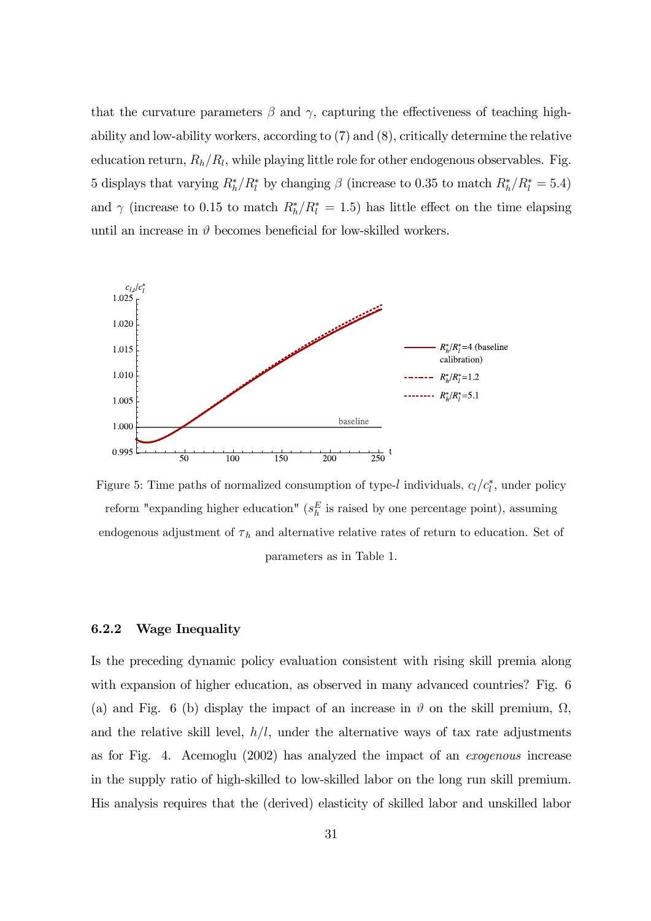that the curvature parameters $\beta$ and $\gamma$, capturing the effectiveness of teaching high-ability and low-ability workers, according to (7) and (8), critically determine the relative education return, $R_h/R_l$, while playing little role for other endogenous observables. Fig. 5 displays that varying $R_h^*/R_l^*$ by changing $\beta$ (increase to 0.35 to match $R_h^*/R_l^* = 5.4$) and $\gamma$ (increase to 0.15 to match $R_h^*/R_l^* = 1.5$) has little effect on the time elapsing until an increase in $\vartheta$ becomes beneficial for low-skilled workers.

Figure 5: Time paths of normalized consumption of type-$l$ individuals, $c_l/c_l^*$, under policy reform "expanding higher education" ($s_h^E$ is raised by one percentage point), assuming endogenous adjustment of $\tau_h$ and alternative relative rates of return to education. Set of parameters as in Table 1.

### 6.2.2 Wage Inequality

Is the preceding dynamic policy evaluation consistent with rising skill premia along with expansion of higher education, as observed in many advanced countries? Fig. 6 (a) and Fig. 6 (b) display the impact of an increase in $\vartheta$ on the skill premium, $\Omega$, and the relative skill level, $h/l$, under the alternative ways of tax rate adjustments as for Fig. 4. Acemoglu (2002) has analyzed the impact of an *exogenous* increase in the supply ratio of high-skilled to low-skilled labor on the long run skill premium. His analysis requires that the (derived) elasticity of skilled labor and unskilled labor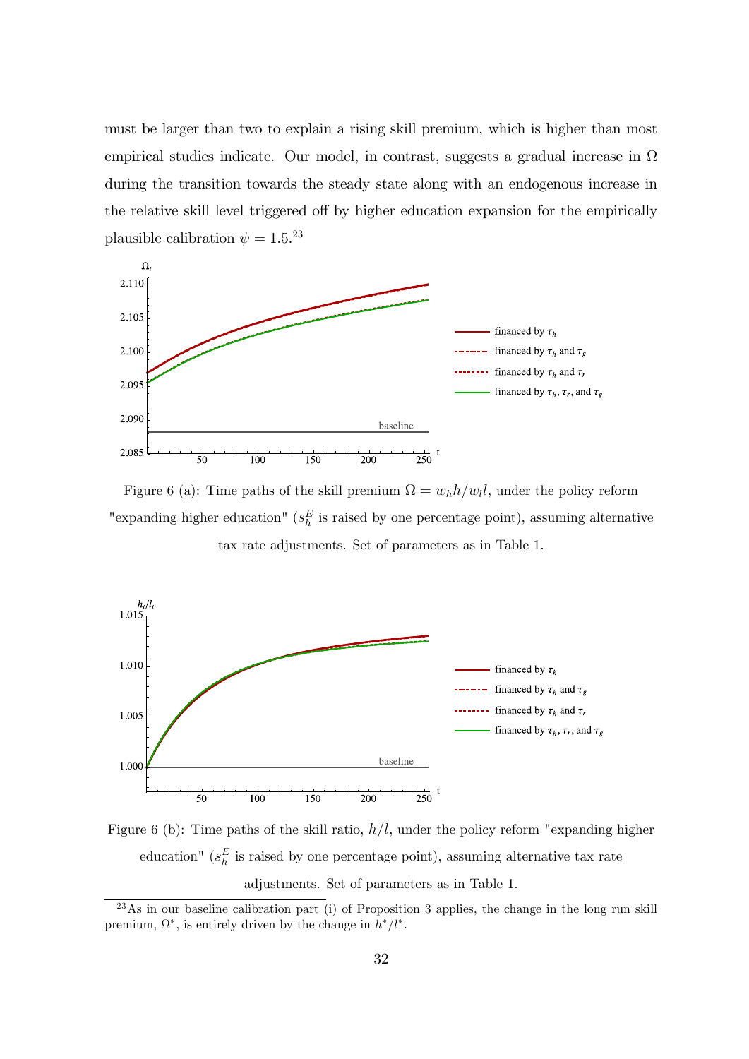must be larger than two to explain a rising skill premium, which is higher than most empirical studies indicate. Our model, in contrast, suggests a gradual increase in $\Omega$ during the transition towards the steady state along with an endogenous increase in the relative skill level triggered off by higher education expansion for the empirically plausible calibration $\psi = 1.5$.[23]

Figure 6 (a): Time paths of the skill premium $\Omega = w_h h / w_l l$, under the policy reform "expanding higher education" ($s_h^E$ is raised by one percentage point), assuming alternative tax rate adjustments. Set of parameters as in Table 1.

Figure 6 (b): Time paths of the skill ratio, $h/l$, under the policy reform "expanding higher education" ($s_h^E$ is raised by one percentage point), assuming alternative tax rate adjustments. Set of parameters as in Table 1.

[23] As in our baseline calibration part (i) of Proposition 3 applies, the change in the long run skill premium, $\Omega^*$, is entirely driven by the change in $h^*/l^*$.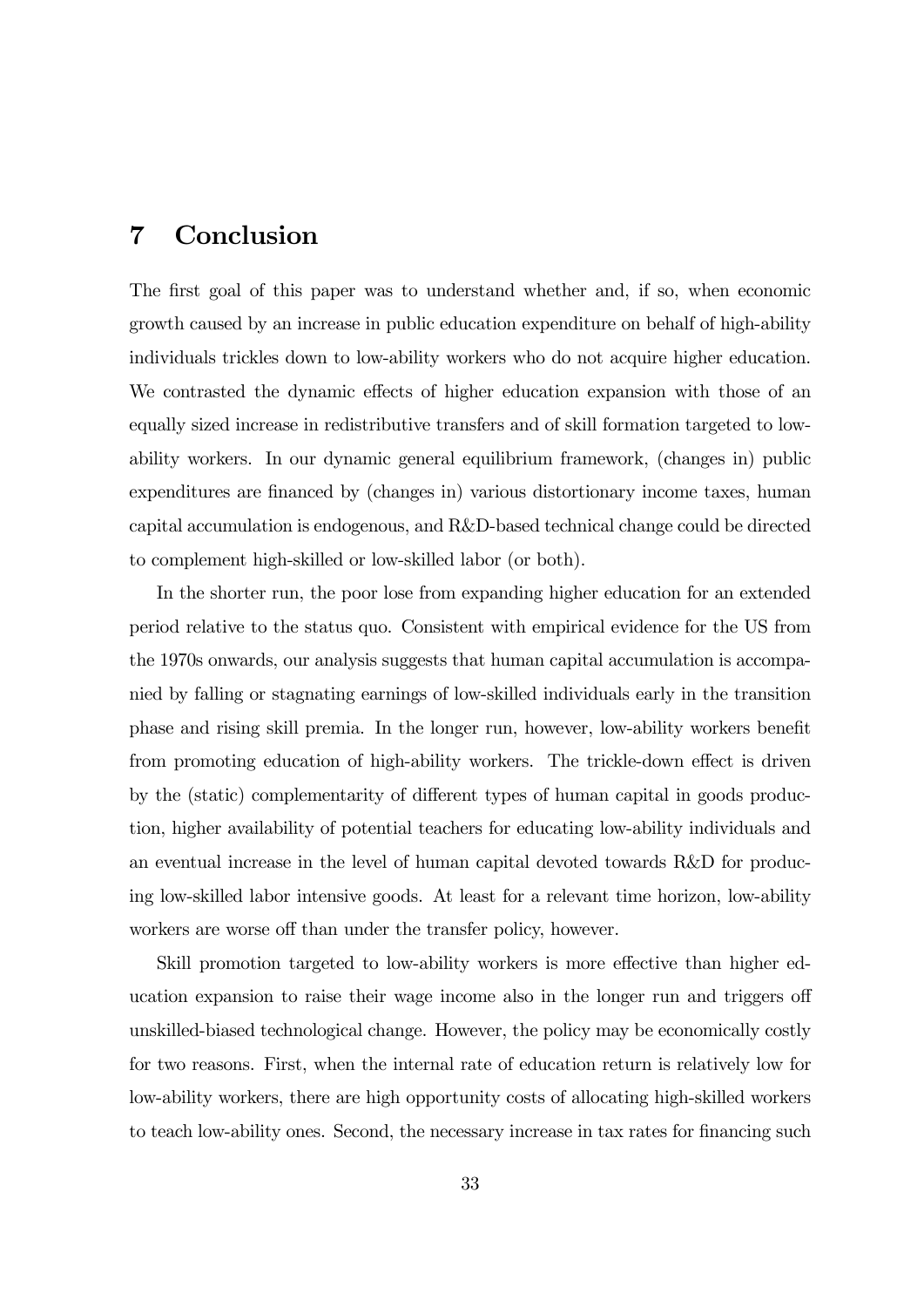# 7 Conclusion

The first goal of this paper was to understand whether and, if so, when economic growth caused by an increase in public education expenditure on behalf of high-ability individuals trickles down to low-ability workers who do not acquire higher education. We contrasted the dynamic effects of higher education expansion with those of an equally sized increase in redistributive transfers and of skill formation targeted to low-ability workers. In our dynamic general equilibrium framework, (changes in) public expenditures are financed by (changes in) various distortionary income taxes, human capital accumulation is endogenous, and R&D-based technical change could be directed to complement high-skilled or low-skilled labor (or both).

In the shorter run, the poor lose from expanding higher education for an extended period relative to the status quo. Consistent with empirical evidence for the US from the 1970s onwards, our analysis suggests that human capital accumulation is accompanied by falling or stagnating earnings of low-skilled individuals early in the transition phase and rising skill premia. In the longer run, however, low-ability workers benefit from promoting education of high-ability workers. The trickle-down effect is driven by the (static) complementarity of different types of human capital in goods production, higher availability of potential teachers for educating low-ability individuals and an eventual increase in the level of human capital devoted towards R&D for producing low-skilled labor intensive goods. At least for a relevant time horizon, low-ability workers are worse off than under the transfer policy, however.

Skill promotion targeted to low-ability workers is more effective than higher education expansion to raise their wage income also in the longer run and triggers off unskilled-biased technological change. However, the policy may be economically costly for two reasons. First, when the internal rate of education return is relatively low for low-ability workers, there are high opportunity costs of allocating high-skilled workers to teach low-ability ones. Second, the necessary increase in tax rates for financing such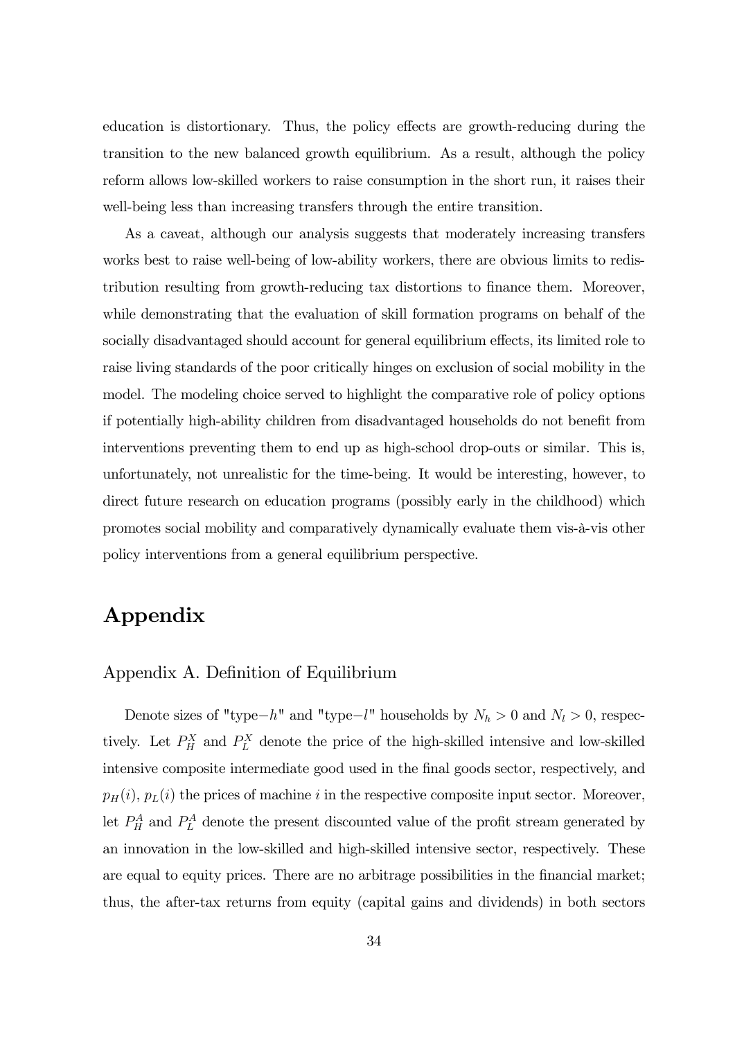education is distortionary. Thus, the policy effects are growth-reducing during the transition to the new balanced growth equilibrium. As a result, although the policy reform allows low-skilled workers to raise consumption in the short run, it raises their well-being less than increasing transfers through the entire transition.

As a caveat, although our analysis suggests that moderately increasing transfers works best to raise well-being of low-ability workers, there are obvious limits to redistribution resulting from growth-reducing tax distortions to finance them. Moreover, while demonstrating that the evaluation of skill formation programs on behalf of the socially disadvantaged should account for general equilibrium effects, its limited role to raise living standards of the poor critically hinges on exclusion of social mobility in the model. The modeling choice served to highlight the comparative role of policy options if potentially high-ability children from disadvantaged households do not benefit from interventions preventing them to end up as high-school drop-outs or similar. This is, unfortunately, not unrealistic for the time-being. It would be interesting, however, to direct future research on education programs (possibly early in the childhood) which promotes social mobility and comparatively dynamically evaluate them vis-à-vis other policy interventions from a general equilibrium perspective.

# Appendix

## Appendix A. Definition of Equilibrium

Denote sizes of "type$-h$" and "type$-l$" households by $N_h > 0$ and $N_l > 0$, respectively. Let $P_H^X$ and $P_L^X$ denote the price of the high-skilled intensive and low-skilled intensive composite intermediate good used in the final goods sector, respectively, and $p_H(i)$, $p_L(i)$ the prices of machine $i$ in the respective composite input sector. Moreover, let $P_H^A$ and $P_L^A$ denote the present discounted value of the profit stream generated by an innovation in the low-skilled and high-skilled intensive sector, respectively. These are equal to equity prices. There are no arbitrage possibilities in the financial market; thus, the after-tax returns from equity (capital gains and dividends) in both sectors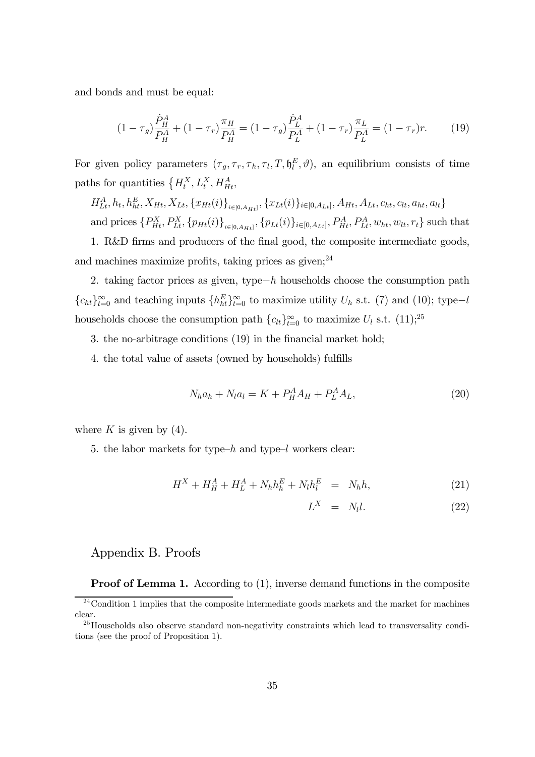and bonds and must be equal:

$$(1-\tau_g)\frac{\dot{P}_H^A}{P_H^A} + (1-\tau_r)\frac{\pi_H}{P_H^A} = (1-\tau_g)\frac{\dot{P}_L^A}{P_L^A} + (1-\tau_r)\frac{\pi_L}{P_L^A} = (1-\tau_r)r. \tag{19}$$

For given policy parameters $(\tau_g, \tau_r, \tau_h, \tau_l, T, \mathfrak{h}_l^E, \vartheta)$, an equilibrium consists of time paths for quantities $\{H_t^X, L_t^X, H_{Ht}^A,$

$H_{Lt}^A, h_t, h_{ht}^E, X_{Ht}, X_{Lt}, \{x_{Ht}(i)\}_{i\in[0,A_{Ht}]}, \{x_{Lt}(i)\}_{i\in[0,A_{Lt}]}, A_{Ht}, A_{Lt}, c_{ht}, c_{lt}, a_{ht}, a_{lt}\}$ and prices $\{P_{Ht}^X, P_{Lt}^X, \{p_{Ht}(i)\}_{i\in[0,A_{Ht}]}, \{p_{Lt}(i)\}_{i\in[0,A_{Lt}]}, P_{Ht}^A, P_{Lt}^A, w_{ht}, w_{lt}, r_t\}$ such that

1. R&D firms and producers of the final good, the composite intermediate goods, and machines maximize profits, taking prices as given;[24]

2. taking factor prices as given, type$-h$ households choose the consumption path $\{c_{ht}\}_{t=0}^{\infty}$ and teaching inputs $\{h_{ht}^E\}_{t=0}^{\infty}$ to maximize utility $U_h$ s.t. (7) and (10); type$-l$ households choose the consumption path $\{c_{lt}\}_{t=0}^{\infty}$ to maximize $U_l$ s.t. (11);[25]

3. the no-arbitrage conditions (19) in the financial market hold;

4. the total value of assets (owned by households) fulfills

$$N_h a_h + N_l a_l = K + P_H^A A_H + P_L^A A_L, \tag{20}$$

where $K$ is given by (4).

5. the labor markets for type–$h$ and type–$l$ workers clear:

$$\begin{aligned} H^X + H_H^A + H_L^A + N_h h_h^E + N_l h_l^E &= N_h h, \qquad (21)\\ L^X &= N_l l. \qquad (22) \end{aligned}$$

## Appendix B. Proofs

**Proof of Lemma 1.** According to (1), inverse demand functions in the composite

[24] Condition 1 implies that the composite intermediate goods markets and the market for machines clear.

[25] Households also observe standard non-negativity constraints which lead to transversality conditions (see the proof of Proposition 1).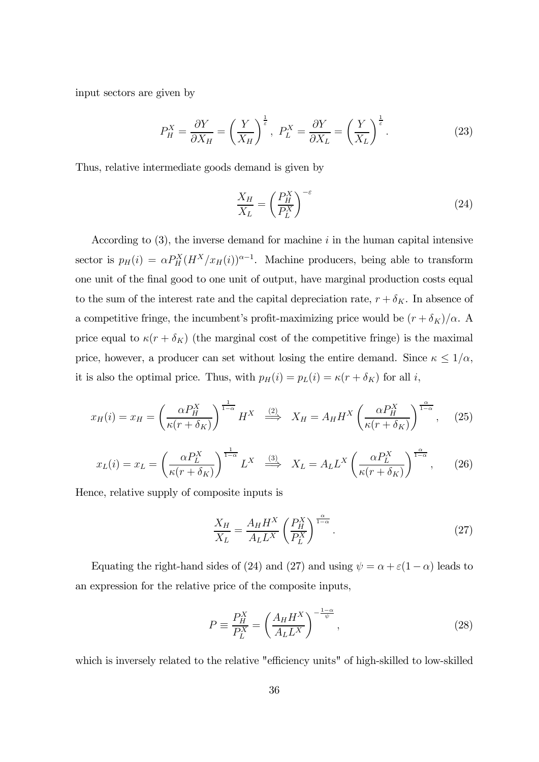input sectors are given by

$$P_H^X = \frac{\partial Y}{\partial X_H} = \left(\frac{Y}{X_H}\right)^{\frac{1}{\varepsilon}},\ P_L^X = \frac{\partial Y}{\partial X_L} = \left(\frac{Y}{X_L}\right)^{\frac{1}{\varepsilon}}. \tag{23}$$

Thus, relative intermediate goods demand is given by

$$\frac{X_H}{X_L} = \left(\frac{P_H^X}{P_L^X}\right)^{-\varepsilon} \tag{24}$$

According to (3), the inverse demand for machine $i$ in the human capital intensive sector is $p_H(i) = \alpha P_H^X (H^X/x_H(i))^{\alpha-1}$. Machine producers, being able to transform one unit of the final good to one unit of output, have marginal production costs equal to the sum of the interest rate and the capital depreciation rate, $r + \delta_K$. In absence of a competitive fringe, the incumbent's profit-maximizing price would be $(r + \delta_K)/\alpha$. A price equal to $\kappa(r + \delta_K)$ (the marginal cost of the competitive fringe) is the maximal price, however, a producer can set without losing the entire demand. Since $\kappa \leq 1/\alpha$, it is also the optimal price. Thus, with $p_H(i) = p_L(i) = \kappa(r + \delta_K)$ for all $i$,

$$x_H(i) = x_H = \left(\frac{\alpha P_H^X}{\kappa(r+\delta_K)}\right)^{\frac{1}{1-\alpha}} H^X \overset{(2)}{\Longrightarrow} X_H = A_H H^X \left(\frac{\alpha P_H^X}{\kappa(r+\delta_K)}\right)^{\frac{\alpha}{1-\alpha}}, \tag{25}$$

$$x_L(i) = x_L = \left(\frac{\alpha P_L^X}{\kappa(r+\delta_K)}\right)^{\frac{1}{1-\alpha}} L^X \overset{(3)}{\Longrightarrow} X_L = A_L L^X \left(\frac{\alpha P_L^X}{\kappa(r+\delta_K)}\right)^{\frac{\alpha}{1-\alpha}}, \tag{26}$$

Hence, relative supply of composite inputs is

$$\frac{X_H}{X_L} = \frac{A_H H^X}{A_L L^X}\left(\frac{P_H^X}{P_L^X}\right)^{\frac{\alpha}{1-\alpha}}. \tag{27}$$

Equating the right-hand sides of (24) and (27) and using $\psi = \alpha + \varepsilon(1-\alpha)$ leads to an expression for the relative price of the composite inputs,

$$P \equiv \frac{P_H^X}{P_L^X} = \left(\frac{A_H H^X}{A_L L^X}\right)^{-\frac{1-\alpha}{\psi}}, \tag{28}$$

which is inversely related to the relative "efficiency units" of high-skilled to low-skilled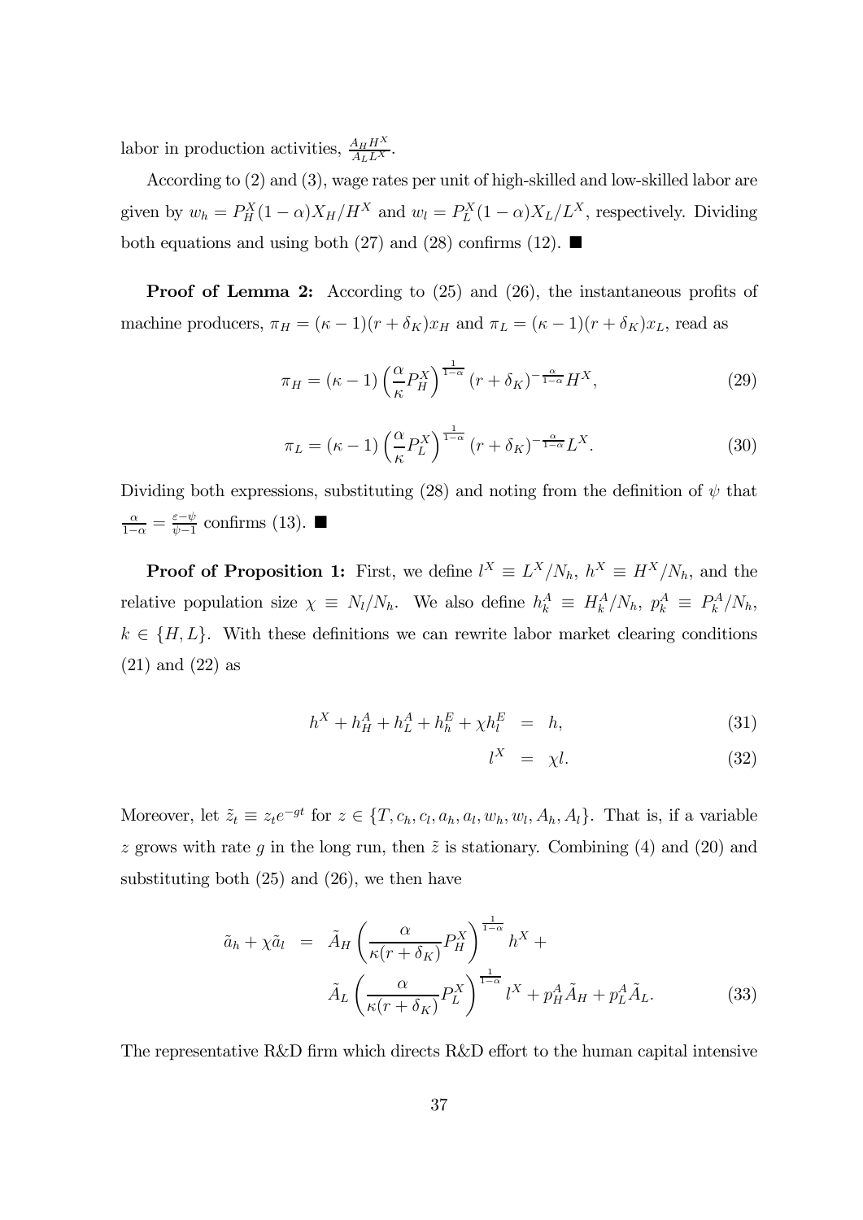labor in production activities, $\frac{A_H H^X}{A_L L^X}$.

According to (2) and (3), wage rates per unit of high-skilled and low-skilled labor are given by $w_h = P_H^X(1-\alpha)X_H/H^X$ and $w_l = P_L^X(1-\alpha)X_L/L^X$, respectively. Dividing both equations and using both (27) and (28) confirms (12). ■

**Proof of Lemma 2:** According to (25) and (26), the instantaneous profits of machine producers, $\pi_H = (\kappa - 1)(r + \delta_K)x_H$ and $\pi_L = (\kappa - 1)(r + \delta_K)x_L$, read as

$$\pi_H = (\kappa - 1)\left(\frac{\alpha}{\kappa}P_H^X\right)^{\frac{1}{1-\alpha}}(r+\delta_K)^{-\frac{\alpha}{1-\alpha}}H^X, \tag{29}$$

$$\pi_L = (\kappa - 1)\left(\frac{\alpha}{\kappa}P_L^X\right)^{\frac{1}{1-\alpha}}(r+\delta_K)^{-\frac{\alpha}{1-\alpha}}L^X. \tag{30}$$

Dividing both expressions, substituting (28) and noting from the definition of $\psi$ that $\frac{\alpha}{1-\alpha} = \frac{\varepsilon-\psi}{\psi-1}$ confirms (13). ■

**Proof of Proposition 1:** First, we define $l^X \equiv L^X/N_h$, $h^X \equiv H^X/N_h$, and the relative population size $\chi \equiv N_l/N_h$. We also define $h_k^A \equiv H_k^A/N_h$, $p_k^A \equiv P_k^A/N_h$, $k \in \{H, L\}$. With these definitions we can rewrite labor market clearing conditions (21) and (22) as

$$h^X + h_H^A + h_L^A + h_h^E + \chi h_l^E = h, \tag{31}$$

$$l^X = \chi l. \tag{32}$$

Moreover, let $\tilde{z}_t \equiv z_t e^{-gt}$ for $z \in \{T, c_h, c_l, a_h, a_l, w_h, w_l, A_h, A_l\}$. That is, if a variable $z$ grows with rate $g$ in the long run, then $\tilde{z}$ is stationary. Combining (4) and (20) and substituting both (25) and (26), we then have

$$\begin{aligned}\tilde{a}_h + \chi\tilde{a}_l = {} & \tilde{A}_H\left(\frac{\alpha}{\kappa(r+\delta_K)}P_H^X\right)^{\frac{1}{1-\alpha}}h^X + \\ & \tilde{A}_L\left(\frac{\alpha}{\kappa(r+\delta_K)}P_L^X\right)^{\frac{1}{1-\alpha}}l^X + p_H^A\tilde{A}_H + p_L^A\tilde{A}_L. \end{aligned} \tag{33}$$

The representative R&D firm which directs R&D effort to the human capital intensive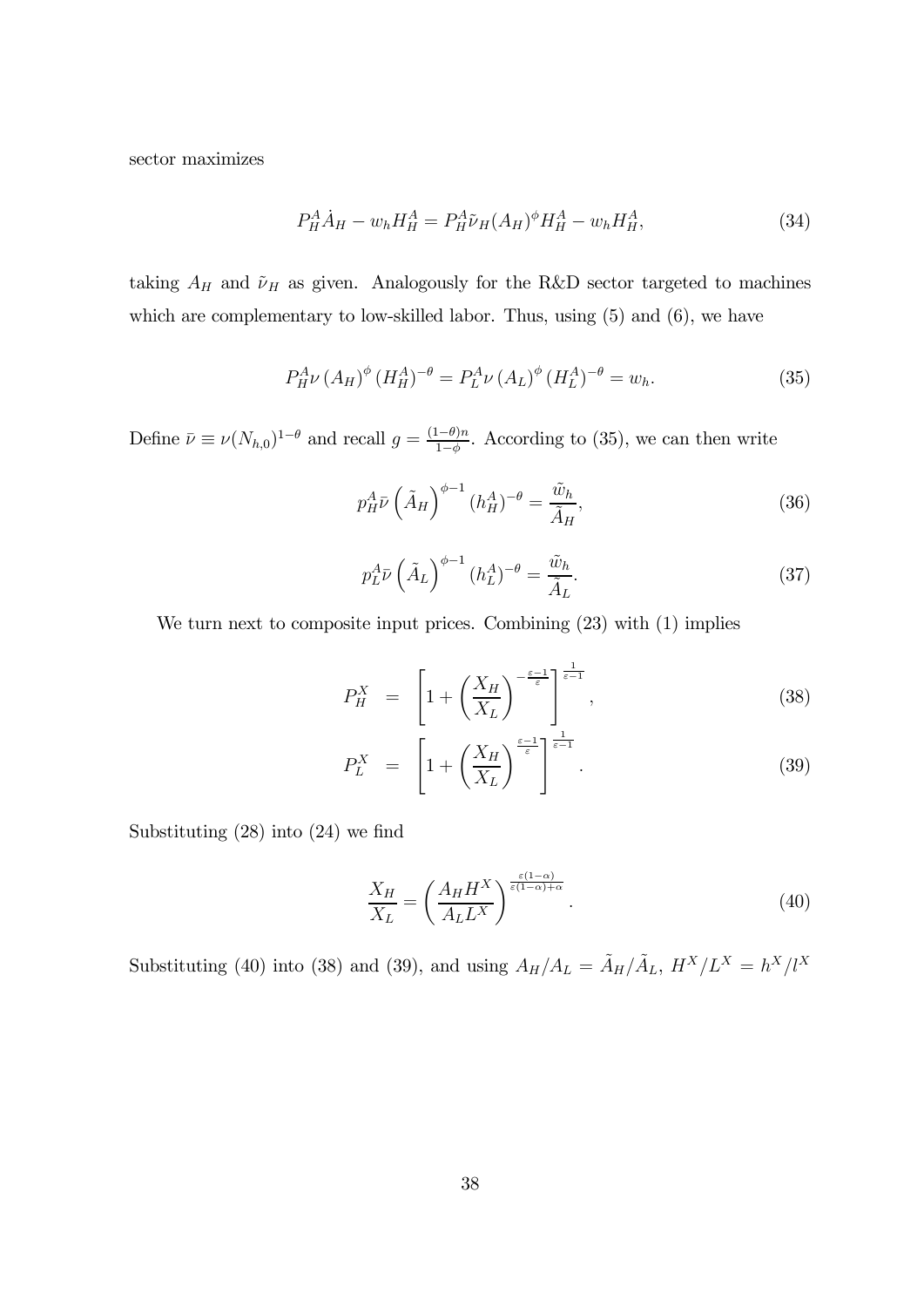sector maximizes

$$P_H^A \dot{A}_H - w_h H_H^A = P_H^A \tilde{\nu}_H (A_H)^\phi H_H^A - w_h H_H^A, \tag{34}$$

taking $A_H$ and $\tilde{\nu}_H$ as given. Analogously for the R&D sector targeted to machines which are complementary to low-skilled labor. Thus, using (5) and (6), we have

$$P_H^A \nu \left(A_H\right)^\phi \left(H_H^A\right)^{-\theta} = P_L^A \nu \left(A_L\right)^\phi \left(H_L^A\right)^{-\theta} = w_h. \tag{35}$$

Define $\bar{\nu} \equiv \nu (N_{h,0})^{1-\theta}$ and recall $g = \frac{(1-\theta)n}{1-\phi}$. According to (35), we can then write

$$p_H^A \bar{\nu} \left(\tilde{A}_H\right)^{\phi-1} (h_H^A)^{-\theta} = \frac{\tilde{w}_h}{\tilde{A}_H}, \tag{36}$$

$$p_L^A \bar{\nu} \left(\tilde{A}_L\right)^{\phi-1} (h_L^A)^{-\theta} = \frac{\tilde{w}_h}{\tilde{A}_L}. \tag{37}$$

We turn next to composite input prices. Combining (23) with (1) implies

$$P_H^X = \left[1 + \left(\frac{X_H}{X_L}\right)^{-\frac{\varepsilon-1}{\varepsilon}}\right]^{\frac{1}{\varepsilon-1}}, \tag{38}$$

$$P_L^X = \left[1 + \left(\frac{X_H}{X_L}\right)^{\frac{\varepsilon-1}{\varepsilon}}\right]^{\frac{1}{\varepsilon-1}}. \tag{39}$$

Substituting (28) into (24) we find

$$\frac{X_H}{X_L} = \left(\frac{A_H H^X}{A_L L^X}\right)^{\frac{\varepsilon(1-\alpha)}{\varepsilon(1-\alpha)+\alpha}}. \tag{40}$$

Substituting (40) into (38) and (39), and using $A_H/A_L = \tilde{A}_H/\tilde{A}_L$, $H^X/L^X = h^X/l^X$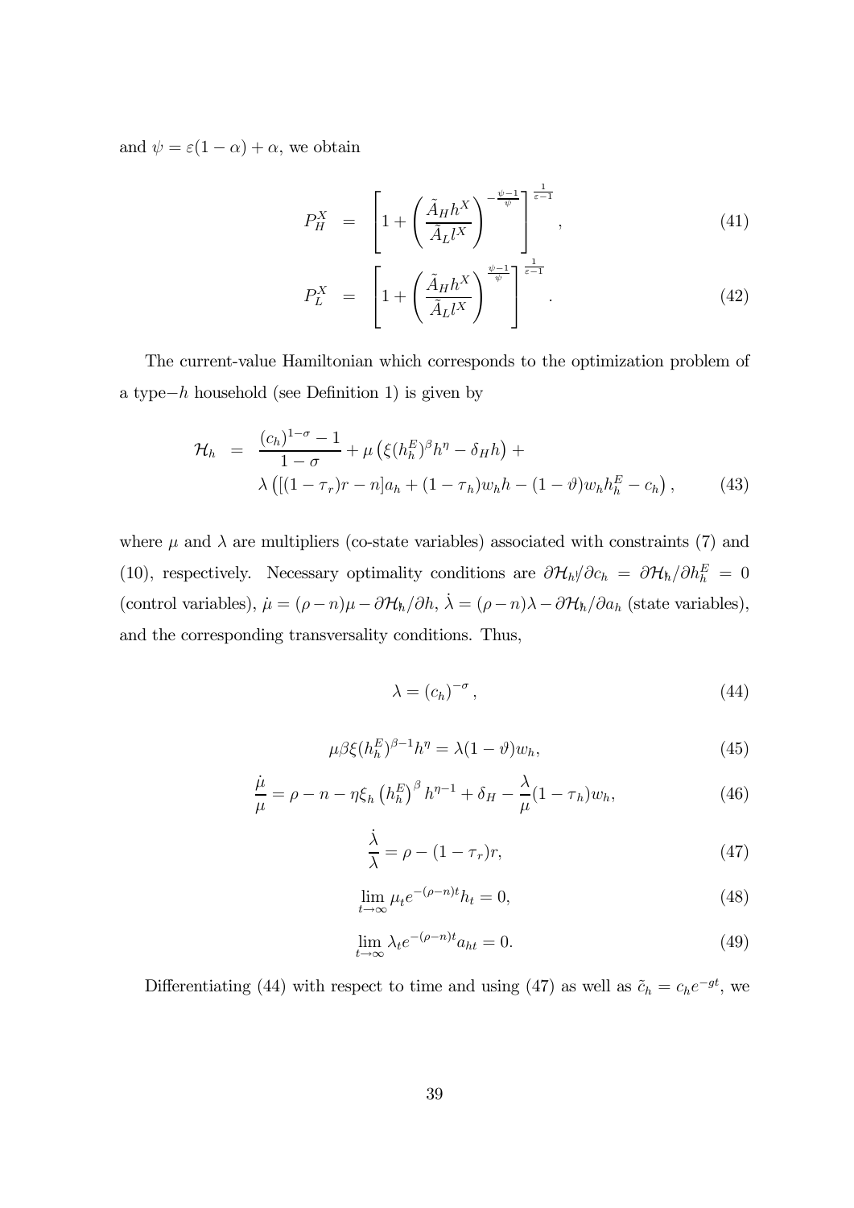and $\psi = \varepsilon(1-\alpha) + \alpha$, we obtain

$$P_H^X = \left[1 + \left(\frac{\tilde{A}_H h^X}{\tilde{A}_L l^X}\right)^{-\frac{\psi-1}{\psi}}\right]^{\frac{1}{\varepsilon-1}}, \tag{41}$$

$$P_L^X = \left[1 + \left(\frac{\tilde{A}_H h^X}{\tilde{A}_L l^X}\right)^{\frac{\psi-1}{\psi}}\right]^{\frac{1}{\varepsilon-1}}. \tag{42}$$

The current-value Hamiltonian which corresponds to the optimization problem of a type$-h$ household (see Definition 1) is given by

$$\begin{aligned}\mathcal{H}_h &= \frac{(c_h)^{1-\sigma}-1}{1-\sigma} + \mu\left(\xi(h_h^E)^\beta h^\eta - \delta_H h\right) + \\ &\quad \lambda\left([(1-\tau_r)r - n]a_h + (1-\tau_h)w_h h - (1-\vartheta)w_h h_h^E - c_h\right),\end{aligned} \tag{43}$$

where $\mu$ and $\lambda$ are multipliers (co-state variables) associated with constraints (7) and (10), respectively. Necessary optimality conditions are $\partial\mathcal{H}_h/\partial c_h = \partial\mathcal{H}_h/\partial h_h^E = 0$ (control variables), $\dot{\mu} = (\rho - n)\mu - \partial\mathcal{H}_h/\partial h$, $\dot{\lambda} = (\rho - n)\lambda - \partial\mathcal{H}_h/\partial a_h$ (state variables), and the corresponding transversality conditions. Thus,

$$\lambda = (c_h)^{-\sigma}, \tag{44}$$

$$\mu\beta\xi(h_h^E)^{\beta-1}h^\eta = \lambda(1-\vartheta)w_h, \tag{45}$$

$$\frac{\dot{\mu}}{\mu} = \rho - n - \eta\xi_h\left(h_h^E\right)^\beta h^{\eta-1} + \delta_H - \frac{\lambda}{\mu}(1-\tau_h)w_h, \tag{46}$$

$$\frac{\dot{\lambda}}{\lambda} = \rho - (1-\tau_r)r, \tag{47}$$

$$\lim_{t\to\infty} \mu_t e^{-(\rho-n)t} h_t = 0, \tag{48}$$

$$\lim_{t\to\infty} \lambda_t e^{-(\rho-n)t} a_{ht} = 0. \tag{49}$$

Differentiating (44) with respect to time and using (47) as well as $\tilde{c}_h = c_h e^{-gt}$, we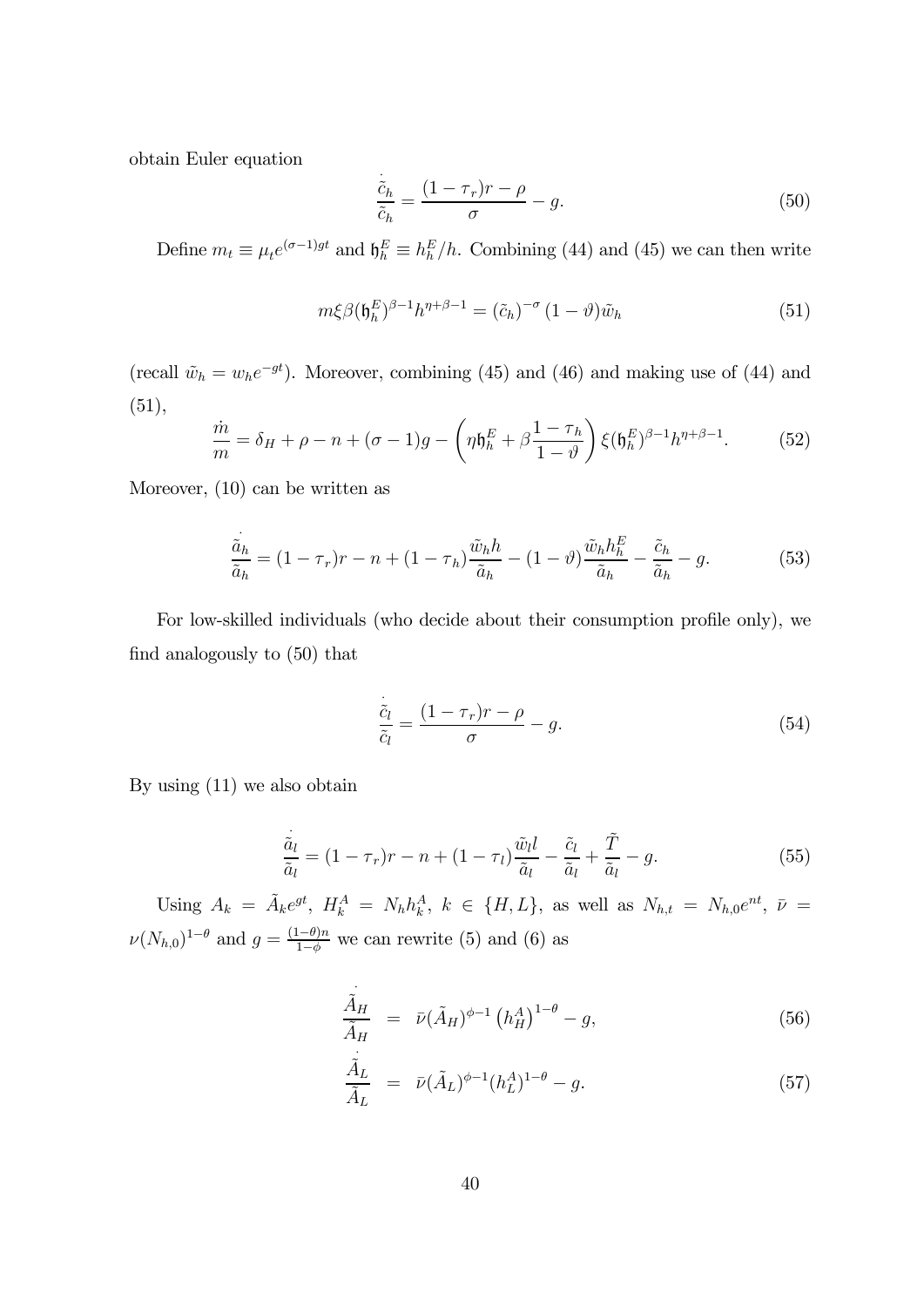obtain Euler equation

$$\frac{\dot{\tilde{c}}_h}{\tilde{c}_h} = \frac{(1-\tau_r)r - \rho}{\sigma} - g. \tag{50}$$

Define $m_t \equiv \mu_t e^{(\sigma-1)gt}$ and $\mathfrak{h}_h^E \equiv h_h^E/h$. Combining (44) and (45) we can then write

$$m\xi\beta(\mathfrak{h}_h^E)^{\beta-1}h^{\eta+\beta-1} = (\tilde{c}_h)^{-\sigma}(1-\vartheta)\tilde{w}_h \tag{51}$$

(recall $\tilde{w}_h = w_h e^{-gt}$). Moreover, combining (45) and (46) and making use of (44) and (51),

$$\frac{\dot{m}}{m} = \delta_H + \rho - n + (\sigma-1)g - \left(\eta\mathfrak{h}_h^E + \beta\frac{1-\tau_h}{1-\vartheta}\right)\xi(\mathfrak{h}_h^E)^{\beta-1}h^{\eta+\beta-1}. \tag{52}$$

Moreover, (10) can be written as

$$\frac{\dot{\tilde{a}}_h}{\tilde{a}_h} = (1-\tau_r)r - n + (1-\tau_h)\frac{\tilde{w}_h h}{\tilde{a}_h} - (1-\vartheta)\frac{\tilde{w}_h h_h^E}{\tilde{a}_h} - \frac{\tilde{c}_h}{\tilde{a}_h} - g. \tag{53}$$

For low-skilled individuals (who decide about their consumption profile only), we find analogously to (50) that

$$\frac{\dot{\tilde{c}}_l}{\tilde{c}_l} = \frac{(1-\tau_r)r - \rho}{\sigma} - g. \tag{54}$$

By using (11) we also obtain

$$\frac{\dot{\tilde{a}}_l}{\tilde{a}_l} = (1-\tau_r)r - n + (1-\tau_l)\frac{\tilde{w}_l l}{\tilde{a}_l} - \frac{\tilde{c}_l}{\tilde{a}_l} + \frac{\tilde{T}}{\tilde{a}_l} - g. \tag{55}$$

Using $A_k = \tilde{A}_k e^{gt}$, $H_k^A = N_h h_k^A$, $k \in \{H, L\}$, as well as $N_{h,t} = N_{h,0}e^{nt}$, $\bar{\nu} = \nu(N_{h,0})^{1-\theta}$ and $g = \frac{(1-\theta)n}{1-\phi}$ we can rewrite (5) and (6) as

$$\frac{\dot{\tilde{A}}_H}{\tilde{A}_H} = \bar{\nu}(\tilde{A}_H)^{\phi-1}\left(h_H^A\right)^{1-\theta} - g, \tag{56}$$

$$\frac{\dot{\tilde{A}}_L}{\tilde{A}_L} = \bar{\nu}(\tilde{A}_L)^{\phi-1}(h_L^A)^{1-\theta} - g. \tag{57}$$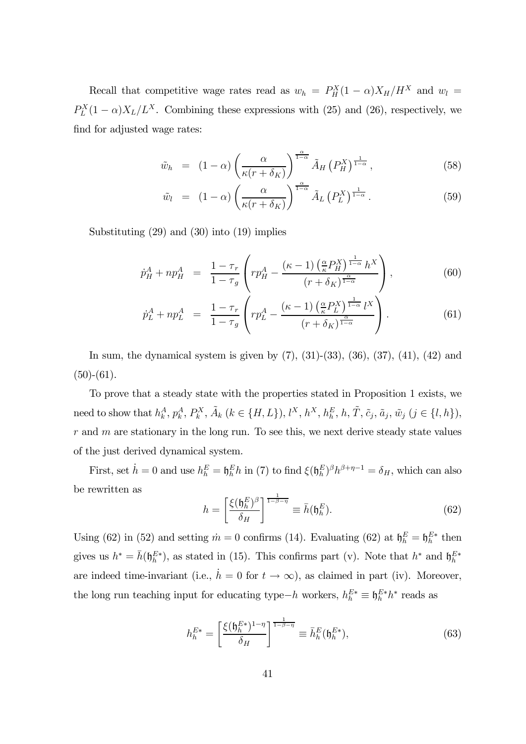Recall that competitive wage rates read as $w_h = P_H^X(1-\alpha)X_H/H^X$ and $w_l = P_L^X(1-\alpha)X_L/L^X$. Combining these expressions with (25) and (26), respectively, we find for adjusted wage rates:

$$\tilde{w}_h = (1-\alpha)\left(\frac{\alpha}{\kappa(r+\delta_K)}\right)^{\frac{\alpha}{1-\alpha}} \tilde{A}_H \left(P_H^X\right)^{\frac{1}{1-\alpha}}, \tag{58}$$

$$\tilde{w}_l = (1-\alpha)\left(\frac{\alpha}{\kappa(r+\delta_K)}\right)^{\frac{\alpha}{1-\alpha}} \tilde{A}_L \left(P_L^X\right)^{\frac{1}{1-\alpha}}. \tag{59}$$

Substituting (29) and (30) into (19) implies

$$\dot{p}_H^A + np_H^A = \frac{1-\tau_r}{1-\tau_g}\left(rp_H^A - \frac{(\kappa-1)\left(\frac{\alpha}{\kappa}P_H^X\right)^{\frac{1}{1-\alpha}} h^X}{(r+\delta_K)^{\frac{\alpha}{1-\alpha}}}\right), \tag{60}$$

$$\dot{p}_L^A + np_L^A = \frac{1-\tau_r}{1-\tau_g}\left(rp_L^A - \frac{(\kappa-1)\left(\frac{\alpha}{\kappa}P_L^X\right)^{\frac{1}{1-\alpha}} l^X}{(r+\delta_K)^{\frac{\alpha}{1-\alpha}}}\right). \tag{61}$$

In sum, the dynamical system is given by (7), (31)-(33), (36), (37), (41), (42) and (50)-(61).

To prove that a steady state with the properties stated in Proposition 1 exists, we need to show that $h_k^A$, $p_k^A$, $P_k^X$, $\tilde{A}_k$ $(k \in \{H, L\})$, $l^X$, $h^X$, $h_h^E$, $h$, $\tilde{T}$, $\tilde{c}_j$, $\tilde{a}_j$, $\tilde{w}_j$ $(j \in \{l, h\})$, $r$ and $m$ are stationary in the long run. To see this, we next derive steady state values of the just derived dynamical system.

First, set $\dot{h} = 0$ and use $h_h^E = \mathfrak{h}_h^E h$ in (7) to find $\xi(\mathfrak{h}_h^E)^\beta h^{\beta+\eta-1} = \delta_H$, which can also be rewritten as

$$h = \left[\frac{\xi(\mathfrak{h}_h^E)^\beta}{\delta_H}\right]^{\frac{1}{1-\beta-\eta}} \equiv \bar{h}(\mathfrak{h}_h^E). \tag{62}$$

Using (62) in (52) and setting $\dot{m} = 0$ confirms (14). Evaluating (62) at $\mathfrak{h}_h^E = \mathfrak{h}_h^{E*}$ then gives us $h^* = \bar{h}(\mathfrak{h}_h^{E*})$, as stated in (15). This confirms part (v). Note that $h^*$ and $\mathfrak{h}_h^{E*}$ are indeed time-invariant (i.e., $\dot{h} = 0$ for $t \to \infty$), as claimed in part (iv). Moreover, the long run teaching input for educating type$-h$ workers, $h_h^{E*} \equiv \mathfrak{h}_h^{E*} h^*$ reads as

$$h_h^{E*} = \left[\frac{\xi(\mathfrak{h}_h^{E*})^{1-\eta}}{\delta_H}\right]^{\frac{1}{1-\beta-\eta}} \equiv \bar{h}_h^E(\mathfrak{h}_h^{E*}), \tag{63}$$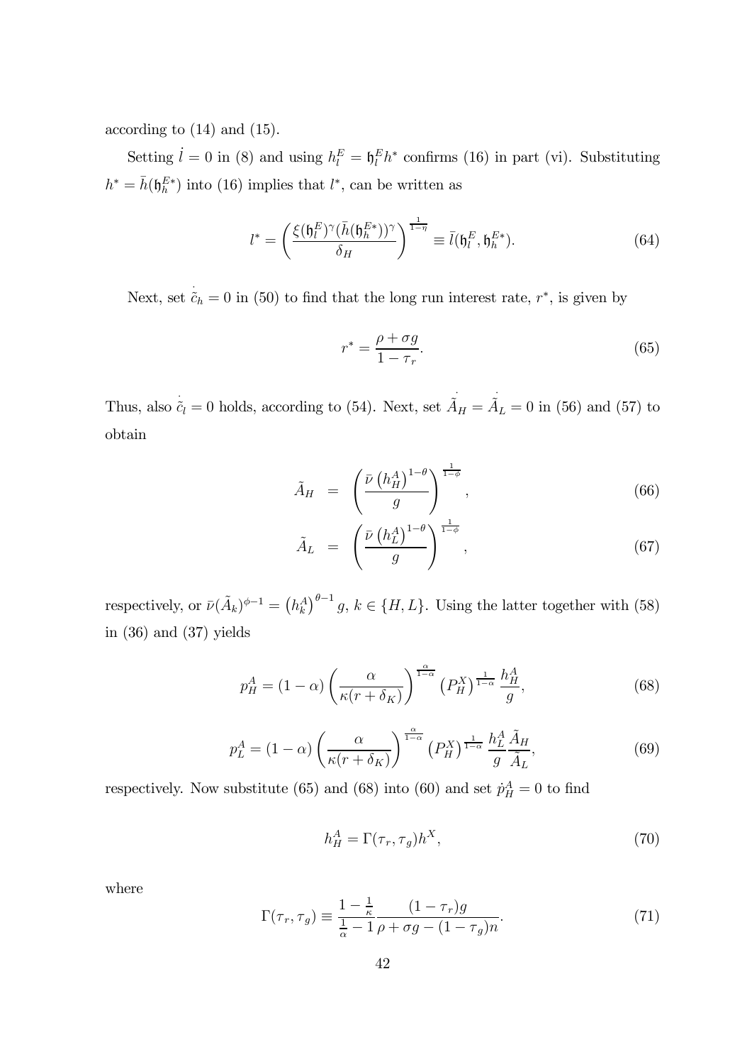according to (14) and (15).

Setting $\dot{l} = 0$ in (8) and using $h_l^E = \mathfrak{h}_l^E h^*$ confirms (16) in part (vi). Substituting $h^* = \bar{h}(\mathfrak{h}_h^{E*})$ into (16) implies that $l^*$, can be written as

$$l^* = \left( \frac{\xi (\mathfrak{h}_l^E)^\gamma (\bar{h}(\mathfrak{h}_h^{E*}))^\gamma}{\delta_H} \right)^{\frac{1}{1-\eta}} \equiv \bar{l}(\mathfrak{h}_l^E, \mathfrak{h}_h^{E*}). \tag{64}$$

Next, set $\dot{\tilde{c}}_h = 0$ in (50) to find that the long run interest rate, $r^*$, is given by

$$r^* = \frac{\rho + \sigma g}{1 - \tau_r}. \tag{65}$$

Thus, also $\dot{\tilde{c}}_l = 0$ holds, according to (54). Next, set $\dot{\tilde{A}}_H = \dot{\tilde{A}}_L = 0$ in (56) and (57) to obtain

$$\tilde{A}_H = \left( \frac{\bar{\nu} \left( h_H^A \right)^{1-\theta}}{g} \right)^{\frac{1}{1-\phi}}, \tag{66}$$

$$\tilde{A}_L = \left( \frac{\bar{\nu} \left( h_L^A \right)^{1-\theta}}{g} \right)^{\frac{1}{1-\phi}}, \tag{67}$$

respectively, or $\bar{\nu}(\tilde{A}_k)^{\phi-1} = \left( h_k^A \right)^{\theta-1} g$, $k \in \{H, L\}$. Using the latter together with (58) in (36) and (37) yields

$$p_H^A = (1-\alpha) \left( \frac{\alpha}{\kappa(r+\delta_K)} \right)^{\frac{\alpha}{1-\alpha}} \left( P_H^X \right)^{\frac{1}{1-\alpha}} \frac{h_H^A}{g}, \tag{68}$$

$$p_L^A = (1-\alpha) \left( \frac{\alpha}{\kappa(r+\delta_K)} \right)^{\frac{\alpha}{1-\alpha}} \left( P_H^X \right)^{\frac{1}{1-\alpha}} \frac{h_L^A}{g} \frac{\tilde{A}_H}{\tilde{A}_L}, \tag{69}$$

respectively. Now substitute (65) and (68) into (60) and set $\dot{p}_H^A = 0$ to find

$$h_H^A = \Gamma(\tau_r, \tau_g) h^X, \tag{70}$$

where

$$\Gamma(\tau_r, \tau_g) \equiv \frac{1 - \frac{1}{\kappa}}{\frac{1}{\alpha} - 1} \frac{(1-\tau_r) g}{\rho + \sigma g - (1-\tau_g) n}. \tag{71}$$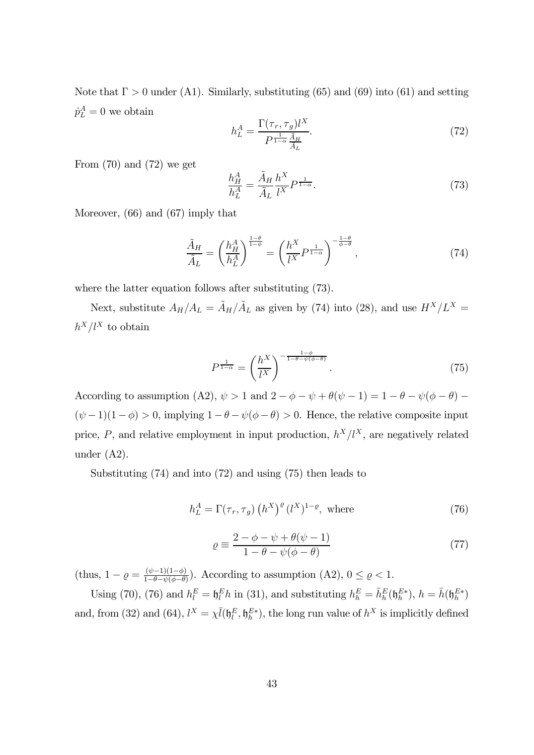Note that $\Gamma > 0$ under (A1). Similarly, substituting (65) and (69) into (61) and setting $\dot{p}_L^A = 0$ we obtain

$$h_L^A = \frac{\Gamma(\tau_r, \tau_g) l^X}{P^{\frac{1}{1-\alpha}} \frac{\tilde{A}_H}{\tilde{A}_L}}. \tag{72}$$

From (70) and (72) we get

$$\frac{h_H^A}{h_L^A} = \frac{\tilde{A}_H}{\tilde{A}_L} \frac{h^X}{l^X} P^{\frac{1}{1-\alpha}}. \tag{73}$$

Moreover, (66) and (67) imply that

$$\frac{\tilde{A}_H}{\tilde{A}_L} = \left(\frac{h_H^A}{h_L^A}\right)^{\frac{1-\theta}{1-\phi}} = \left(\frac{h^X}{l^X} P^{\frac{1}{1-\alpha}}\right)^{-\frac{1-\theta}{\phi-\theta}}, \tag{74}$$

where the latter equation follows after substituting (73).

Next, substitute $A_H/A_L = \tilde{A}_H/\tilde{A}_L$ as given by (74) into (28), and use $H^X/L^X = h^X/l^X$ to obtain

$$P^{\frac{1}{1-\alpha}} = \left(\frac{h^X}{l^X}\right)^{-\frac{1-\phi}{1-\theta-\psi(\phi-\theta)}}. \tag{75}$$

According to assumption (A2), $\psi > 1$ and $2 - \phi - \psi + \theta(\psi - 1) = 1 - \theta - \psi(\phi - \theta) - (\psi - 1)(1 - \phi) > 0$, implying $1 - \theta - \psi(\phi - \theta) > 0$. Hence, the relative composite input price, $P$, and relative employment in input production, $h^X/l^X$, are negatively related under (A2).

Substituting (74) and into (72) and using (75) then leads to

$$h_L^A = \Gamma(\tau_r, \tau_g) \left(h^X\right)^{\varrho} (l^X)^{1-\varrho}, \text{ where} \tag{76}$$

$$\varrho \equiv \frac{2 - \phi - \psi + \theta(\psi - 1)}{1 - \theta - \psi(\phi - \theta)} \tag{77}$$

(thus, $1 - \varrho = \frac{(\psi-1)(1-\phi)}{1-\theta-\psi(\phi-\theta)}$). According to assumption (A2), $0 \leq \varrho < 1$.

Using (70), (76) and $h_l^E = \mathfrak{h}_l^E h$ in (31), and substituting $h_h^E = \bar{h}_h^E(\mathfrak{h}_h^{E*})$, $h = \bar{h}(\mathfrak{h}_h^{E*})$ and, from (32) and (64), $l^X = \chi \bar{l}(\mathfrak{h}_l^E, \mathfrak{h}_h^{E*})$, the long run value of $h^X$ is implicitly defined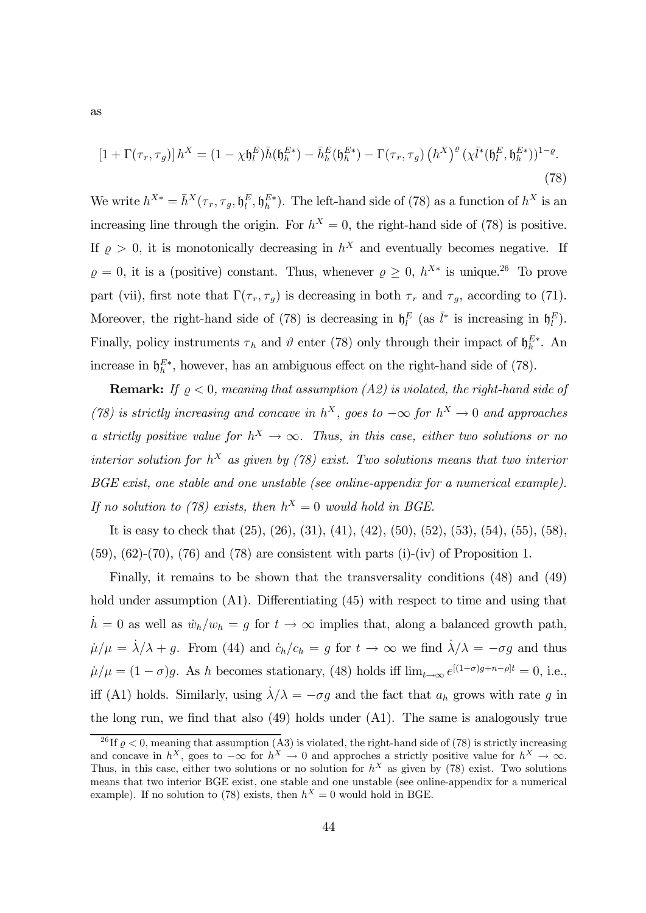as

$$
[1+\Gamma(\tau_r,\tau_g)]\,h^X = (1-\chi\mathfrak{h}_l^E)\bar{h}(\mathfrak{h}_h^{E*}) - \bar{h}_h^E(\mathfrak{h}_h^{E*}) - \Gamma(\tau_r,\tau_g)\left(h^X\right)^{\varrho}(\chi\bar{l}^*(\mathfrak{h}_l^E,\mathfrak{h}_h^{E*}))^{1-\varrho}. \tag{78}
$$

We write $h^{X*} = \bar{h}^X(\tau_r,\tau_g,\mathfrak{h}_l^E,\mathfrak{h}_h^{E*})$. The left-hand side of (78) as a function of $h^X$ is an increasing line through the origin. For $h^X = 0$, the right-hand side of (78) is positive. If $\varrho > 0$, it is monotonically decreasing in $h^X$ and eventually becomes negative. If $\varrho = 0$, it is a (positive) constant. Thus, whenever $\varrho \geq 0$, $h^{X*}$ is unique.[26] To prove part (vii), first note that $\Gamma(\tau_r,\tau_g)$ is decreasing in both $\tau_r$ and $\tau_g$, according to (71). Moreover, the right-hand side of (78) is decreasing in $\mathfrak{h}_l^E$ (as $\bar{l}^*$ is increasing in $\mathfrak{h}_l^E$). Finally, policy instruments $\tau_h$ and $\vartheta$ enter (78) only through their impact of $\mathfrak{h}_h^{E*}$. An increase in $\mathfrak{h}_h^{E*}$, however, has an ambiguous effect on the right-hand side of (78).

**Remark:** *If $\varrho < 0$, meaning that assumption (A2) is violated, the right-hand side of (78) is strictly increasing and concave in $h^X$, goes to $-\infty$ for $h^X \to 0$ and approaches a strictly positive value for $h^X \to \infty$. Thus, in this case, either two solutions or no interior solution for $h^X$ as given by (78) exist. Two solutions means that two interior BGE exist, one stable and one unstable (see online-appendix for a numerical example). If no solution to (78) exists, then $h^X = 0$ would hold in BGE.*

It is easy to check that (25), (26), (31), (41), (42), (50), (52), (53), (54), (55), (58), (59), (62)-(70), (76) and (78) are consistent with parts (i)-(iv) of Proposition 1.

Finally, it remains to be shown that the transversality conditions (48) and (49) hold under assumption (A1). Differentiating (45) with respect to time and using that $\dot{h} = 0$ as well as $\dot{w}_h/w_h = g$ for $t \to \infty$ implies that, along a balanced growth path, $\dot{\mu}/\mu = \dot{\lambda}/\lambda + g$. From (44) and $\dot{c}_h/c_h = g$ for $t \to \infty$ we find $\dot{\lambda}/\lambda = -\sigma g$ and thus $\dot{\mu}/\mu = (1-\sigma)g$. As $h$ becomes stationary, (48) holds iff $\lim_{t\to\infty} e^{[(1-\sigma)g+n-\rho]t} = 0$, i.e., iff (A1) holds. Similarly, using $\dot{\lambda}/\lambda = -\sigma g$ and the fact that $a_h$ grows with rate $g$ in the long run, we find that also (49) holds under (A1). The same is analogously true

[26] If $\varrho < 0$, meaning that assumption (A3) is violated, the right-hand side of (78) is strictly increasing and concave in $h^X$, goes to $-\infty$ for $h^X \to 0$ and approches a strictly positive value for $h^X \to \infty$. Thus, in this case, either two solutions or no solution for $h^X$ as given by (78) exist. Two solutions means that two interior BGE exist, one stable and one unstable (see online-appendix for a numerical example). If no solution to (78) exists, then $h^X = 0$ would hold in BGE.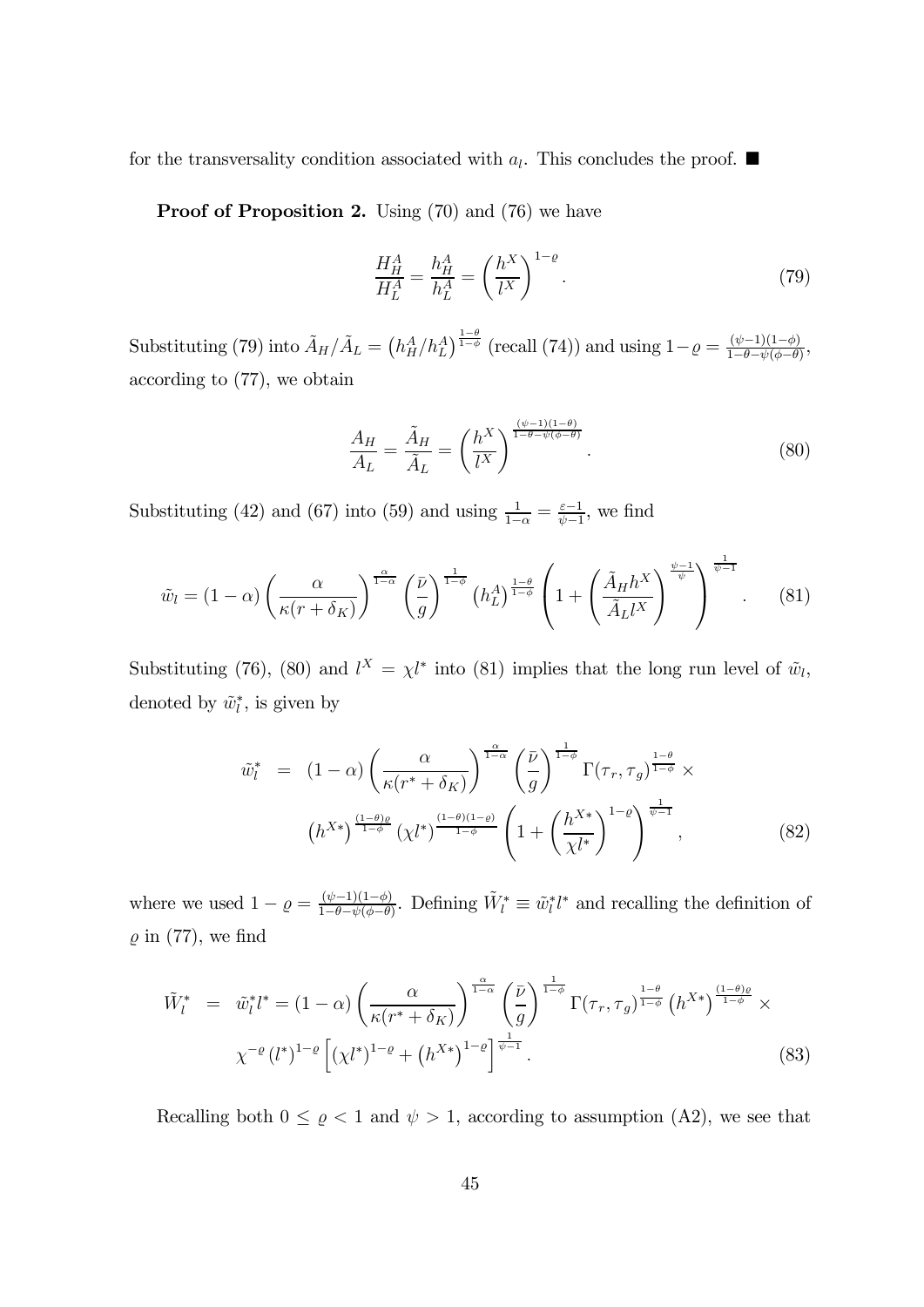for the transversality condition associated with $a_l$. This concludes the proof. ■

**Proof of Proposition 2.** Using (70) and (76) we have

$$\frac{H_H^A}{H_L^A} = \frac{h_H^A}{h_L^A} = \left(\frac{h^X}{l^X}\right)^{1-\varrho}. \tag{79}$$

Substituting (79) into $\tilde{A}_H/\tilde{A}_L = \left(h_H^A/h_L^A\right)^{\frac{1-\theta}{1-\phi}}$ (recall (74)) and using $1-\varrho = \frac{(\psi-1)(1-\phi)}{1-\theta-\psi(\phi-\theta)}$, according to (77), we obtain

$$\frac{A_H}{A_L} = \frac{\tilde{A}_H}{\tilde{A}_L} = \left(\frac{h^X}{l^X}\right)^{\frac{(\psi-1)(1-\theta)}{1-\theta-\psi(\phi-\theta)}}. \tag{80}$$

Substituting (42) and (67) into (59) and using $\frac{1}{1-\alpha} = \frac{\varepsilon-1}{\psi-1}$, we find

$$\tilde{w}_l = (1-\alpha)\left(\frac{\alpha}{\kappa(r+\delta_K)}\right)^{\frac{\alpha}{1-\alpha}} \left(\frac{\bar{\nu}}{g}\right)^{\frac{1}{1-\phi}} \left(h_L^A\right)^{\frac{1-\theta}{1-\phi}} \left(1 + \left(\frac{\tilde{A}_H h^X}{\tilde{A}_L l^X}\right)^{\frac{\psi-1}{\psi}}\right)^{\frac{1}{\psi-1}}. \tag{81}$$

Substituting (76), (80) and $l^X = \chi l^*$ into (81) implies that the long run level of $\tilde{w}_l$, denoted by $\tilde{w}_l^*$, is given by

$$\begin{aligned} \tilde{w}_l^* &= (1-\alpha)\left(\frac{\alpha}{\kappa(r^*+\delta_K)}\right)^{\frac{\alpha}{1-\alpha}} \left(\frac{\bar{\nu}}{g}\right)^{\frac{1}{1-\phi}} \Gamma(\tau_r,\tau_g)^{\frac{1-\theta}{1-\phi}} \times \\ & \left(h^{X*}\right)^{\frac{(1-\theta)\varrho}{1-\phi}} \left(\chi l^*\right)^{\frac{(1-\theta)(1-\varrho)}{1-\phi}} \left(1 + \left(\frac{h^{X*}}{\chi l^*}\right)^{1-\varrho}\right)^{\frac{1}{\psi-1}}, \end{aligned} \tag{82}$$

where we used $1-\varrho = \frac{(\psi-1)(1-\phi)}{1-\theta-\psi(\phi-\theta)}$. Defining $\tilde{W}_l^* \equiv \tilde{w}_l^* l^*$ and recalling the definition of $\varrho$ in (77), we find

$$\begin{aligned} \tilde{W}_l^* &= \tilde{w}_l^* l^* = (1-\alpha)\left(\frac{\alpha}{\kappa(r^*+\delta_K)}\right)^{\frac{\alpha}{1-\alpha}} \left(\frac{\bar{\nu}}{g}\right)^{\frac{1}{1-\phi}} \Gamma(\tau_r,\tau_g)^{\frac{1-\theta}{1-\phi}} \left(h^{X*}\right)^{\frac{(1-\theta)\varrho}{1-\phi}} \times \\ & \chi^{-\varrho} \left(l^*\right)^{1-\varrho} \left[\left(\chi l^*\right)^{1-\varrho} + \left(h^{X*}\right)^{1-\varrho}\right]^{\frac{1}{\psi-1}}. \end{aligned} \tag{83}$$

Recalling both $0 \leq \varrho < 1$ and $\psi > 1$, according to assumption (A2), we see that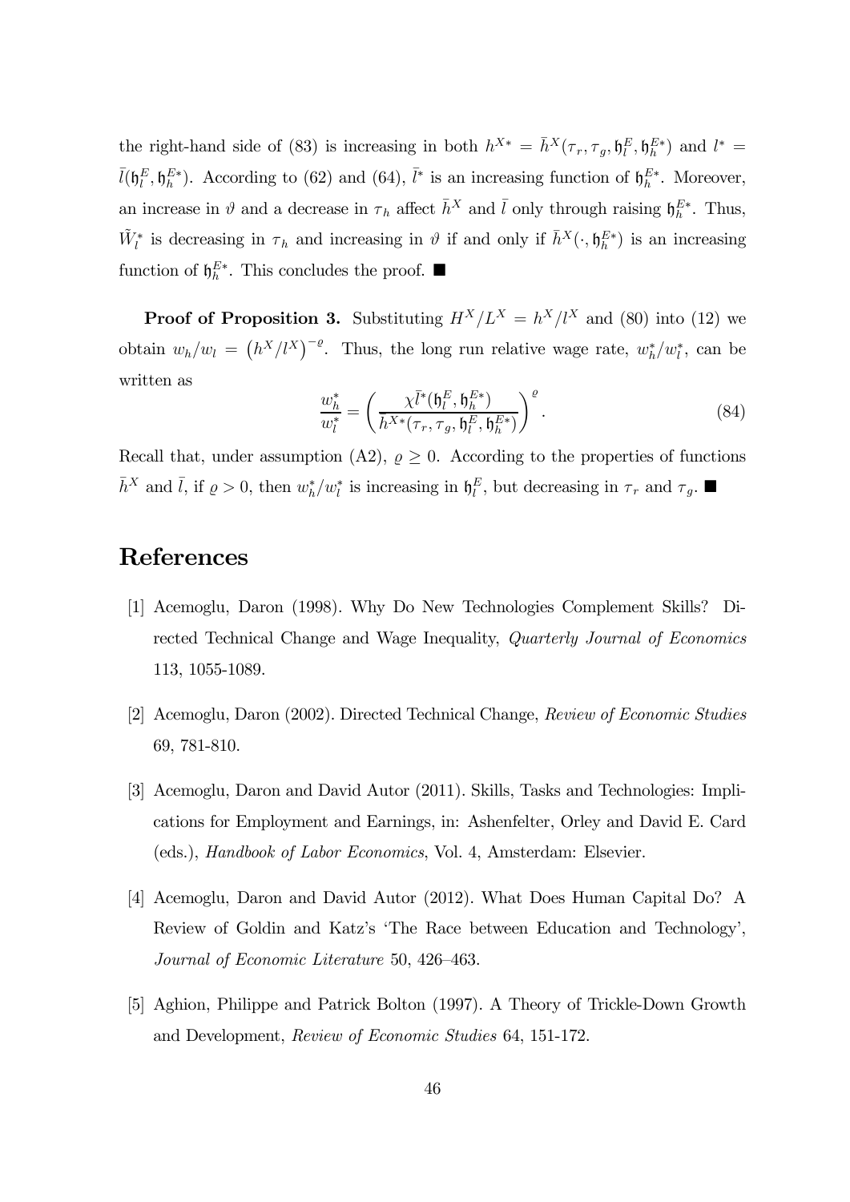the right-hand side of (83) is increasing in both $h^{X*} = \bar{h}^X(\tau_r, \tau_g, \mathfrak{h}_l^E, \mathfrak{h}_h^{E*})$ and $l^* = \bar{l}(\mathfrak{h}_l^E, \mathfrak{h}_h^{E*})$. According to (62) and (64), $\bar{l}^*$ is an increasing function of $\mathfrak{h}_h^{E*}$. Moreover, an increase in $\vartheta$ and a decrease in $\tau_h$ affect $\bar{h}^X$ and $\bar{l}$ only through raising $\mathfrak{h}_h^{E*}$. Thus, $\tilde{W}_l^*$ is decreasing in $\tau_h$ and increasing in $\vartheta$ if and only if $\bar{h}^X(\cdot, \mathfrak{h}_h^{E*})$ is an increasing function of $\mathfrak{h}_h^{E*}$. This concludes the proof. ■

**Proof of Proposition 3.** Substituting $H^X/L^X = h^X/l^X$ and (80) into (12) we obtain $w_h/w_l = \left(h^X/l^X\right)^{-\varrho}$. Thus, the long run relative wage rate, $w_h^*/w_l^*$, can be written as

$$\frac{w_h^*}{w_l^*} = \left(\frac{\chi \bar{l}^*(\mathfrak{h}_l^E, \mathfrak{h}_h^{E*})}{\bar{h}^{X*}(\tau_r, \tau_g, \mathfrak{h}_l^E, \mathfrak{h}_h^{E*})}\right)^{\varrho}. \tag{84}$$

Recall that, under assumption (A2), $\varrho \geq 0$. According to the properties of functions $\bar{h}^X$ and $\bar{l}$, if $\varrho > 0$, then $w_h^*/w_l^*$ is increasing in $\mathfrak{h}_l^E$, but decreasing in $\tau_r$ and $\tau_g$. ■

# References

[1] Acemoglu, Daron (1998). Why Do New Technologies Complement Skills? Directed Technical Change and Wage Inequality, *Quarterly Journal of Economics* 113, 1055-1089.

[2] Acemoglu, Daron (2002). Directed Technical Change, *Review of Economic Studies* 69, 781-810.

[3] Acemoglu, Daron and David Autor (2011). Skills, Tasks and Technologies: Implications for Employment and Earnings, in: Ashenfelter, Orley and David E. Card (eds.), *Handbook of Labor Economics*, Vol. 4, Amsterdam: Elsevier.

[4] Acemoglu, Daron and David Autor (2012). What Does Human Capital Do? A Review of Goldin and Katz's 'The Race between Education and Technology', *Journal of Economic Literature* 50, 426–463.

[5] Aghion, Philippe and Patrick Bolton (1997). A Theory of Trickle-Down Growth and Development, *Review of Economic Studies* 64, 151-172.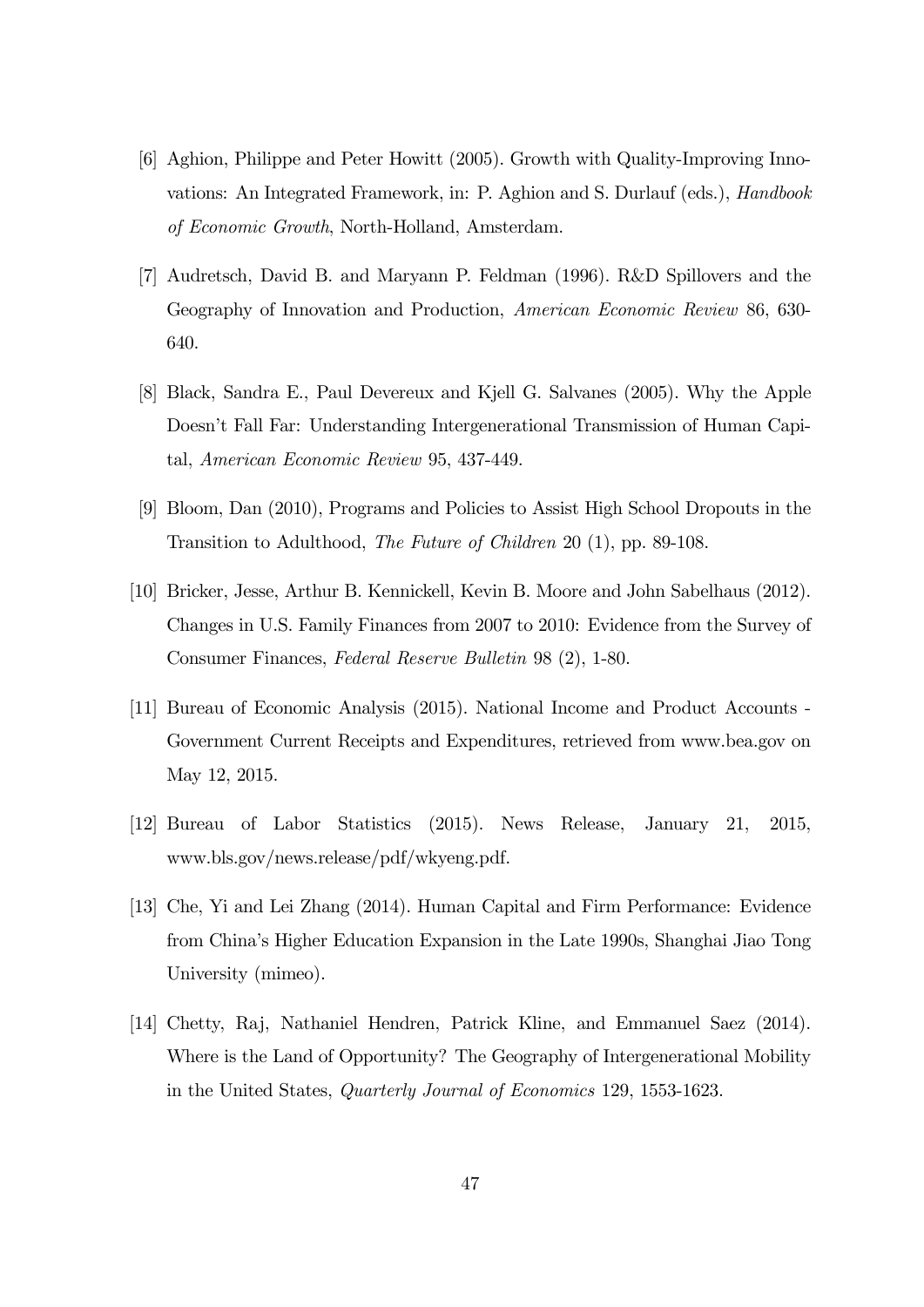[6] Aghion, Philippe and Peter Howitt (2005). Growth with Quality-Improving Innovations: An Integrated Framework, in: P. Aghion and S. Durlauf (eds.), *Handbook of Economic Growth*, North-Holland, Amsterdam.

[7] Audretsch, David B. and Maryann P. Feldman (1996). R&D Spillovers and the Geography of Innovation and Production, *American Economic Review* 86, 630-640.

[8] Black, Sandra E., Paul Devereux and Kjell G. Salvanes (2005). Why the Apple Doesn't Fall Far: Understanding Intergenerational Transmission of Human Capital, *American Economic Review* 95, 437-449.

[9] Bloom, Dan (2010), Programs and Policies to Assist High School Dropouts in the Transition to Adulthood, *The Future of Children* 20 (1), pp. 89-108.

[10] Bricker, Jesse, Arthur B. Kennickell, Kevin B. Moore and John Sabelhaus (2012). Changes in U.S. Family Finances from 2007 to 2010: Evidence from the Survey of Consumer Finances, *Federal Reserve Bulletin* 98 (2), 1-80.

[11] Bureau of Economic Analysis (2015). National Income and Product Accounts - Government Current Receipts and Expenditures, retrieved from www.bea.gov on May 12, 2015.

[12] Bureau of Labor Statistics (2015). News Release, January 21, 2015, www.bls.gov/news.release/pdf/wkyeng.pdf.

[13] Che, Yi and Lei Zhang (2014). Human Capital and Firm Performance: Evidence from China's Higher Education Expansion in the Late 1990s, Shanghai Jiao Tong University (mimeo).

[14] Chetty, Raj, Nathaniel Hendren, Patrick Kline, and Emmanuel Saez (2014). Where is the Land of Opportunity? The Geography of Intergenerational Mobility in the United States, *Quarterly Journal of Economics* 129, 1553-1623.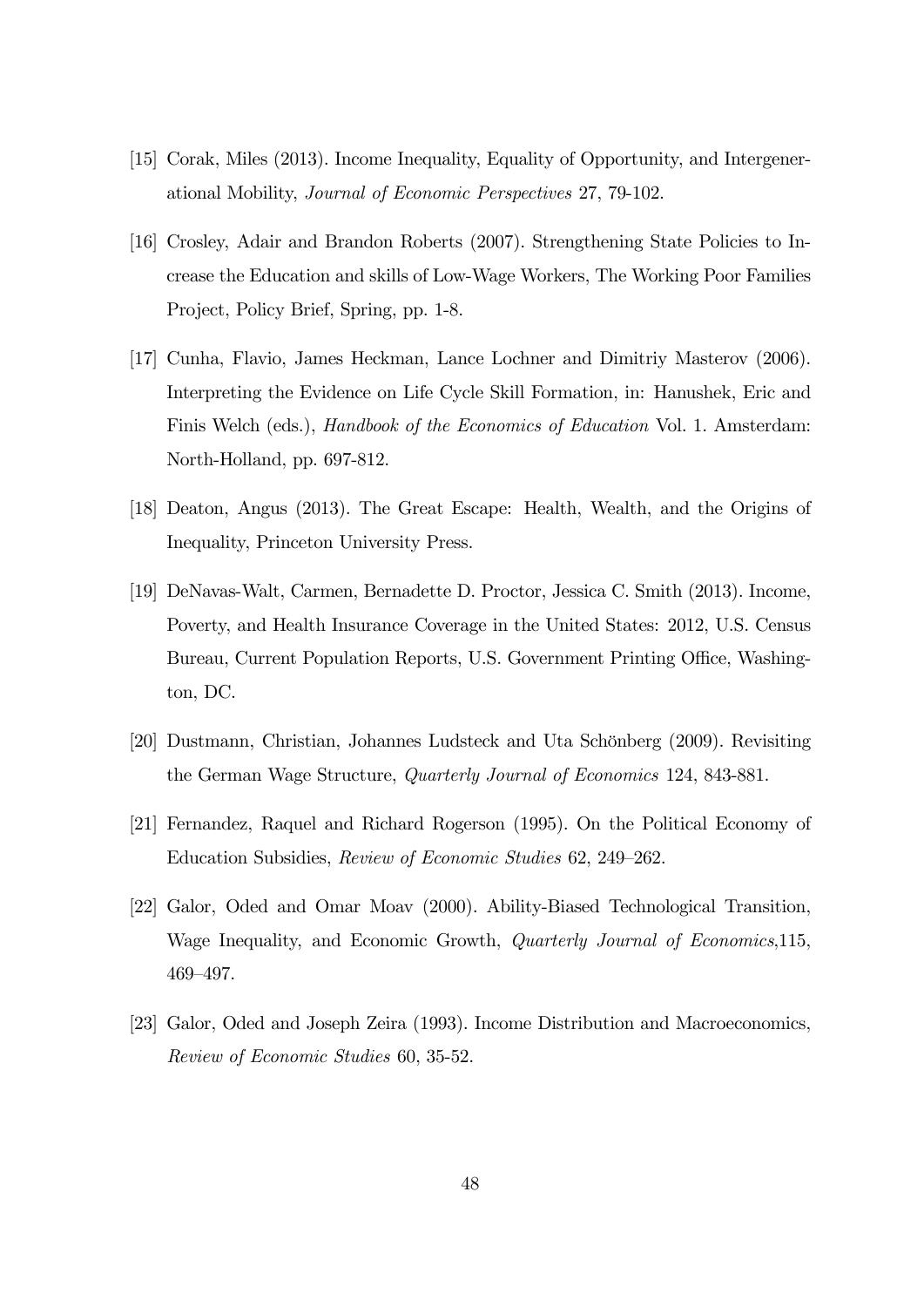[15] Corak, Miles (2013). Income Inequality, Equality of Opportunity, and Intergenerational Mobility, *Journal of Economic Perspectives* 27, 79-102.

[16] Crosley, Adair and Brandon Roberts (2007). Strengthening State Policies to Increase the Education and skills of Low-Wage Workers, The Working Poor Families Project, Policy Brief, Spring, pp. 1-8.

[17] Cunha, Flavio, James Heckman, Lance Lochner and Dimitriy Masterov (2006). Interpreting the Evidence on Life Cycle Skill Formation, in: Hanushek, Eric and Finis Welch (eds.), *Handbook of the Economics of Education* Vol. 1. Amsterdam: North-Holland, pp. 697-812.

[18] Deaton, Angus (2013). The Great Escape: Health, Wealth, and the Origins of Inequality, Princeton University Press.

[19] DeNavas-Walt, Carmen, Bernadette D. Proctor, Jessica C. Smith (2013). Income, Poverty, and Health Insurance Coverage in the United States: 2012, U.S. Census Bureau, Current Population Reports, U.S. Government Printing Office, Washington, DC.

[20] Dustmann, Christian, Johannes Ludsteck and Uta Schönberg (2009). Revisiting the German Wage Structure, *Quarterly Journal of Economics* 124, 843-881.

[21] Fernandez, Raquel and Richard Rogerson (1995). On the Political Economy of Education Subsidies, *Review of Economic Studies* 62, 249–262.

[22] Galor, Oded and Omar Moav (2000). Ability-Biased Technological Transition, Wage Inequality, and Economic Growth, *Quarterly Journal of Economics*,115, 469–497.

[23] Galor, Oded and Joseph Zeira (1993). Income Distribution and Macroeconomics, *Review of Economic Studies* 60, 35-52.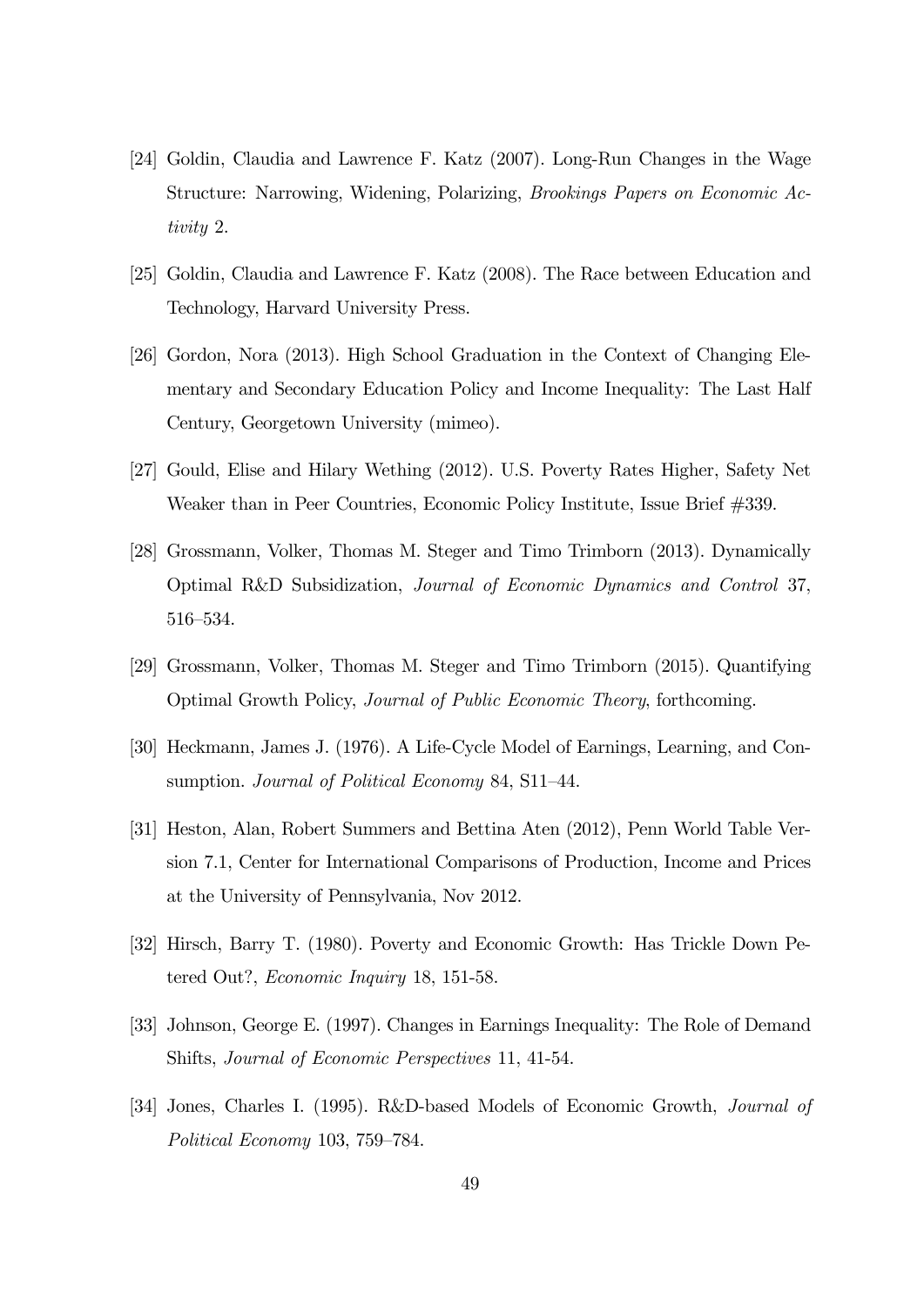[24] Goldin, Claudia and Lawrence F. Katz (2007). Long-Run Changes in the Wage Structure: Narrowing, Widening, Polarizing, *Brookings Papers on Economic Activity* 2.

[25] Goldin, Claudia and Lawrence F. Katz (2008). The Race between Education and Technology, Harvard University Press.

[26] Gordon, Nora (2013). High School Graduation in the Context of Changing Elementary and Secondary Education Policy and Income Inequality: The Last Half Century, Georgetown University (mimeo).

[27] Gould, Elise and Hilary Wething (2012). U.S. Poverty Rates Higher, Safety Net Weaker than in Peer Countries, Economic Policy Institute, Issue Brief #339.

[28] Grossmann, Volker, Thomas M. Steger and Timo Trimborn (2013). Dynamically Optimal R&D Subsidization, *Journal of Economic Dynamics and Control* 37, 516–534.

[29] Grossmann, Volker, Thomas M. Steger and Timo Trimborn (2015). Quantifying Optimal Growth Policy, *Journal of Public Economic Theory*, forthcoming.

[30] Heckmann, James J. (1976). A Life-Cycle Model of Earnings, Learning, and Consumption. *Journal of Political Economy* 84, S11–44.

[31] Heston, Alan, Robert Summers and Bettina Aten (2012), Penn World Table Version 7.1, Center for International Comparisons of Production, Income and Prices at the University of Pennsylvania, Nov 2012.

[32] Hirsch, Barry T. (1980). Poverty and Economic Growth: Has Trickle Down Petered Out?, *Economic Inquiry* 18, 151-58.

[33] Johnson, George E. (1997). Changes in Earnings Inequality: The Role of Demand Shifts, *Journal of Economic Perspectives* 11, 41-54.

[34] Jones, Charles I. (1995). R&D-based Models of Economic Growth, *Journal of Political Economy* 103, 759–784.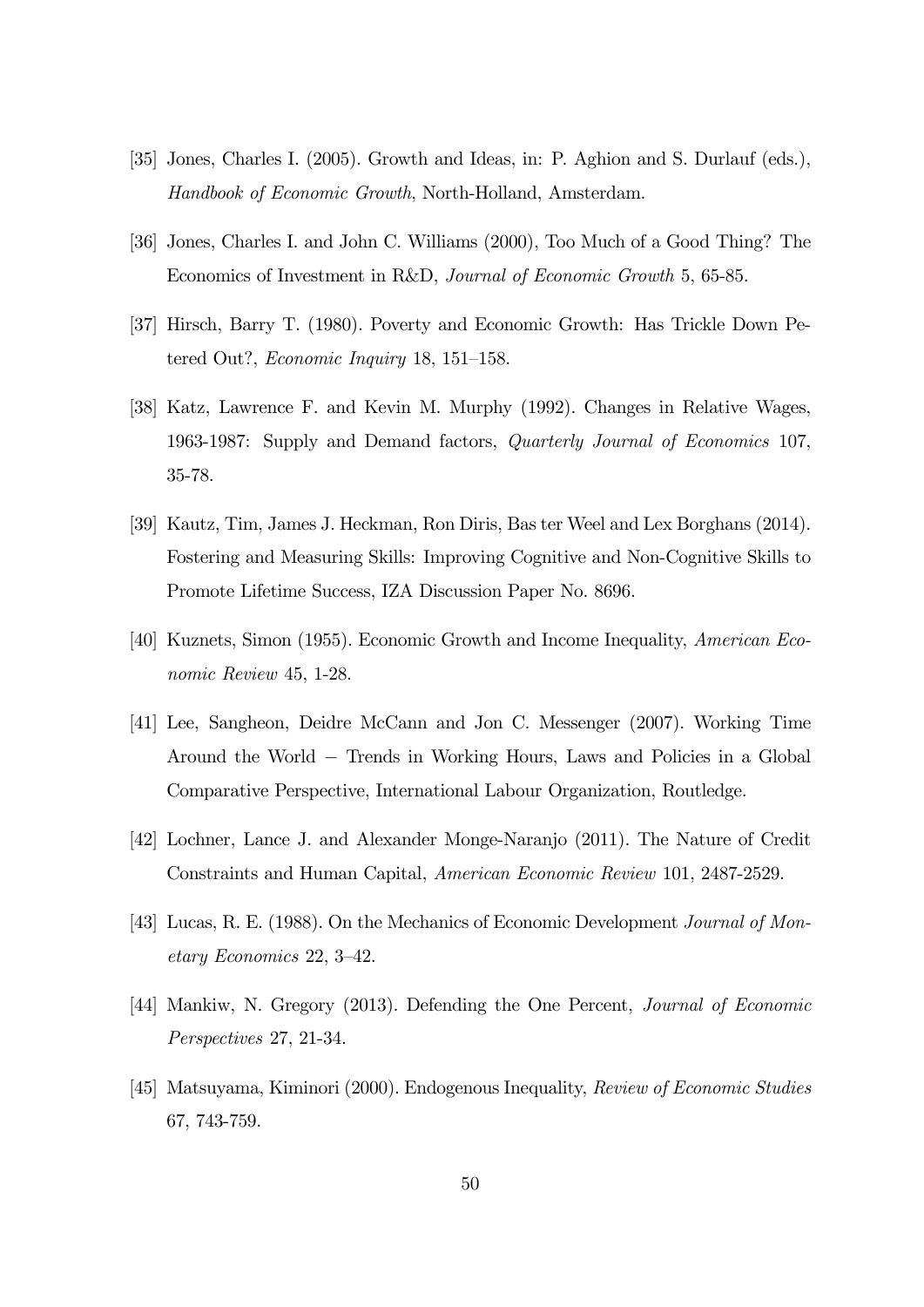[35] Jones, Charles I. (2005). Growth and Ideas, in: P. Aghion and S. Durlauf (eds.), *Handbook of Economic Growth*, North-Holland, Amsterdam.

[36] Jones, Charles I. and John C. Williams (2000), Too Much of a Good Thing? The Economics of Investment in R&D, *Journal of Economic Growth* 5, 65-85.

[37] Hirsch, Barry T. (1980). Poverty and Economic Growth: Has Trickle Down Petered Out?, *Economic Inquiry* 18, 151–158.

[38] Katz, Lawrence F. and Kevin M. Murphy (1992). Changes in Relative Wages, 1963-1987: Supply and Demand factors, *Quarterly Journal of Economics* 107, 35-78.

[39] Kautz, Tim, James J. Heckman, Ron Diris, Bas ter Weel and Lex Borghans (2014). Fostering and Measuring Skills: Improving Cognitive and Non-Cognitive Skills to Promote Lifetime Success, IZA Discussion Paper No. 8696.

[40] Kuznets, Simon (1955). Economic Growth and Income Inequality, *American Economic Review* 45, 1-28.

[41] Lee, Sangheon, Deidre McCann and Jon C. Messenger (2007). Working Time Around the World − Trends in Working Hours, Laws and Policies in a Global Comparative Perspective, International Labour Organization, Routledge.

[42] Lochner, Lance J. and Alexander Monge-Naranjo (2011). The Nature of Credit Constraints and Human Capital, *American Economic Review* 101, 2487-2529.

[43] Lucas, R. E. (1988). On the Mechanics of Economic Development *Journal of Monetary Economics* 22, 3–42.

[44] Mankiw, N. Gregory (2013). Defending the One Percent, *Journal of Economic Perspectives* 27, 21-34.

[45] Matsuyama, Kiminori (2000). Endogenous Inequality, *Review of Economic Studies* 67, 743-759.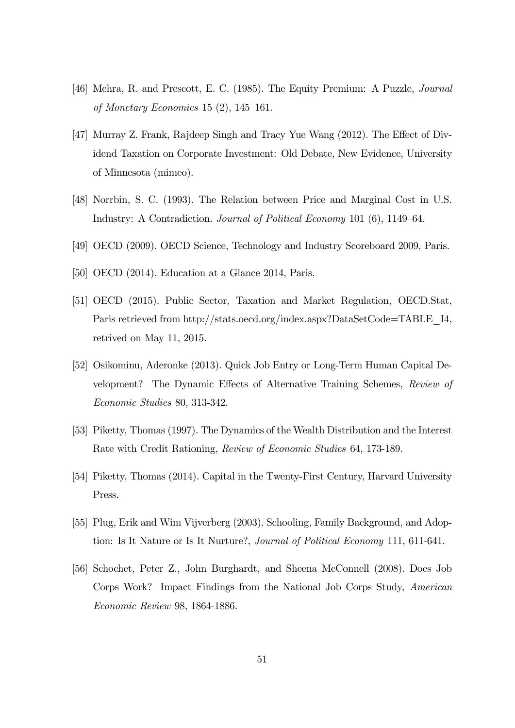[46] Mehra, R. and Prescott, E. C. (1985). The Equity Premium: A Puzzle, *Journal of Monetary Economics* 15 (2), 145–161.

[47] Murray Z. Frank, Rajdeep Singh and Tracy Yue Wang (2012). The Effect of Dividend Taxation on Corporate Investment: Old Debate, New Evidence, University of Minnesota (mimeo).

[48] Norrbin, S. C. (1993). The Relation between Price and Marginal Cost in U.S. Industry: A Contradiction. *Journal of Political Economy* 101 (6), 1149–64.

[49] OECD (2009). OECD Science, Technology and Industry Scoreboard 2009, Paris.

[50] OECD (2014). Education at a Glance 2014, Paris.

[51] OECD (2015). Public Sector, Taxation and Market Regulation, OECD.Stat, Paris retrieved from http://stats.oecd.org/index.aspx?DataSetCode=TABLE_I4, retrived on May 11, 2015.

[52] Osikominu, Aderonke (2013). Quick Job Entry or Long-Term Human Capital Development? The Dynamic Effects of Alternative Training Schemes, *Review of Economic Studies* 80, 313-342.

[53] Piketty, Thomas (1997). The Dynamics of the Wealth Distribution and the Interest Rate with Credit Rationing, *Review of Economic Studies* 64, 173-189.

[54] Piketty, Thomas (2014). Capital in the Twenty-First Century, Harvard University Press.

[55] Plug, Erik and Wim Vijverberg (2003). Schooling, Family Background, and Adoption: Is It Nature or Is It Nurture?, *Journal of Political Economy* 111, 611-641.

[56] Schochet, Peter Z., John Burghardt, and Sheena McConnell (2008). Does Job Corps Work? Impact Findings from the National Job Corps Study, *American Economic Review* 98, 1864-1886.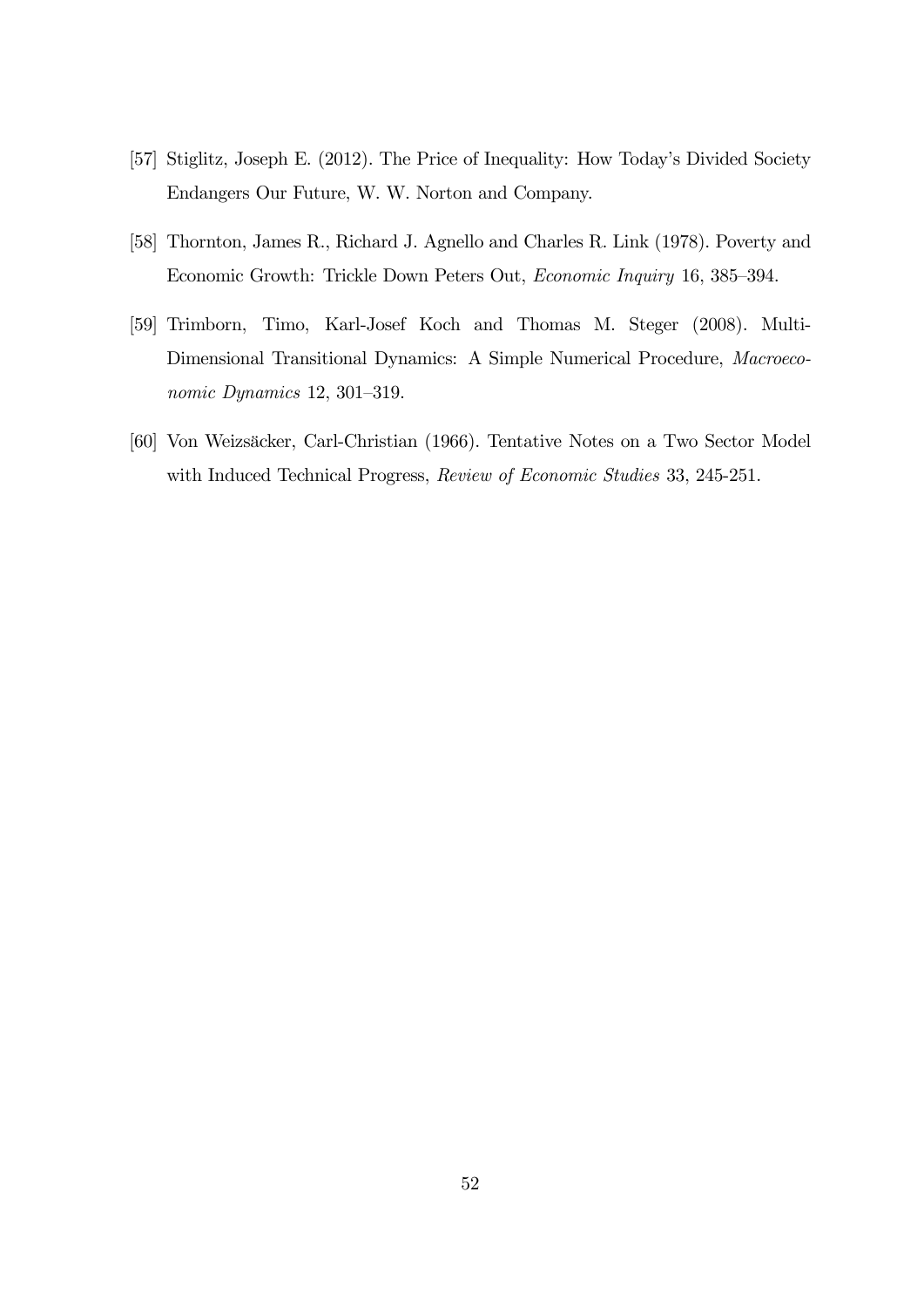[57] Stiglitz, Joseph E. (2012). The Price of Inequality: How Today's Divided Society Endangers Our Future, W. W. Norton and Company.

[58] Thornton, James R., Richard J. Agnello and Charles R. Link (1978). Poverty and Economic Growth: Trickle Down Peters Out, *Economic Inquiry* 16, 385–394.

[59] Trimborn, Timo, Karl-Josef Koch and Thomas M. Steger (2008). Multi-Dimensional Transitional Dynamics: A Simple Numerical Procedure, *Macroeconomic Dynamics* 12, 301–319.

[60] Von Weizsäcker, Carl-Christian (1966). Tentative Notes on a Two Sector Model with Induced Technical Progress, *Review of Economic Studies* 33, 245-251.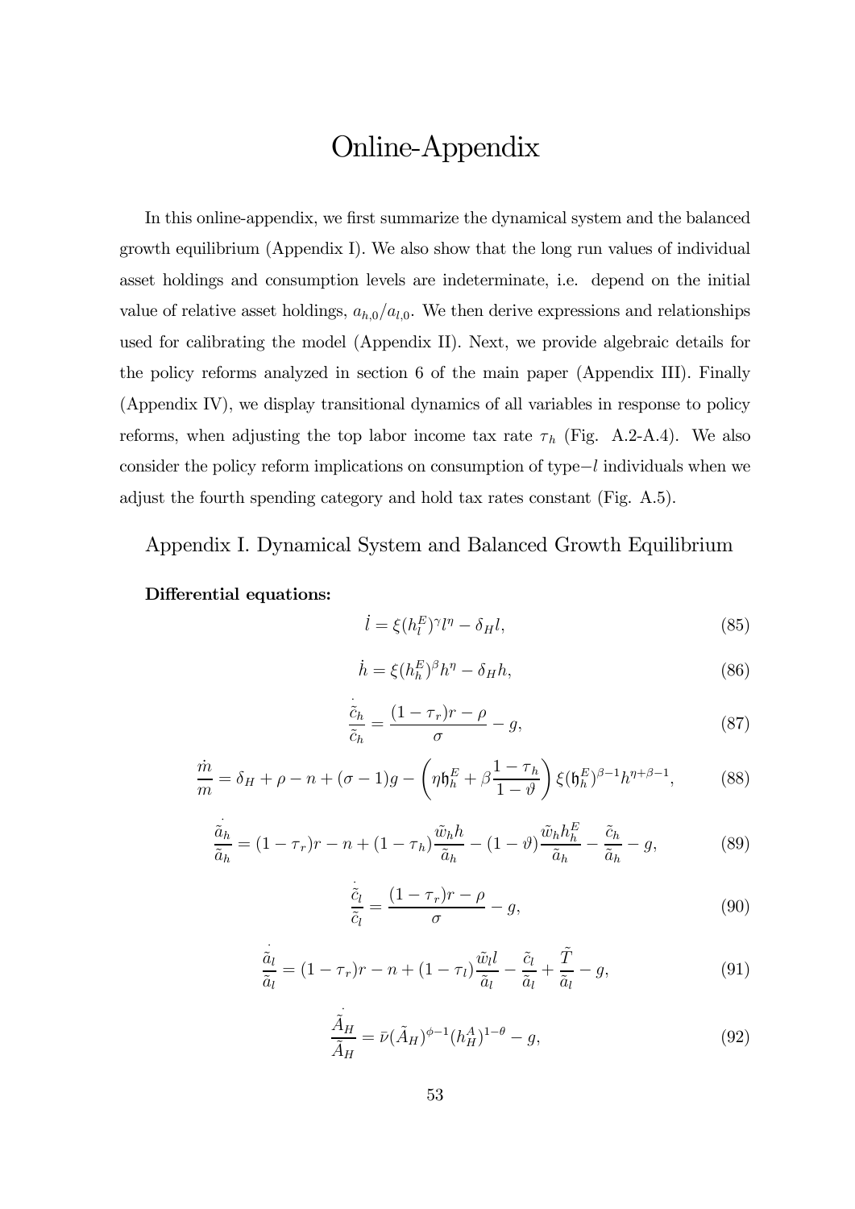# Online-Appendix

In this online-appendix, we first summarize the dynamical system and the balanced growth equilibrium (Appendix I). We also show that the long run values of individual asset holdings and consumption levels are indeterminate, i.e. depend on the initial value of relative asset holdings, $a_{h,0}/a_{l,0}$. We then derive expressions and relationships used for calibrating the model (Appendix II). Next, we provide algebraic details for the policy reforms analyzed in section 6 of the main paper (Appendix III). Finally (Appendix IV), we display transitional dynamics of all variables in response to policy reforms, when adjusting the top labor income tax rate $\tau_h$ (Fig. A.2-A.4). We also consider the policy reform implications on consumption of type$-l$ individuals when we adjust the fourth spending category and hold tax rates constant (Fig. A.5).

## Appendix I. Dynamical System and Balanced Growth Equilibrium

**Differential equations:**

$$\dot{l} = \xi(h_l^E)^\gamma l^\eta - \delta_H l, \tag{85}$$

$$\dot{h} = \xi(h_h^E)^\beta h^\eta - \delta_H h, \tag{86}$$

$$\frac{\dot{\tilde{c}}_h}{\tilde{c}_h} = \frac{(1-\tau_r)r - \rho}{\sigma} - g, \tag{87}$$

$$\frac{\dot{m}}{m} = \delta_H + \rho - n + (\sigma - 1)g - \left(\eta \mathfrak{h}_h^E + \beta \frac{1-\tau_h}{1-\vartheta}\right)\xi(\mathfrak{h}_h^E)^{\beta-1}h^{\eta+\beta-1}, \tag{88}$$

$$\frac{\dot{\tilde{a}}_h}{\tilde{a}_h} = (1-\tau_r)r - n + (1-\tau_h)\frac{\tilde{w}_h h}{\tilde{a}_h} - (1-\vartheta)\frac{\tilde{w}_h h_h^E}{\tilde{a}_h} - \frac{\tilde{c}_h}{\tilde{a}_h} - g, \tag{89}$$

$$\frac{\dot{\tilde{c}}_l}{\tilde{c}_l} = \frac{(1-\tau_r)r - \rho}{\sigma} - g, \tag{90}$$

$$\frac{\dot{\tilde{a}}_l}{\tilde{a}_l} = (1-\tau_r)r - n + (1-\tau_l)\frac{\tilde{w}_l l}{\tilde{a}_l} - \frac{\tilde{c}_l}{\tilde{a}_l} + \frac{\tilde{T}}{\tilde{a}_l} - g, \tag{91}$$

$$\frac{\dot{\tilde{A}}_H}{\tilde{A}_H} = \bar{\nu}(\tilde{A}_H)^{\phi-1}(h_H^A)^{1-\theta} - g, \tag{92}$$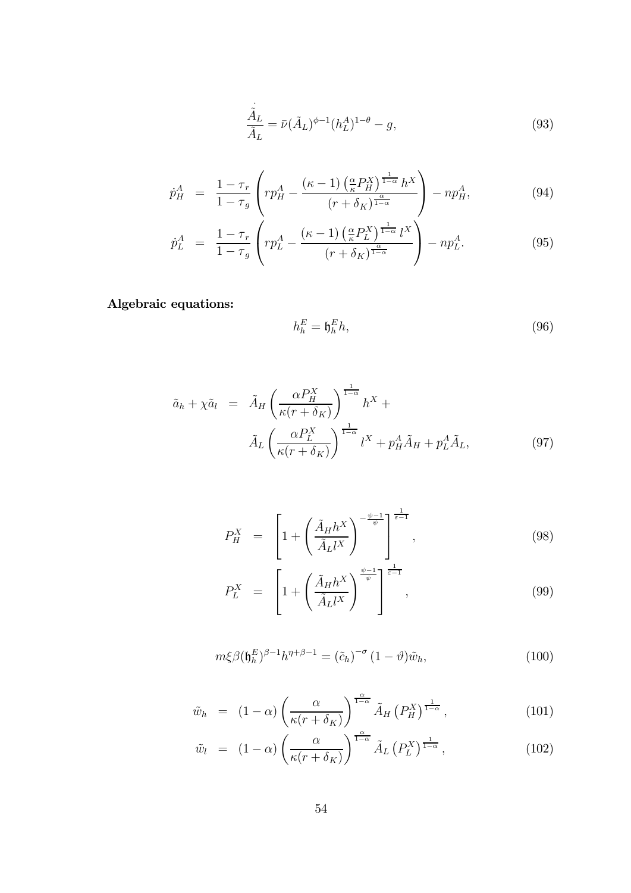$$\frac{\dot{\tilde{A}}_L}{\tilde{A}_L} = \bar{\nu}(\tilde{A}_L)^{\phi-1}(h_L^A)^{1-\theta} - g, \tag{93}$$

$$\dot{p}_H^A = \frac{1-\tau_r}{1-\tau_g}\left(rp_H^A - \frac{(\kappa-1)\left(\frac{\alpha}{\kappa}P_H^X\right)^{\frac{1}{1-\alpha}}h^X}{(r+\delta_K)^{\frac{\alpha}{1-\alpha}}}\right) - np_H^A, \tag{94}$$

$$\dot{p}_L^A = \frac{1-\tau_r}{1-\tau_g}\left(rp_L^A - \frac{(\kappa-1)\left(\frac{\alpha}{\kappa}P_L^X\right)^{\frac{1}{1-\alpha}}l^X}{(r+\delta_K)^{\frac{\alpha}{1-\alpha}}}\right) - np_L^A. \tag{95}$$

**Algebraic equations:**

$$h_h^E = \mathfrak{h}_h^E h, \tag{96}$$

$$\tilde{a}_h + \chi\tilde{a}_l = \tilde{A}_H\left(\frac{\alpha P_H^X}{\kappa(r+\delta_K)}\right)^{\frac{1}{1-\alpha}}h^X + \tilde{A}_L\left(\frac{\alpha P_L^X}{\kappa(r+\delta_K)}\right)^{\frac{1}{1-\alpha}}l^X + p_H^A\tilde{A}_H + p_L^A\tilde{A}_L, \tag{97}$$

$$P_H^X = \left[1 + \left(\frac{\tilde{A}_H h^X}{\tilde{A}_L l^X}\right)^{-\frac{\psi-1}{\psi}}\right]^{\frac{1}{\varepsilon-1}}, \tag{98}$$

$$P_L^X = \left[1 + \left(\frac{\tilde{A}_H h^X}{\tilde{A}_L l^X}\right)^{\frac{\psi-1}{\psi}}\right]^{\frac{1}{\varepsilon-1}}, \tag{99}$$

$$m\xi\beta(\mathfrak{h}_h^E)^{\beta-1}h^{\eta+\beta-1} = (\tilde{c}_h)^{-\sigma}(1-\vartheta)\tilde{w}_h, \tag{100}$$

$$\tilde{w}_h = (1-\alpha)\left(\frac{\alpha}{\kappa(r+\delta_K)}\right)^{\frac{\alpha}{1-\alpha}}\tilde{A}_H\left(P_H^X\right)^{\frac{1}{1-\alpha}}, \tag{101}$$

$$\tilde{w}_l = (1-\alpha)\left(\frac{\alpha}{\kappa(r+\delta_K)}\right)^{\frac{\alpha}{1-\alpha}}\tilde{A}_L\left(P_L^X\right)^{\frac{1}{1-\alpha}}, \tag{102}$$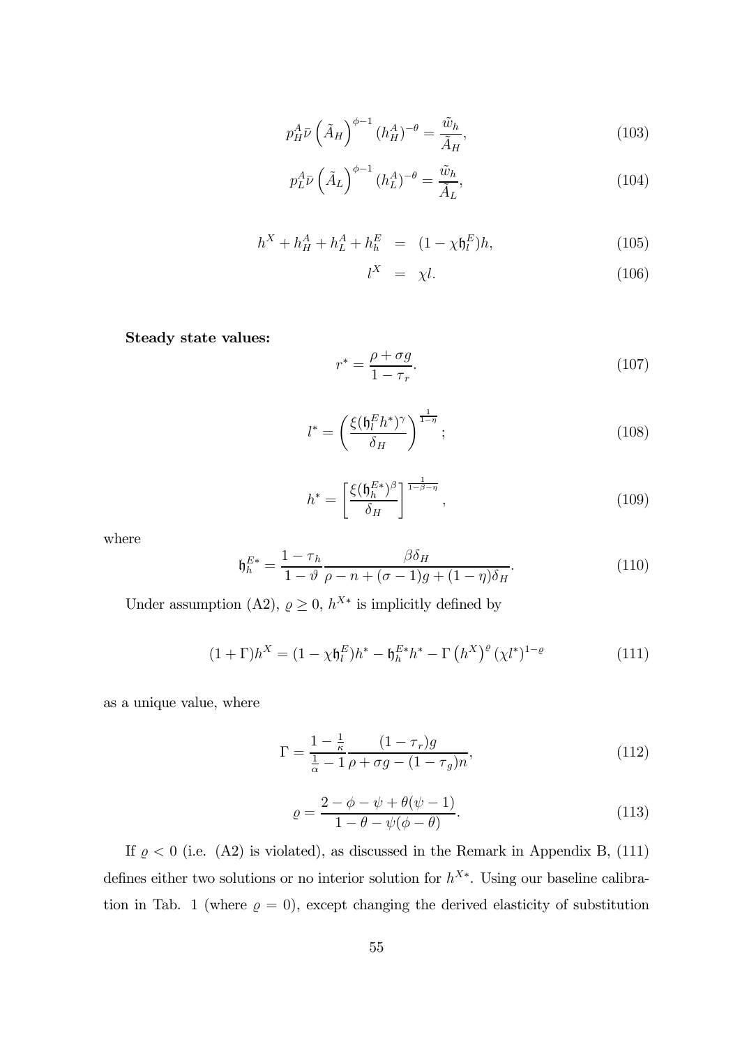$$p_H^A \bar{\nu} \left(\tilde{A}_H\right)^{\phi-1} (h_H^A)^{-\theta} = \frac{\tilde{w}_h}{\tilde{A}_H}, \tag{103}$$

$$p_L^A \bar{\nu} \left(\tilde{A}_L\right)^{\phi-1} (h_L^A)^{-\theta} = \frac{\tilde{w}_h}{\tilde{A}_L}, \tag{104}$$

$$h^X + h_H^A + h_L^A + h_h^E = (1 - \chi \mathfrak{h}_l^E) h, \tag{105}$$

$$l^X = \chi l. \tag{106}$$

**Steady state values:**

$$r^* = \frac{\rho + \sigma g}{1 - \tau_r}. \tag{107}$$

$$l^* = \left( \frac{\xi (\mathfrak{h}_l^E h^*)^\gamma}{\delta_H} \right)^{\frac{1}{1-\eta}}; \tag{108}$$

$$h^* = \left[ \frac{\xi (\mathfrak{h}_h^{E*})^\beta}{\delta_H} \right]^{\frac{1}{1-\beta-\eta}}, \tag{109}$$

where

$$\mathfrak{h}_h^{E*} = \frac{1 - \tau_h}{1 - \vartheta} \frac{\beta \delta_H}{\rho - n + (\sigma - 1) g + (1 - \eta) \delta_H}. \tag{110}$$

Under assumption (A2), $\varrho \geq 0$, $h^{X*}$ is implicitly defined by

$$(1 + \Gamma) h^X = (1 - \chi \mathfrak{h}_l^E) h^* - \mathfrak{h}_h^{E*} h^* - \Gamma \left(h^X\right)^\varrho (\chi l^*)^{1-\varrho} \tag{111}$$

as a unique value, where

$$\Gamma = \frac{1 - \frac{1}{\kappa}}{\frac{1}{\alpha} - 1} \frac{(1 - \tau_r) g}{\rho + \sigma g - (1 - \tau_g) n}, \tag{112}$$

$$\varrho = \frac{2 - \phi - \psi + \theta(\psi - 1)}{1 - \theta - \psi(\phi - \theta)}. \tag{113}$$

If $\varrho < 0$ (i.e. (A2) is violated), as discussed in the Remark in Appendix B, (111) defines either two solutions or no interior solution for $h^{X*}$. Using our baseline calibration in Tab. 1 (where $\varrho = 0$), except changing the derived elasticity of substitution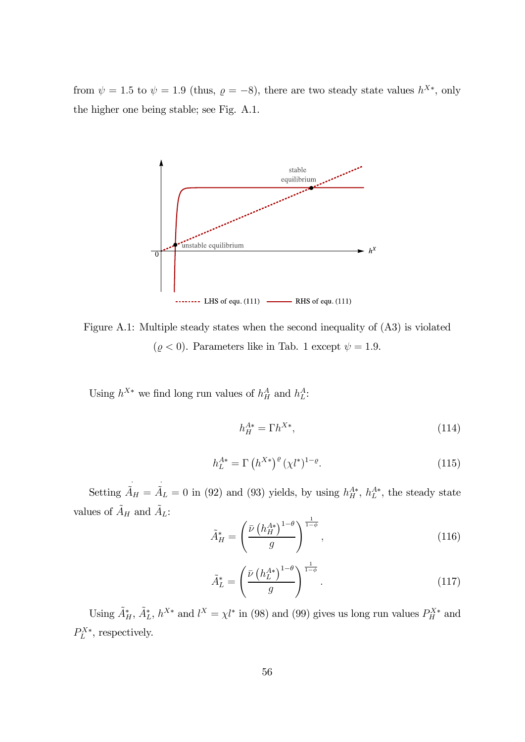from $\psi = 1.5$ to $\psi = 1.9$ (thus, $\varrho = -8$), there are two steady state values $h^{X*}$, only the higher one being stable; see Fig. A.1.

Figure A.1: Multiple steady states when the second inequality of (A3) is violated ($\varrho < 0$). Parameters like in Tab. 1 except $\psi = 1.9$.

Using $h^{X*}$ we find long run values of $h_H^A$ and $h_L^A$:

$$h_H^{A*} = \Gamma h^{X*}, \tag{114}$$

$$h_L^{A*} = \Gamma \left(h^{X*}\right)^{\varrho} (\chi l^*)^{1-\varrho}. \tag{115}$$

Setting $\dot{\tilde{A}}_H = \dot{\tilde{A}}_L = 0$ in (92) and (93) yields, by using $h_H^{A*}$, $h_L^{A*}$, the steady state values of $\tilde{A}_H$ and $\tilde{A}_L$:

$$\tilde{A}_H^* = \left(\frac{\bar{\nu}\left(h_H^{A*}\right)^{1-\theta}}{g}\right)^{\frac{1}{1-\phi}}, \tag{116}$$

$$\tilde{A}_L^* = \left(\frac{\bar{\nu}\left(h_L^{A*}\right)^{1-\theta}}{g}\right)^{\frac{1}{1-\phi}}. \tag{117}$$

Using $\tilde{A}_H^*$, $\tilde{A}_L^*$, $h^{X*}$ and $l^X = \chi l^*$ in (98) and (99) gives us long run values $P_H^{X*}$ and $P_L^{X*}$, respectively.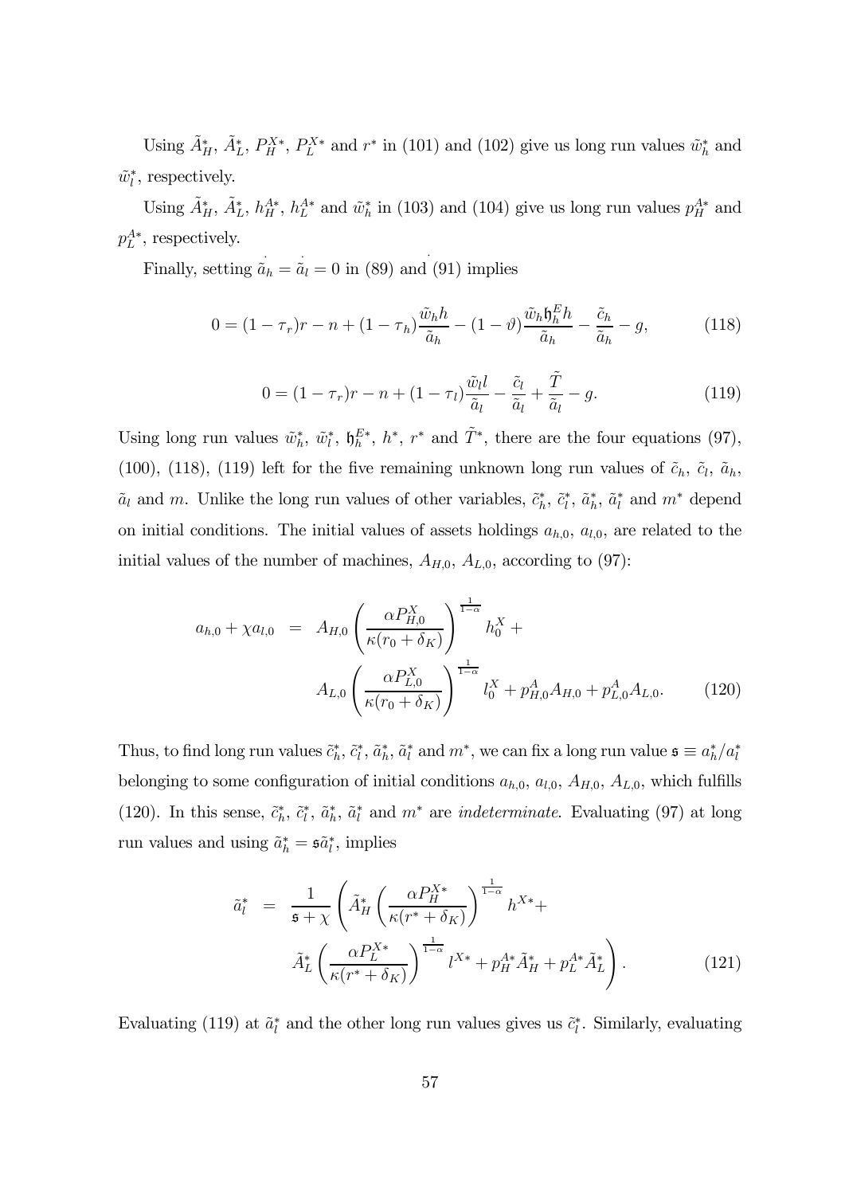Using $\tilde{A}_H^*$, $\tilde{A}_L^*$, $P_H^{X*}$, $P_L^{X*}$ and $r^*$ in (101) and (102) give us long run values $\tilde{w}_h^*$ and $\tilde{w}_l^*$, respectively.

Using $\tilde{A}_H^*$, $\tilde{A}_L^*$, $h_H^{A*}$, $h_L^{A*}$ and $\tilde{w}_h^*$ in (103) and (104) give us long run values $p_H^{A*}$ and $p_L^{A*}$, respectively.

Finally, setting $\dot{\tilde{a}}_h = \dot{\tilde{a}}_l = 0$ in (89) and (91) implies

$$0 = (1-\tau_r)r - n + (1-\tau_h)\frac{\tilde{w}_h h}{\tilde{a}_h} - (1-\vartheta)\frac{\tilde{w}_h \mathfrak{h}_h^E h}{\tilde{a}_h} - \frac{\tilde{c}_h}{\tilde{a}_h} - g, \tag{118}$$

$$0 = (1-\tau_r)r - n + (1-\tau_l)\frac{\tilde{w}_l l}{\tilde{a}_l} - \frac{\tilde{c}_l}{\tilde{a}_l} + \frac{\tilde{T}}{\tilde{a}_l} - g. \tag{119}$$

Using long run values $\tilde{w}_h^*$, $\tilde{w}_l^*$, $\mathfrak{h}_h^{E*}$, $h^*$, $r^*$ and $\tilde{T}^*$, there are the four equations (97), (100), (118), (119) left for the five remaining unknown long run values of $\tilde{c}_h$, $\tilde{c}_l$, $\tilde{a}_h$, $\tilde{a}_l$ and $m$. Unlike the long run values of other variables, $\tilde{c}_h^*$, $\tilde{c}_l^*$, $\tilde{a}_h^*$, $\tilde{a}_l^*$ and $m^*$ depend on initial conditions. The initial values of assets holdings $a_{h,0}$, $a_{l,0}$, are related to the initial values of the number of machines, $A_{H,0}$, $A_{L,0}$, according to (97):

$$\begin{aligned} a_{h,0} + \chi a_{l,0} &= A_{H,0}\left(\frac{\alpha P_{H,0}^X}{\kappa(r_0+\delta_K)}\right)^{\frac{1}{1-\alpha}} h_0^X + \\ &\quad A_{L,0}\left(\frac{\alpha P_{L,0}^X}{\kappa(r_0+\delta_K)}\right)^{\frac{1}{1-\alpha}} l_0^X + p_{H,0}^A A_{H,0} + p_{L,0}^A A_{L,0}. \end{aligned} \tag{120}$$

Thus, to find long run values $\tilde{c}_h^*$, $\tilde{c}_l^*$, $\tilde{a}_h^*$, $\tilde{a}_l^*$ and $m^*$, we can fix a long run value $\mathfrak{s} \equiv a_h^*/a_l^*$ belonging to some configuration of initial conditions $a_{h,0}$, $a_{l,0}$, $A_{H,0}$, $A_{L,0}$, which fulfills (120). In this sense, $\tilde{c}_h^*$, $\tilde{c}_l^*$, $\tilde{a}_h^*$, $\tilde{a}_l^*$ and $m^*$ are *indeterminate*. Evaluating (97) at long run values and using $\tilde{a}_h^* = \mathfrak{s}\tilde{a}_l^*$, implies

$$\begin{aligned} \tilde{a}_l^* &= \frac{1}{\mathfrak{s}+\chi}\left(\tilde{A}_H^*\left(\frac{\alpha P_H^{X*}}{\kappa(r^*+\delta_K)}\right)^{\frac{1}{1-\alpha}} h^{X*} + \right. \\ &\quad \left. \tilde{A}_L^*\left(\frac{\alpha P_L^{X*}}{\kappa(r^*+\delta_K)}\right)^{\frac{1}{1-\alpha}} l^{X*} + p_H^{A*}\tilde{A}_H^* + p_L^{A*}\tilde{A}_L^*\right). \end{aligned} \tag{121}$$

Evaluating (119) at $\tilde{a}_l^*$ and the other long run values gives us $\tilde{c}_l^*$. Similarly, evaluating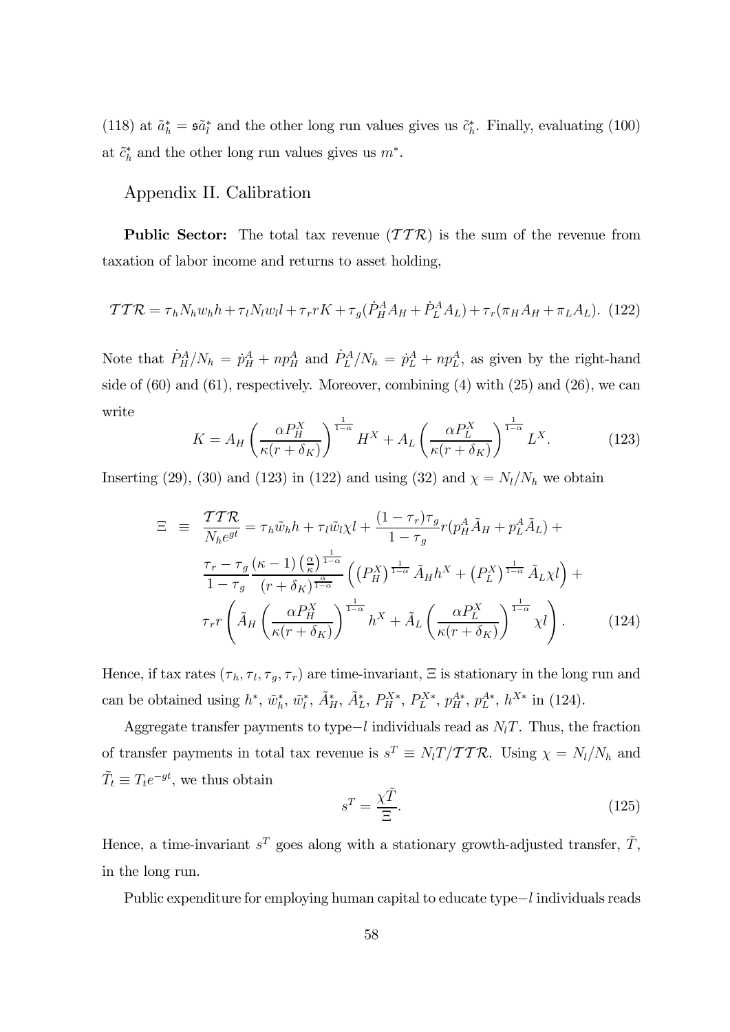(118) at $\tilde{a}_h^* = \mathfrak{s}\tilde{a}_l^*$ and the other long run values gives us $\tilde{c}_h^*$. Finally, evaluating (100) at $\tilde{c}_h^*$ and the other long run values gives us $m^*$.

## Appendix II. Calibration

**Public Sector:** The total tax revenue ($\mathcal{TTR}$) is the sum of the revenue from taxation of labor income and returns to asset holding,

$$\mathcal{TTR} = \tau_h N_h w_h h + \tau_l N_l w_l l + \tau_r r K + \tau_g (\dot{P}_H^A A_H + \dot{P}_L^A A_L) + \tau_r (\pi_H A_H + \pi_L A_L). \quad (122)$$

Note that $\dot{P}_H^A / N_h = \dot{p}_H^A + n p_H^A$ and $\dot{P}_L^A / N_h = \dot{p}_L^A + n p_L^A$, as given by the right-hand side of (60) and (61), respectively. Moreover, combining (4) with (25) and (26), we can write

$$K = A_H \left( \frac{\alpha P_H^X}{\kappa (r + \delta_K)} \right)^{\frac{1}{1-\alpha}} H^X + A_L \left( \frac{\alpha P_L^X}{\kappa (r + \delta_K)} \right)^{\frac{1}{1-\alpha}} L^X. \quad (123)$$

Inserting (29), (30) and (123) in (122) and using (32) and $\chi = N_l / N_h$ we obtain

$$\begin{aligned} \Xi \equiv \; & \frac{\mathcal{TTR}}{N_h e^{gt}} = \tau_h \tilde{w}_h h + \tau_l \tilde{w}_l \chi l + \frac{(1-\tau_r)\tau_g}{1-\tau_g} r (p_H^A \tilde{A}_H + p_L^A \tilde{A}_L) + \\ & \frac{\tau_r - \tau_g}{1-\tau_g} \frac{(\kappa - 1) \left( \frac{\alpha}{\kappa} \right)^{\frac{1}{1-\alpha}}}{(r + \delta_K)^{\frac{\alpha}{1-\alpha}}} \left( \left( P_H^X \right)^{\frac{1}{1-\alpha}} \tilde{A}_H h^X + \left( P_L^X \right)^{\frac{1}{1-\alpha}} \tilde{A}_L \chi l \right) + \\ & \tau_r r \left( \tilde{A}_H \left( \frac{\alpha P_H^X}{\kappa (r + \delta_K)} \right)^{\frac{1}{1-\alpha}} h^X + \tilde{A}_L \left( \frac{\alpha P_L^X}{\kappa (r + \delta_K)} \right)^{\frac{1}{1-\alpha}} \chi l \right). \end{aligned} \quad (124)$$

Hence, if tax rates ($\tau_h, \tau_l, \tau_g, \tau_r$) are time-invariant, $\Xi$ is stationary in the long run and can be obtained using $h^*$, $\tilde{w}_h^*$, $\tilde{w}_l^*$, $\tilde{A}_H^*$, $\tilde{A}_L^*$, $P_H^{X*}$, $P_L^{X*}$, $p_H^{A*}$, $p_L^{A*}$, $h^{X*}$ in (124).

Aggregate transfer payments to type$-l$ individuals read as $N_l T$. Thus, the fraction of transfer payments in total tax revenue is $s^T \equiv N_l T / \mathcal{TTR}$. Using $\chi = N_l / N_h$ and $\tilde{T}_t \equiv T_t e^{-gt}$, we thus obtain

$$s^T = \frac{\chi \tilde{T}}{\Xi}. \quad (125)$$

Hence, a time-invariant $s^T$ goes along with a stationary growth-adjusted transfer, $\tilde{T}$, in the long run.

Public expenditure for employing human capital to educate type$-l$ individuals reads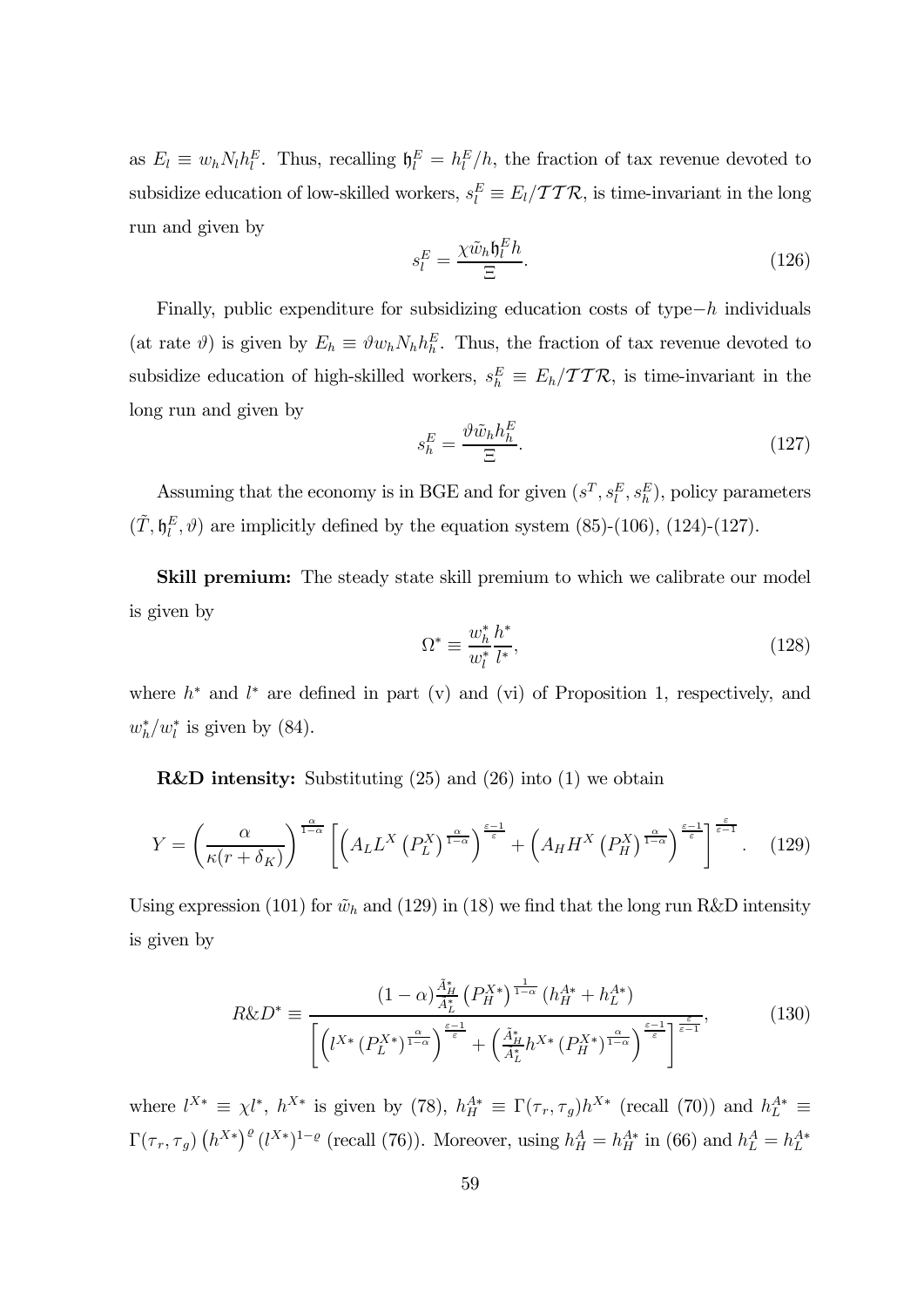as $E_l \equiv w_h N_l h_l^E$. Thus, recalling $\mathfrak{h}_l^E = h_l^E / h$, the fraction of tax revenue devoted to subsidize education of low-skilled workers, $s_l^E \equiv E_l / \mathcal{TTR}$, is time-invariant in the long run and given by

$$s_l^E = \frac{\chi \tilde{w}_h \mathfrak{h}_l^E h}{\Xi}. \tag{126}$$

Finally, public expenditure for subsidizing education costs of type$-h$ individuals (at rate $\vartheta$) is given by $E_h \equiv \vartheta w_h N_h h_h^E$. Thus, the fraction of tax revenue devoted to subsidize education of high-skilled workers, $s_h^E \equiv E_h / \mathcal{TTR}$, is time-invariant in the long run and given by

$$s_h^E = \frac{\vartheta \tilde{w}_h h_h^E}{\Xi}. \tag{127}$$

Assuming that the economy is in BGE and for given $(s^T, s_l^E, s_h^E)$, policy parameters $(\tilde{T}, \mathfrak{h}_l^E, \vartheta)$ are implicitly defined by the equation system (85)-(106), (124)-(127).

**Skill premium:** The steady state skill premium to which we calibrate our model is given by

$$\Omega^* \equiv \frac{w_h^*}{w_l^*} \frac{h^*}{l^*}, \tag{128}$$

where $h^*$ and $l^*$ are defined in part (v) and (vi) of Proposition 1, respectively, and $w_h^* / w_l^*$ is given by (84).

**R&D intensity:** Substituting (25) and (26) into (1) we obtain

$$Y = \left( \frac{\alpha}{\kappa (r + \delta_K)} \right)^{\frac{\alpha}{1-\alpha}} \left[ \left( A_L L^X \left( P_L^X \right)^{\frac{\alpha}{1-\alpha}} \right)^{\frac{\varepsilon - 1}{\varepsilon}} + \left( A_H H^X \left( P_H^X \right)^{\frac{\alpha}{1-\alpha}} \right)^{\frac{\varepsilon - 1}{\varepsilon}} \right]^{\frac{\varepsilon}{\varepsilon - 1}}. \tag{129}$$

Using expression (101) for $\tilde{w}_h$ and (129) in (18) we find that the long run R&D intensity is given by

$$R\&D^* \equiv \frac{(1-\alpha) \frac{\tilde{A}_H^*}{A_L^*} \left( P_H^{X*} \right)^{\frac{1}{1-\alpha}} \left( h_H^{A*} + h_L^{A*} \right)}{\left[ \left( l^{X*} \left( P_L^{X*} \right)^{\frac{\alpha}{1-\alpha}} \right)^{\frac{\varepsilon - 1}{\varepsilon}} + \left( \frac{\tilde{A}_H^*}{A_L^*} h^{X*} \left( P_H^{X*} \right)^{\frac{\alpha}{1-\alpha}} \right)^{\frac{\varepsilon - 1}{\varepsilon}} \right]^{\frac{\varepsilon}{\varepsilon - 1}}}, \tag{130}$$

where $l^{X*} \equiv \chi l^*$, $h^{X*}$ is given by (78), $h_H^{A*} \equiv \Gamma(\tau_r, \tau_g) h^{X*}$ (recall (70)) and $h_L^{A*} \equiv \Gamma(\tau_r, \tau_g) \left( h^{X*} \right)^{\varrho} \left( l^{X*} \right)^{1-\varrho}$ (recall (76)). Moreover, using $h_H^A = h_H^{A*}$ in (66) and $h_L^A = h_L^{A*}$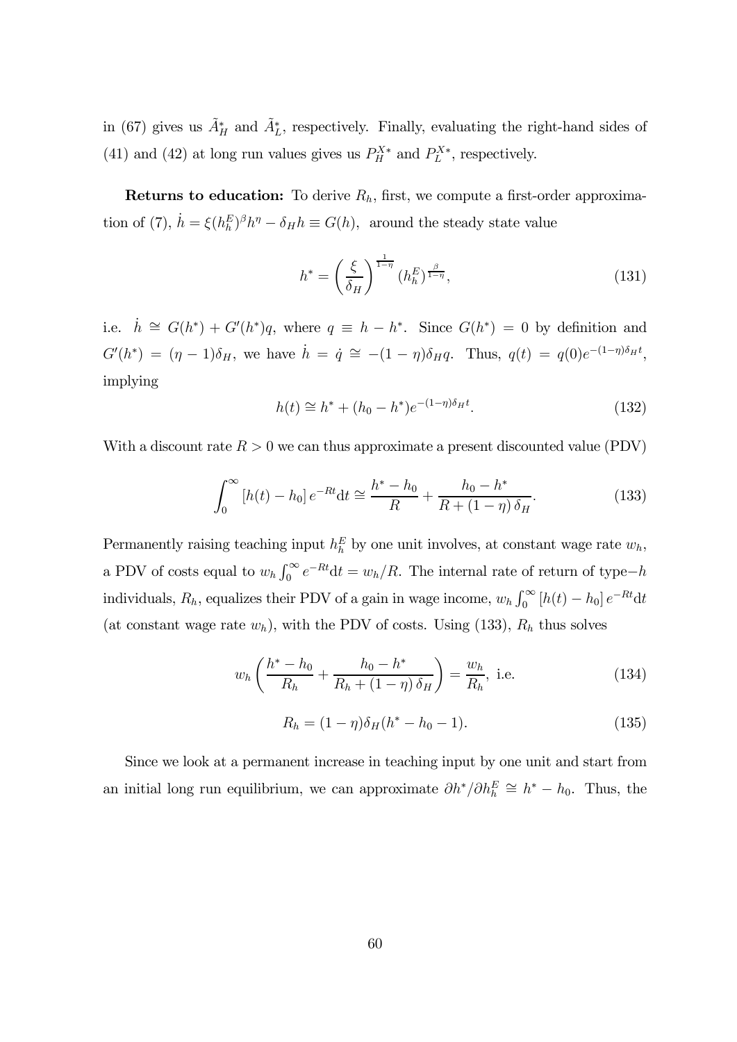in (67) gives us $\tilde{A}_H^*$ and $\tilde{A}_L^*$, respectively. Finally, evaluating the right-hand sides of (41) and (42) at long run values gives us $P_H^{X*}$ and $P_L^{X*}$, respectively.

**Returns to education:** To derive $R_h$, first, we compute a first-order approximation of (7), $\dot{h} = \xi(h_h^E)^\beta h^\eta - \delta_H h \equiv G(h)$, around the steady state value

$$h^* = \left(\frac{\xi}{\delta_H}\right)^{\frac{1}{1-\eta}} (h_h^E)^{\frac{\beta}{1-\eta}}, \tag{131}$$

i.e. $\dot{h} \cong G(h^*) + G'(h^*)q$, where $q \equiv h - h^*$. Since $G(h^*) = 0$ by definition and $G'(h^*) = (\eta - 1)\delta_H$, we have $\dot{h} = \dot{q} \cong -(1-\eta)\delta_H q$. Thus, $q(t) = q(0)e^{-(1-\eta)\delta_H t}$, implying

$$h(t) \cong h^* + (h_0 - h^*)e^{-(1-\eta)\delta_H t}. \tag{132}$$

With a discount rate $R > 0$ we can thus approximate a present discounted value (PDV)

$$\int_0^\infty [h(t) - h_0]\, e^{-Rt} \mathrm{d}t \cong \frac{h^* - h_0}{R} + \frac{h_0 - h^*}{R + (1-\eta)\,\delta_H}. \tag{133}$$

Permanently raising teaching input $h_h^E$ by one unit involves, at constant wage rate $w_h$, a PDV of costs equal to $w_h \int_0^\infty e^{-Rt}\mathrm{d}t = w_h/R$. The internal rate of return of type$-h$ individuals, $R_h$, equalizes their PDV of a gain in wage income, $w_h \int_0^\infty [h(t) - h_0]\, e^{-Rt}\mathrm{d}t$ (at constant wage rate $w_h$), with the PDV of costs. Using (133), $R_h$ thus solves

$$w_h \left( \frac{h^* - h_0}{R_h} + \frac{h_0 - h^*}{R_h + (1-\eta)\,\delta_H} \right) = \frac{w_h}{R_h}, \text{ i.e.} \tag{134}$$

$$R_h = (1-\eta)\delta_H(h^* - h_0 - 1). \tag{135}$$

Since we look at a permanent increase in teaching input by one unit and start from an initial long run equilibrium, we can approximate $\partial h^*/\partial h_h^E \cong h^* - h_0$. Thus, the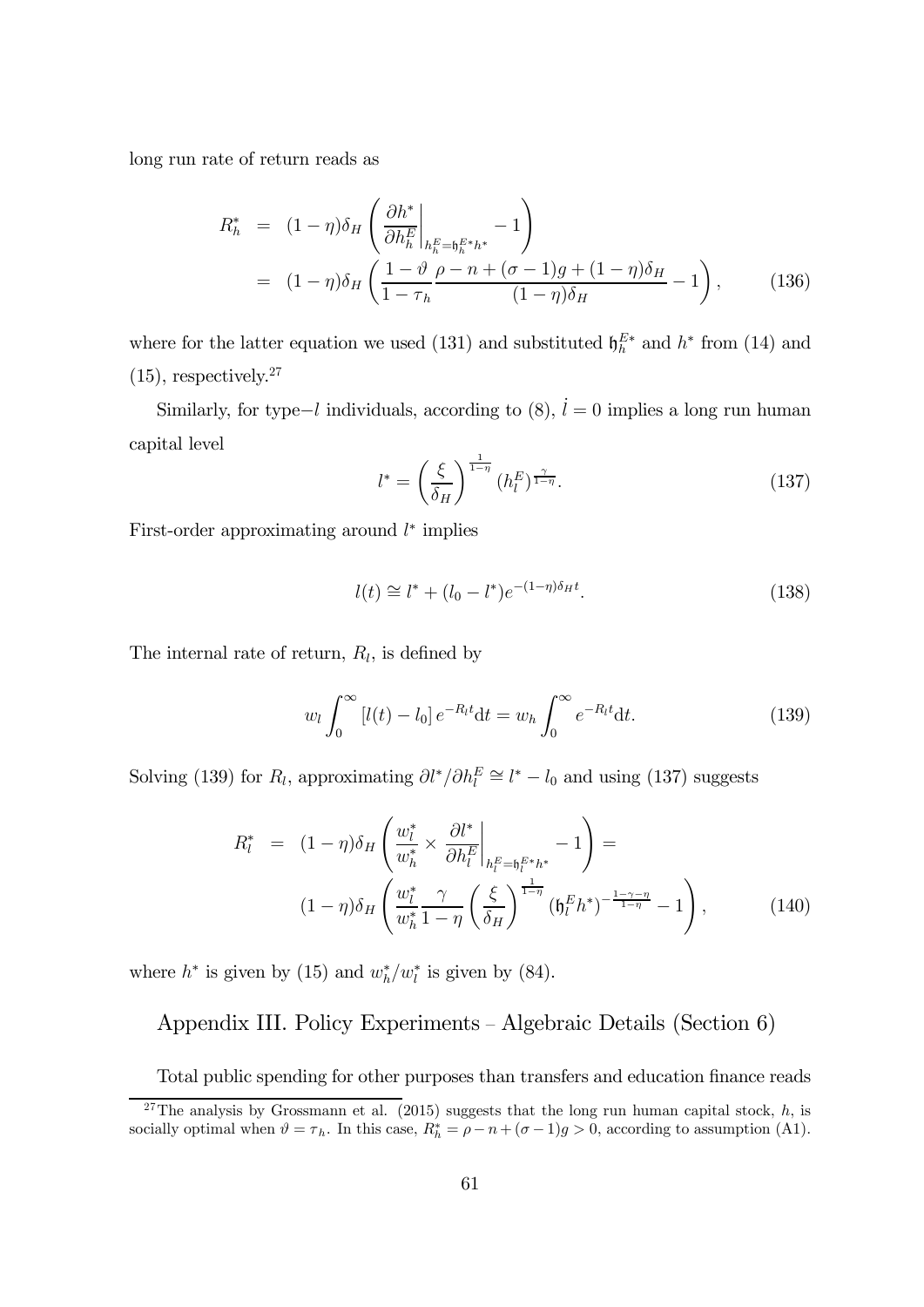long run rate of return reads as

$$
\begin{aligned}
R_h^* &= (1-\eta)\delta_H \left( \left. \frac{\partial h^*}{\partial h_h^E} \right|_{h_h^E = \mathfrak{h}_h^{E*} h^*} - 1 \right) \\
&= (1-\eta)\delta_H \left( \frac{1-\vartheta}{1-\tau_h} \frac{\rho - n + (\sigma-1)g + (1-\eta)\delta_H}{(1-\eta)\delta_H} - 1 \right), \qquad (136)
\end{aligned}
$$

where for the latter equation we used (131) and substituted $\mathfrak{h}_h^{E*}$ and $h^*$ from (14) and (15), respectively.[27]

Similarly, for type$-l$ individuals, according to (8), $\dot{l} = 0$ implies a long run human capital level

$$
l^* = \left( \frac{\xi}{\delta_H} \right)^{\frac{1}{1-\eta}} (h_l^E)^{\frac{\gamma}{1-\eta}}. \qquad (137)
$$

First-order approximating around $l^*$ implies

$$
l(t) \cong l^* + (l_0 - l^*) e^{-(1-\eta)\delta_H t}. \qquad (138)
$$

The internal rate of return, $R_l$, is defined by

$$
w_l \int_0^\infty [l(t) - l_0] e^{-R_l t} \mathrm{d}t = w_h \int_0^\infty e^{-R_l t} \mathrm{d}t. \qquad (139)
$$

Solving (139) for $R_l$, approximating $\partial l^* / \partial h_l^E \cong l^* - l_0$ and using (137) suggests

$$
\begin{aligned}
R_l^* &= (1-\eta)\delta_H \left( \frac{w_l^*}{w_h^*} \times \left. \frac{\partial l^*}{\partial h_l^E} \right|_{h_l^E = \mathfrak{h}_l^{E*} h^*} - 1 \right) = \\
&\quad (1-\eta)\delta_H \left( \frac{w_l^*}{w_h^*} \frac{\gamma}{1-\eta} \left( \frac{\xi}{\delta_H} \right)^{\frac{1}{1-\eta}} (\mathfrak{h}_l^E h^*)^{-\frac{1-\gamma-\eta}{1-\eta}} - 1 \right), \qquad (140)
\end{aligned}
$$

where $h^*$ is given by (15) and $w_h^*/w_l^*$ is given by (84).

## Appendix III. Policy Experiments – Algebraic Details (Section 6)

Total public spending for other purposes than transfers and education finance reads

[27] The analysis by Grossmann et al. (2015) suggests that the long run human capital stock, $h$, is socially optimal when $\vartheta = \tau_h$. In this case, $R_h^* = \rho - n + (\sigma - 1)g > 0$, according to assumption (A1).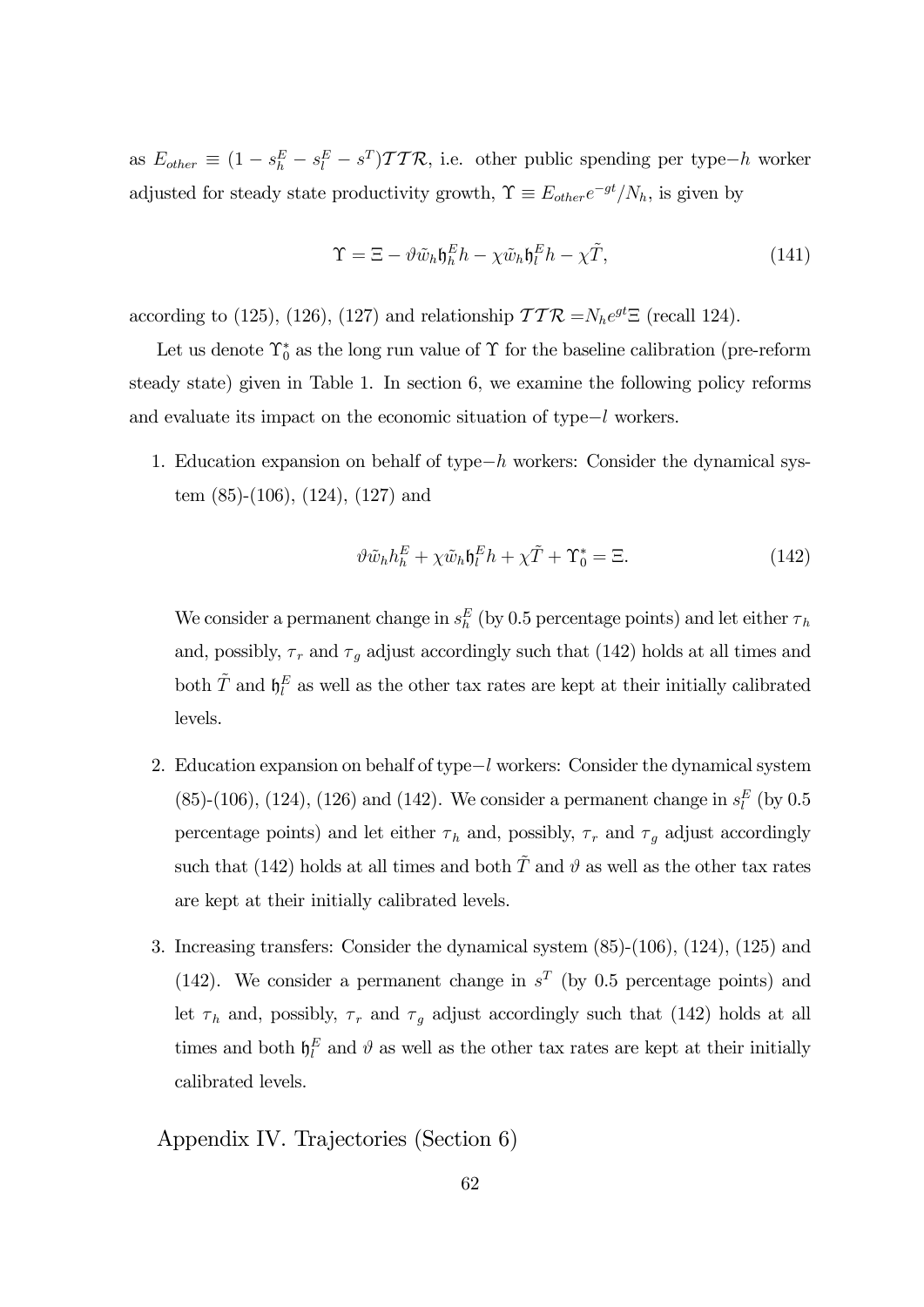as $E_{other} \equiv (1 - s_h^E - s_l^E - s^T)\mathcal{TTR}$, i.e. other public spending per type$-h$ worker adjusted for steady state productivity growth, $\Upsilon \equiv E_{other}e^{-gt}/N_h$, is given by

$$\Upsilon = \Xi - \vartheta \tilde{w}_h \mathfrak{h}_h^E h - \chi \tilde{w}_h \mathfrak{h}_l^E h - \chi \tilde{T}, \tag{141}$$

according to (125), (126), (127) and relationship $\mathcal{TTR} = N_h e^{gt} \Xi$ (recall 124).

Let us denote $\Upsilon_0^*$ as the long run value of $\Upsilon$ for the baseline calibration (pre-reform steady state) given in Table 1. In section 6, we examine the following policy reforms and evaluate its impact on the economic situation of type$-l$ workers.

1. Education expansion on behalf of type$-h$ workers: Consider the dynamical system (85)-(106), (124), (127) and

$$\vartheta \tilde{w}_h h_h^E + \chi \tilde{w}_h \mathfrak{h}_l^E h + \chi \tilde{T} + \Upsilon_0^* = \Xi. \tag{142}$$

   We consider a permanent change in $s_h^E$ (by 0.5 percentage points) and let either $\tau_h$ and, possibly, $\tau_r$ and $\tau_g$ adjust accordingly such that (142) holds at all times and both $\tilde{T}$ and $\mathfrak{h}_l^E$ as well as the other tax rates are kept at their initially calibrated levels.

2. Education expansion on behalf of type$-l$ workers: Consider the dynamical system (85)-(106), (124), (126) and (142). We consider a permanent change in $s_l^E$ (by 0.5 percentage points) and let either $\tau_h$ and, possibly, $\tau_r$ and $\tau_g$ adjust accordingly such that (142) holds at all times and both $\tilde{T}$ and $\vartheta$ as well as the other tax rates are kept at their initially calibrated levels.

3. Increasing transfers: Consider the dynamical system (85)-(106), (124), (125) and (142). We consider a permanent change in $s^T$ (by 0.5 percentage points) and let $\tau_h$ and, possibly, $\tau_r$ and $\tau_g$ adjust accordingly such that (142) holds at all times and both $\mathfrak{h}_l^E$ and $\vartheta$ as well as the other tax rates are kept at their initially calibrated levels.

## Appendix IV. Trajectories (Section 6)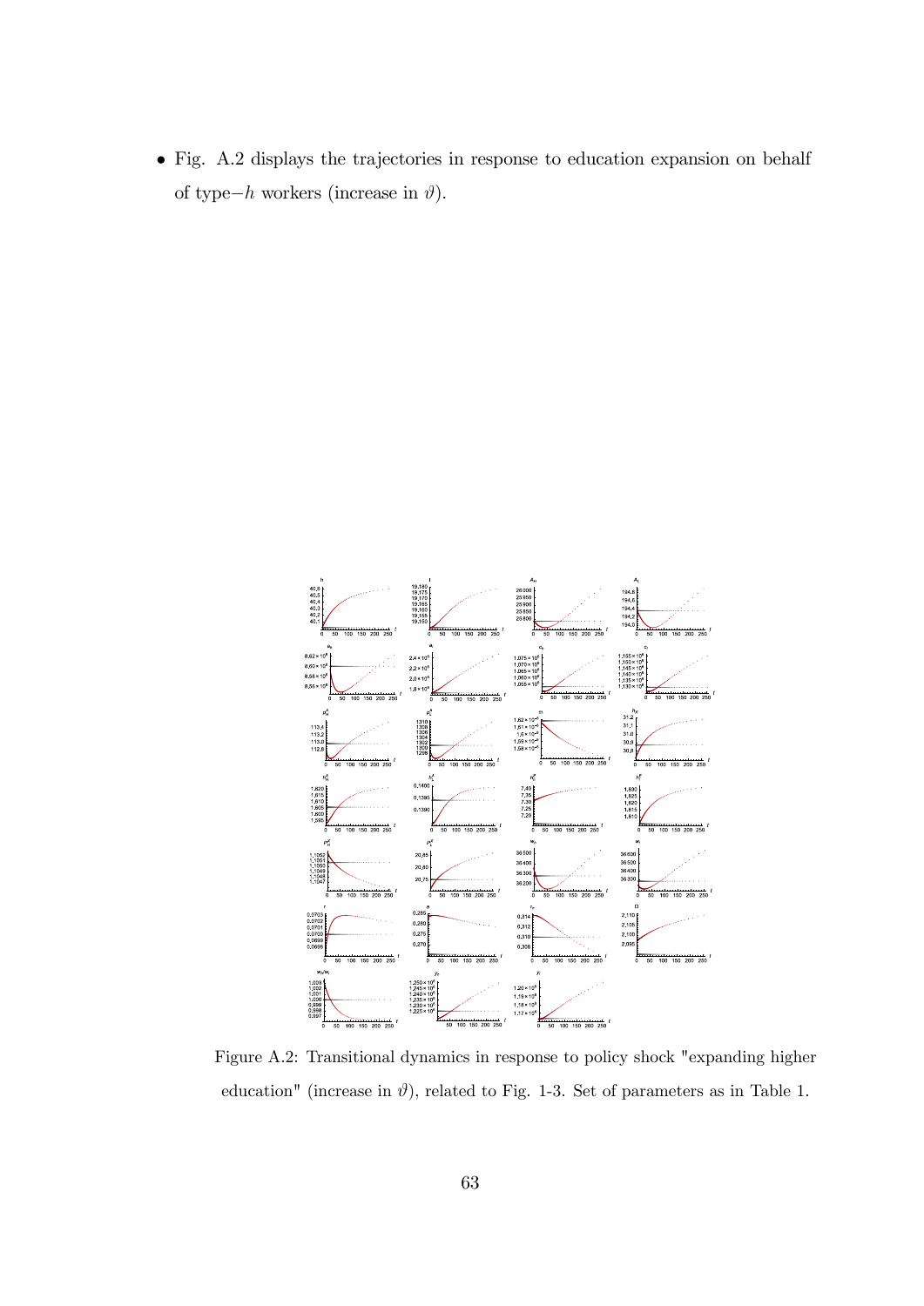- Fig. A.2 displays the trajectories in response to education expansion on behalf of type$-h$ workers (increase in $\vartheta$).

Figure A.2: Transitional dynamics in response to policy shock "expanding higher education" (increase in $\vartheta$), related to Fig. 1-3. Set of parameters as in Table 1.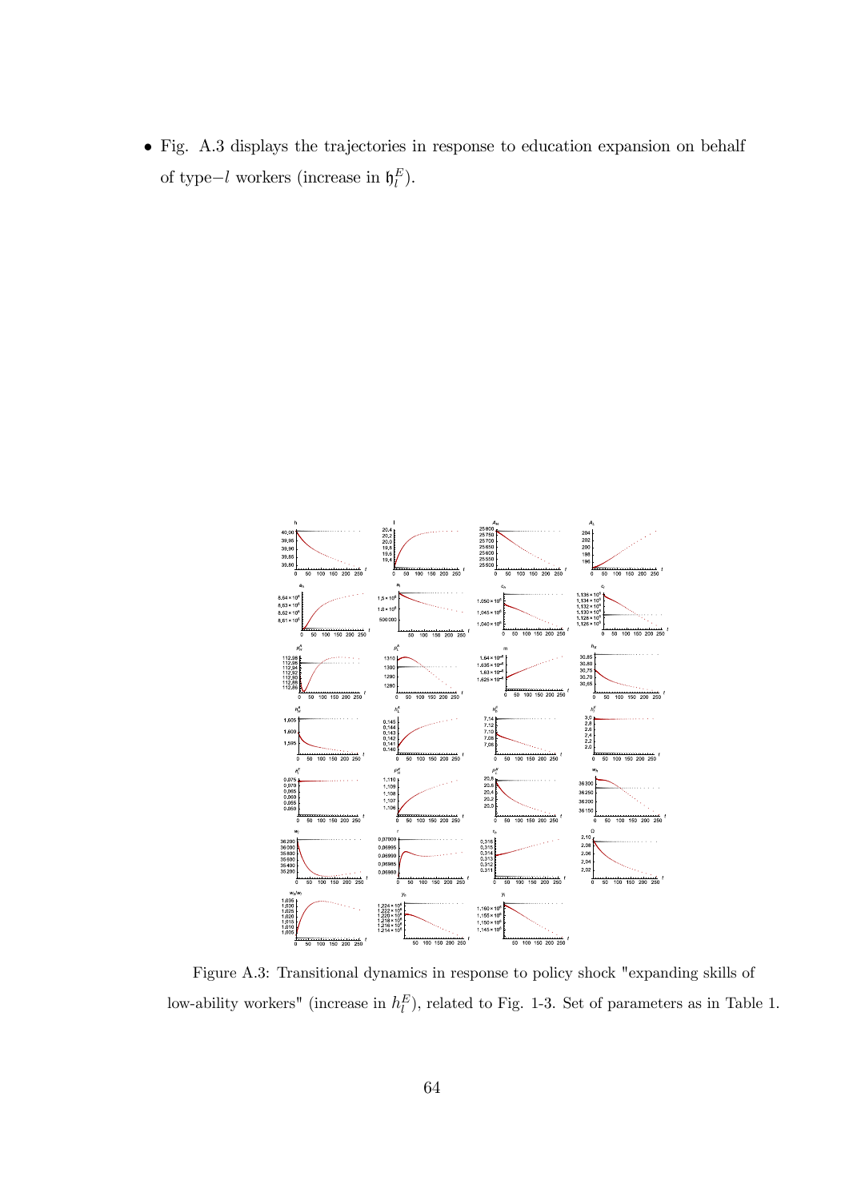- Fig. A.3 displays the trajectories in response to education expansion on behalf of type−$l$ workers (increase in $\mathfrak{h}_l^E$).

Figure A.3: Transitional dynamics in response to policy shock "expanding skills of low-ability workers" (increase in $h_l^E$), related to Fig. 1-3. Set of parameters as in Table 1.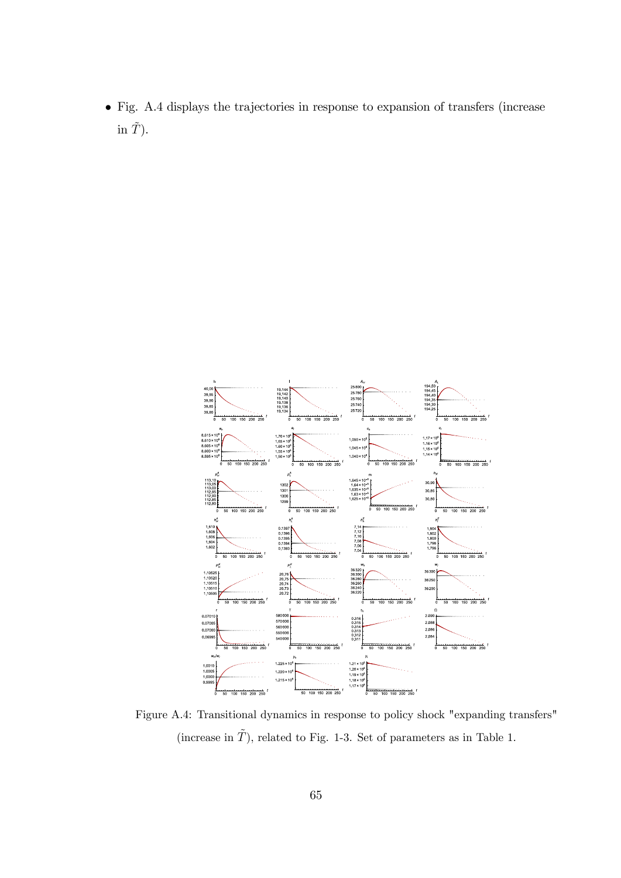- Fig. A.4 displays the trajectories in response to expansion of transfers (increase in $\tilde{T}$).

Figure A.4: Transitional dynamics in response to policy shock "expanding transfers" (increase in $\tilde{T}$), related to Fig. 1-3. Set of parameters as in Table 1.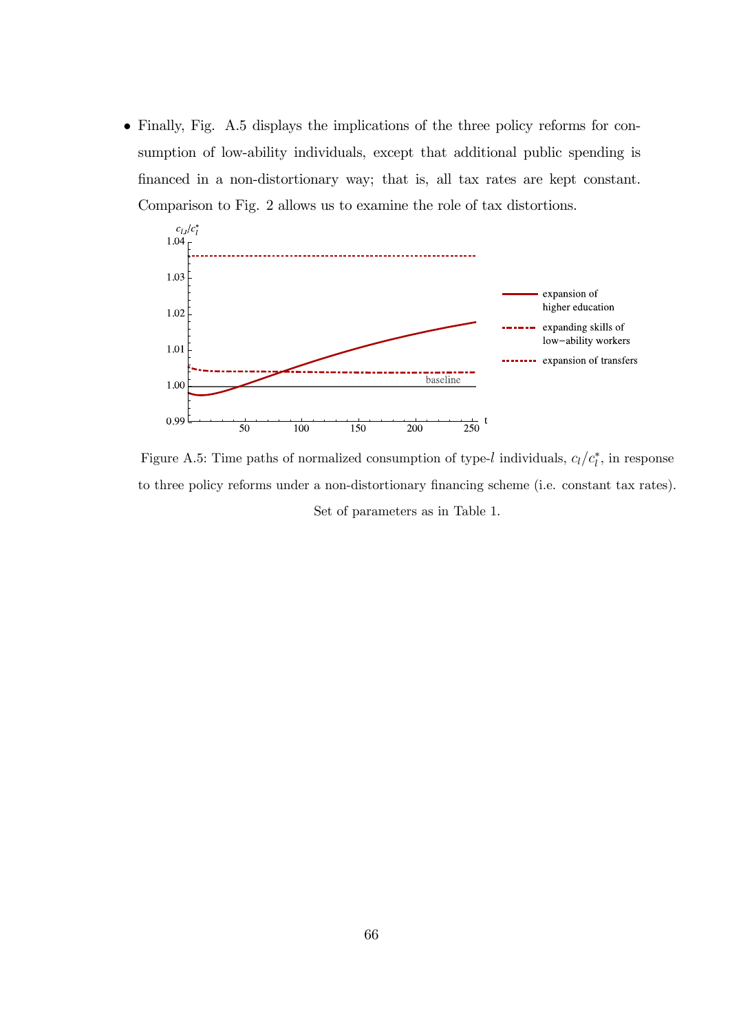- Finally, Fig. A.5 displays the implications of the three policy reforms for consumption of low-ability individuals, except that additional public spending is financed in a non-distortionary way; that is, all tax rates are kept constant. Comparison to Fig. 2 allows us to examine the role of tax distortions.

$c_{l,t}/c_l^*$

1.04

1.03

1.02

1.01

1.00

0.99

50 100 150 200 250 t

baseline

expansion of higher education

expanding skills of low−ability workers

expansion of transfers

Figure A.5: Time paths of normalized consumption of type-$l$ individuals, $c_l/c_l^*$, in response to three policy reforms under a non-distortionary financing scheme (i.e. constant tax rates). Set of parameters as in Table 1.